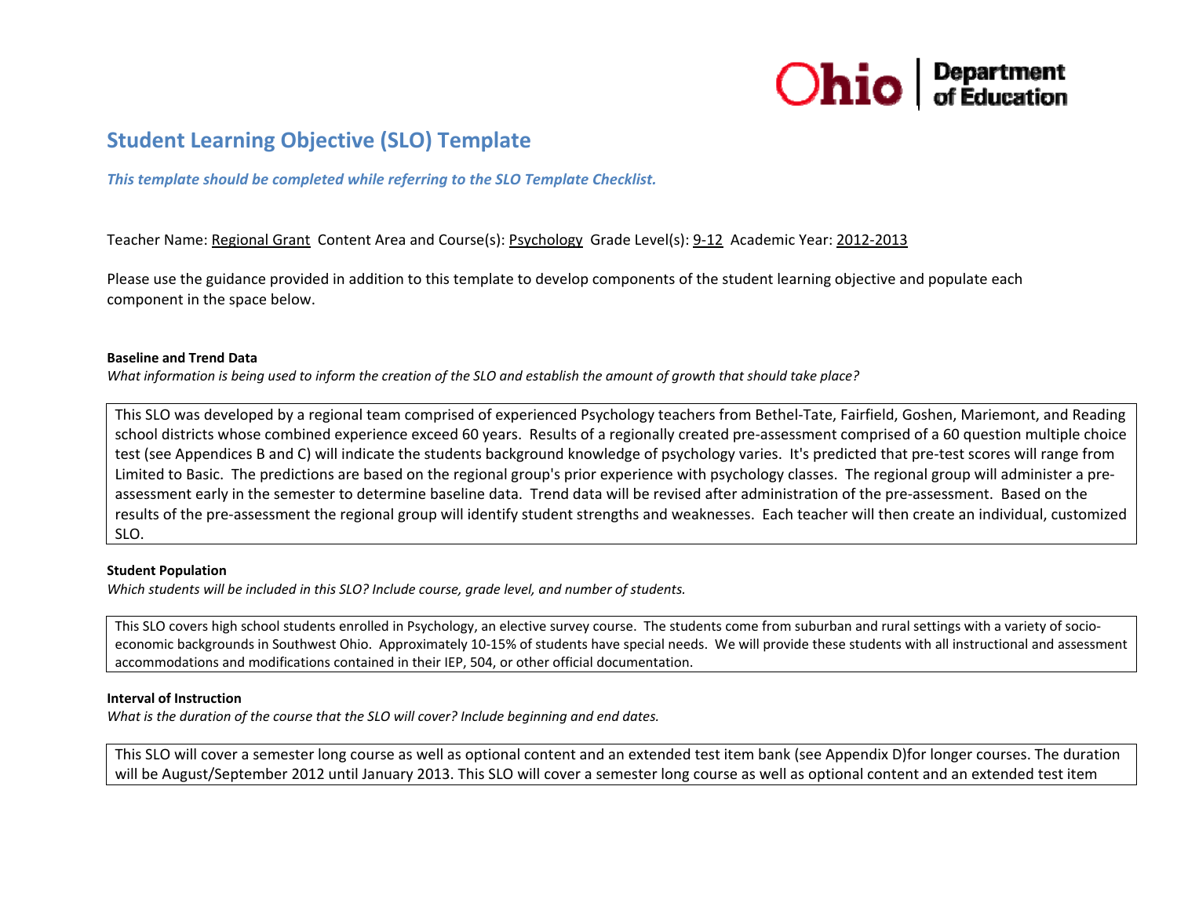# Student Learning Objective (SLO) Template

***This template should be completed while referring to the SLO Template Checklist.***

Teacher Name: Regional Grant Content Area and Course(s): Psychology Grade Level(s): 9-12 Academic Year: 2012-2013

Please use the guidance provided in addition to this template to develop components of the student learning objective and populate each component in the space below.

**Baseline and Trend Data**

*What information is being used to inform the creation of the SLO and establish the amount of growth that should take place?*

This SLO was developed by a regional team comprised of experienced Psychology teachers from Bethel-Tate, Fairfield, Goshen, Mariemont, and Reading school districts whose combined experience exceed 60 years. Results of a regionally created pre-assessment comprised of a 60 question multiple choice test (see Appendices B and C) will indicate the students background knowledge of psychology varies. It's predicted that pre-test scores will range from Limited to Basic. The predictions are based on the regional group's prior experience with psychology classes. The regional group will administer a pre-assessment early in the semester to determine baseline data. Trend data will be revised after administration of the pre-assessment. Based on the results of the pre-assessment the regional group will identify student strengths and weaknesses. Each teacher will then create an individual, customized SLO.

**Student Population**

*Which students will be included in this SLO? Include course, grade level, and number of students.*

This SLO covers high school students enrolled in Psychology, an elective survey course. The students come from suburban and rural settings with a variety of socio-economic backgrounds in Southwest Ohio. Approximately 10-15% of students have special needs. We will provide these students with all instructional and assessment accommodations and modifications contained in their IEP, 504, or other official documentation.

**Interval of Instruction**

*What is the duration of the course that the SLO will cover? Include beginning and end dates.*

This SLO will cover a semester long course as well as optional content and an extended test item bank (see Appendix D)for longer courses. The duration will be August/September 2012 until January 2013. This SLO will cover a semester long course as well as optional content and an extended test item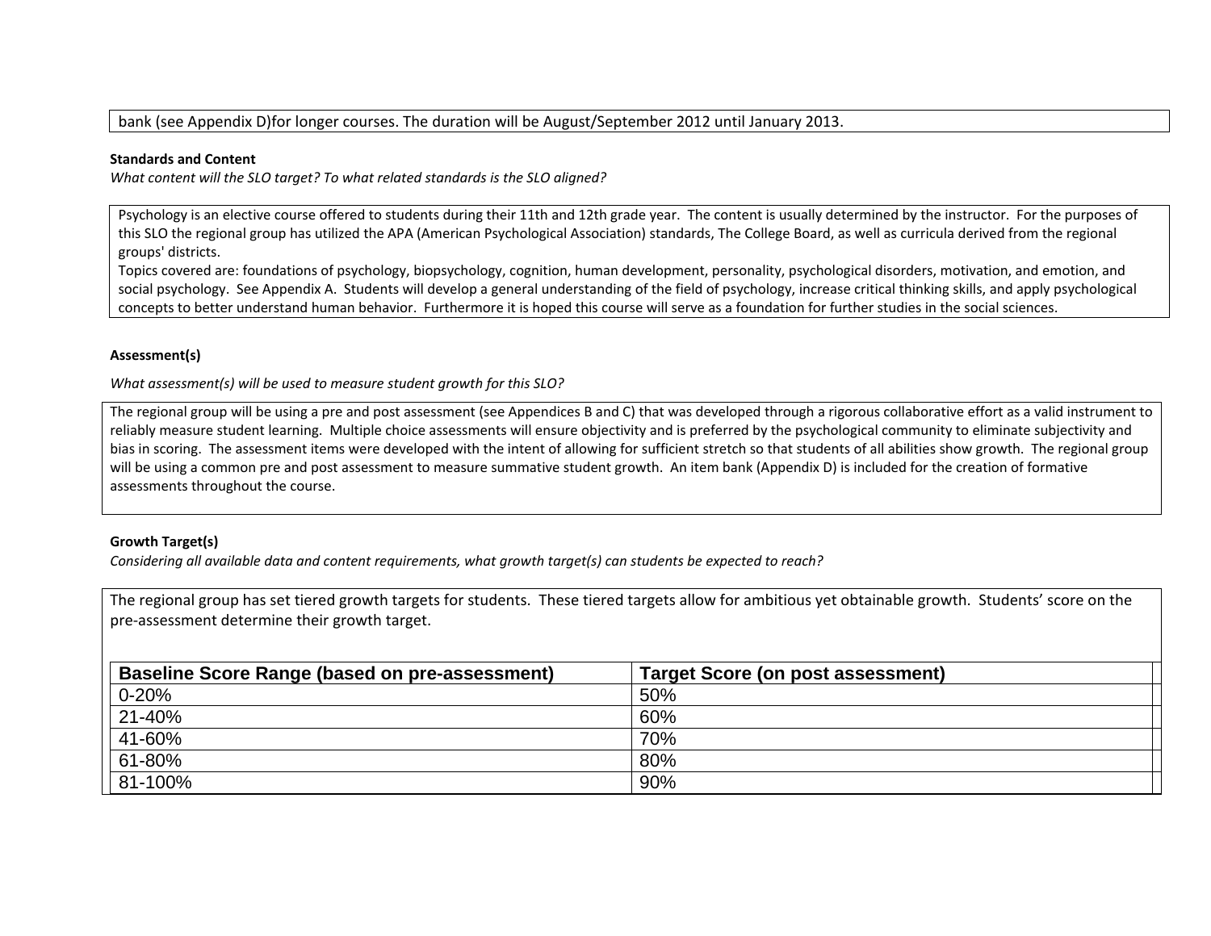bank (see Appendix D)for longer courses. The duration will be August/September 2012 until January 2013.

**Standards and Content**

*What content will the SLO target? To what related standards is the SLO aligned?*

Psychology is an elective course offered to students during their 11th and 12th grade year. The content is usually determined by the instructor. For the purposes of this SLO the regional group has utilized the APA (American Psychological Association) standards, The College Board, as well as curricula derived from the regional groups' districts.

Topics covered are: foundations of psychology, biopsychology, cognition, human development, personality, psychological disorders, motivation, and emotion, and social psychology. See Appendix A. Students will develop a general understanding of the field of psychology, increase critical thinking skills, and apply psychological concepts to better understand human behavior. Furthermore it is hoped this course will serve as a foundation for further studies in the social sciences.

**Assessment(s)**

*What assessment(s) will be used to measure student growth for this SLO?*

The regional group will be using a pre and post assessment (see Appendices B and C) that was developed through a rigorous collaborative effort as a valid instrument to reliably measure student learning. Multiple choice assessments will ensure objectivity and is preferred by the psychological community to eliminate subjectivity and bias in scoring. The assessment items were developed with the intent of allowing for sufficient stretch so that students of all abilities show growth. The regional group will be using a common pre and post assessment to measure summative student growth. An item bank (Appendix D) is included for the creation of formative assessments throughout the course.

**Growth Target(s)**

*Considering all available data and content requirements, what growth target(s) can students be expected to reach?*

The regional group has set tiered growth targets for students. These tiered targets allow for ambitious yet obtainable growth. Students' score on the pre-assessment determine their growth target.

| Baseline Score Range (based on pre-assessment) | Target Score (on post assessment) |
|---|---|
| 0-20% | 50% |
| 21-40% | 60% |
| 41-60% | 70% |
| 61-80% | 80% |
| 81-100% | 90% |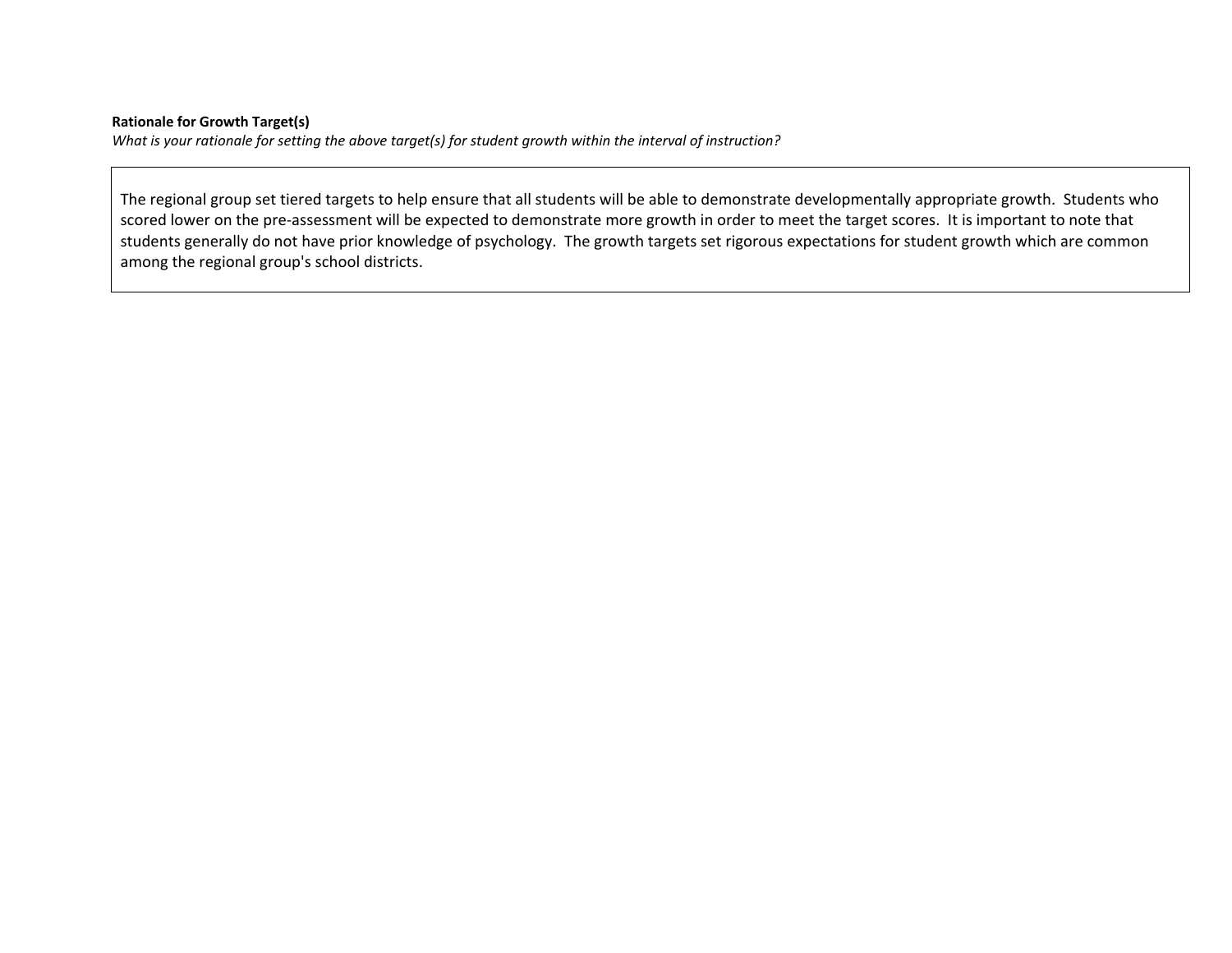**Rationale for Growth Target(s)**

*What is your rationale for setting the above target(s) for student growth within the interval of instruction?*

The regional group set tiered targets to help ensure that all students will be able to demonstrate developmentally appropriate growth. Students who scored lower on the pre-assessment will be expected to demonstrate more growth in order to meet the target scores. It is important to note that students generally do not have prior knowledge of psychology. The growth targets set rigorous expectations for student growth which are common among the regional group's school districts.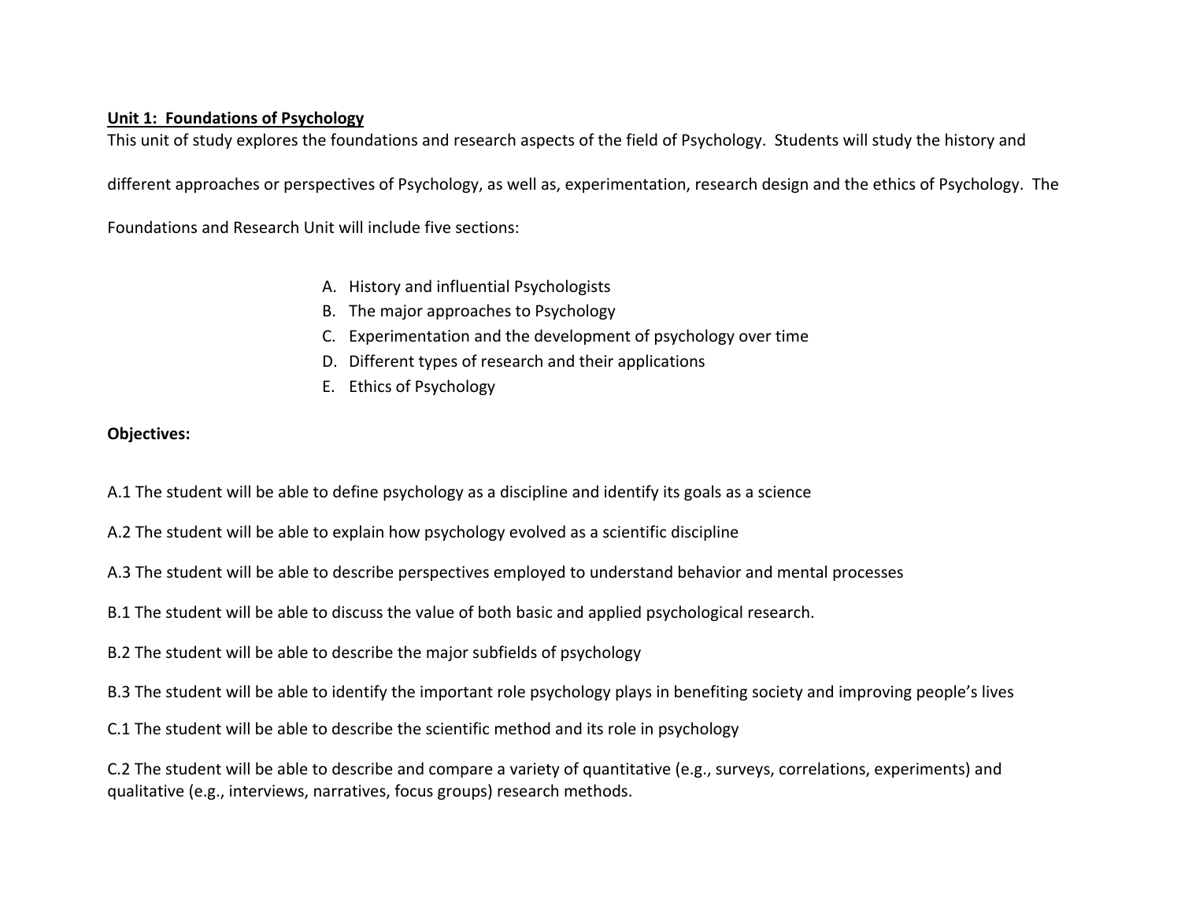**<u>Unit 1: Foundations of Psychology</u>**

This unit of study explores the foundations and research aspects of the field of Psychology. Students will study the history and different approaches or perspectives of Psychology, as well as, experimentation, research design and the ethics of Psychology. The Foundations and Research Unit will include five sections:

A. History and influential Psychologists
B. The major approaches to Psychology
C. Experimentation and the development of psychology over time
D. Different types of research and their applications
E. Ethics of Psychology

**Objectives:**

A.1 The student will be able to define psychology as a discipline and identify its goals as a science

A.2 The student will be able to explain how psychology evolved as a scientific discipline

A.3 The student will be able to describe perspectives employed to understand behavior and mental processes

B.1 The student will be able to discuss the value of both basic and applied psychological research.

B.2 The student will be able to describe the major subfields of psychology

B.3 The student will be able to identify the important role psychology plays in benefiting society and improving people's lives

C.1 The student will be able to describe the scientific method and its role in psychology

C.2 The student will be able to describe and compare a variety of quantitative (e.g., surveys, correlations, experiments) and qualitative (e.g., interviews, narratives, focus groups) research methods.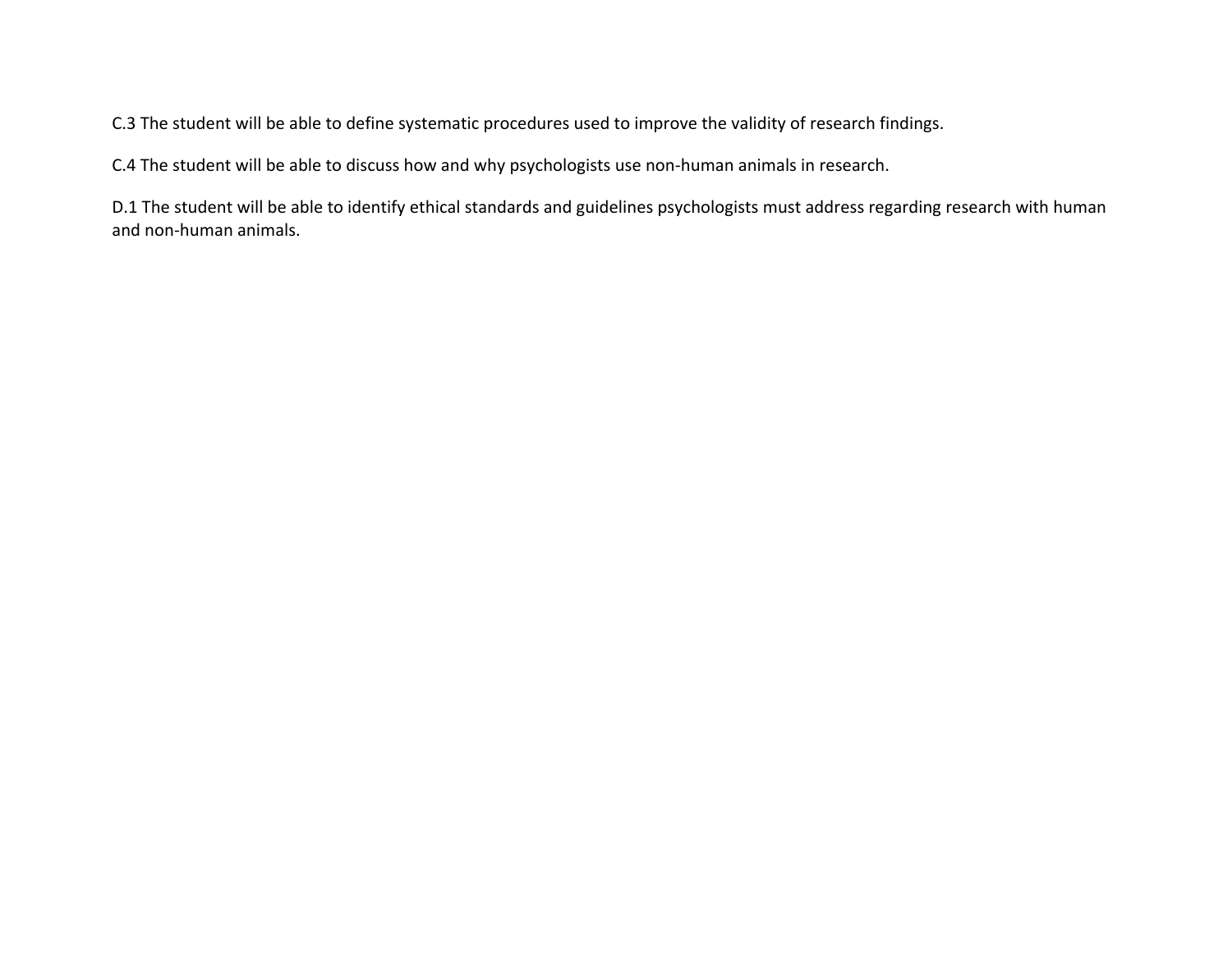C.3 The student will be able to define systematic procedures used to improve the validity of research findings.

C.4 The student will be able to discuss how and why psychologists use non-human animals in research.

D.1 The student will be able to identify ethical standards and guidelines psychologists must address regarding research with human and non-human animals.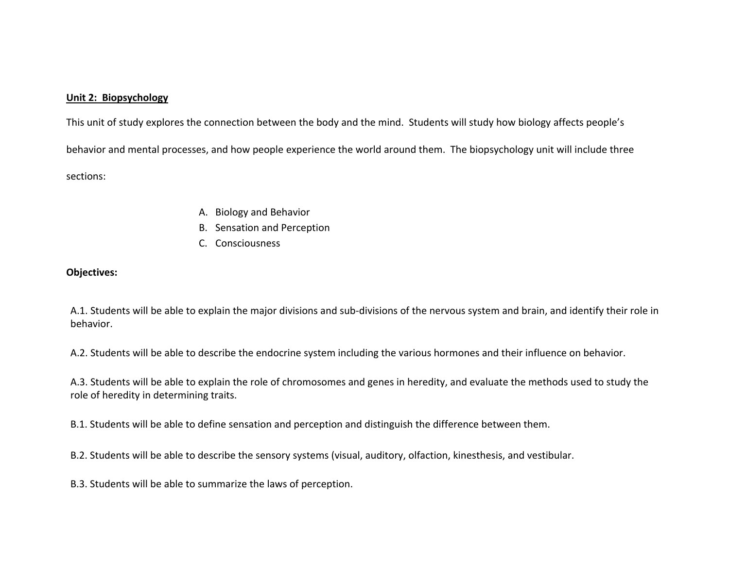**Unit 2: Biopsychology**

This unit of study explores the connection between the body and the mind. Students will study how biology affects people's behavior and mental processes, and how people experience the world around them. The biopsychology unit will include three sections:

A. Biology and Behavior
B. Sensation and Perception
C. Consciousness

**Objectives:**

A.1. Students will be able to explain the major divisions and sub-divisions of the nervous system and brain, and identify their role in behavior.

A.2. Students will be able to describe the endocrine system including the various hormones and their influence on behavior.

A.3. Students will be able to explain the role of chromosomes and genes in heredity, and evaluate the methods used to study the role of heredity in determining traits.

B.1. Students will be able to define sensation and perception and distinguish the difference between them.

B.2. Students will be able to describe the sensory systems (visual, auditory, olfaction, kinesthesis, and vestibular.

B.3. Students will be able to summarize the laws of perception.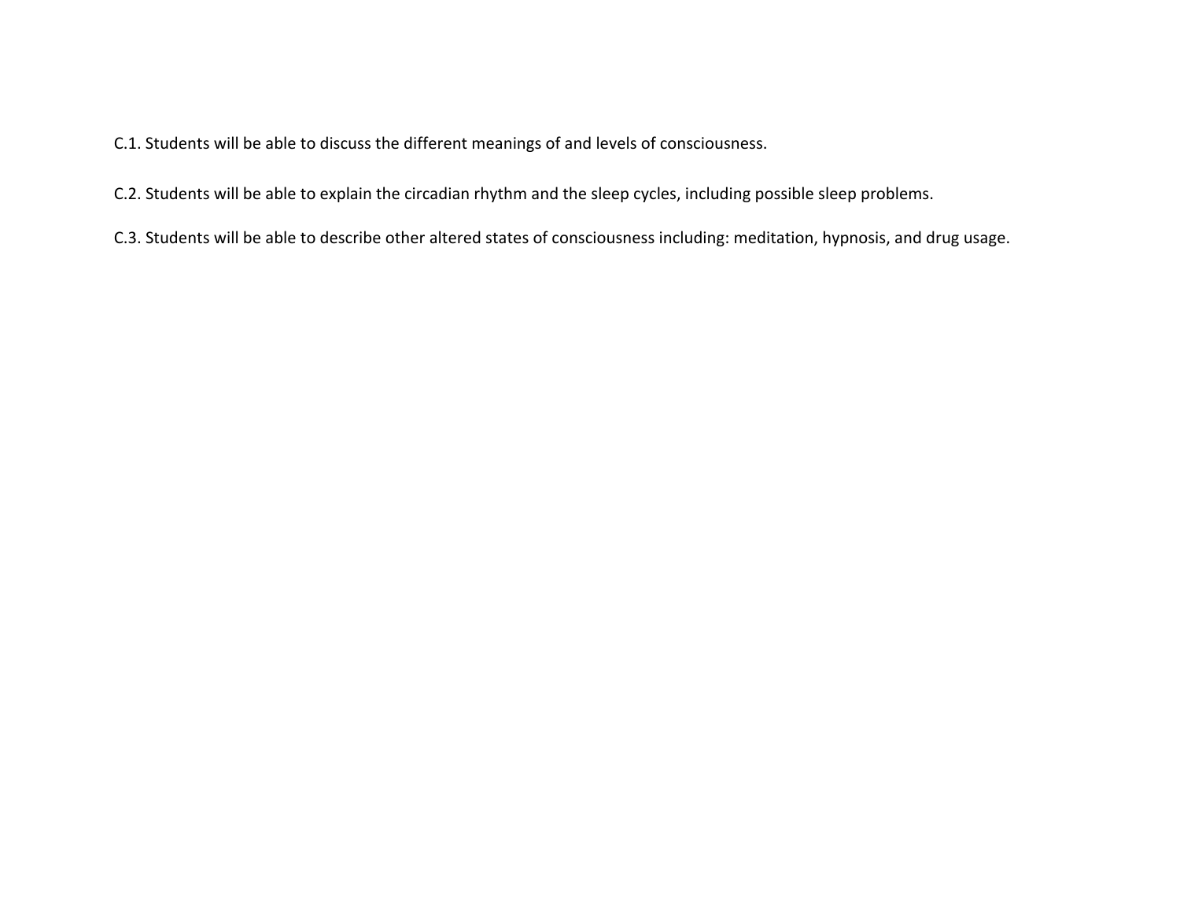C.1. Students will be able to discuss the different meanings of and levels of consciousness.

C.2. Students will be able to explain the circadian rhythm and the sleep cycles, including possible sleep problems.

C.3. Students will be able to describe other altered states of consciousness including: meditation, hypnosis, and drug usage.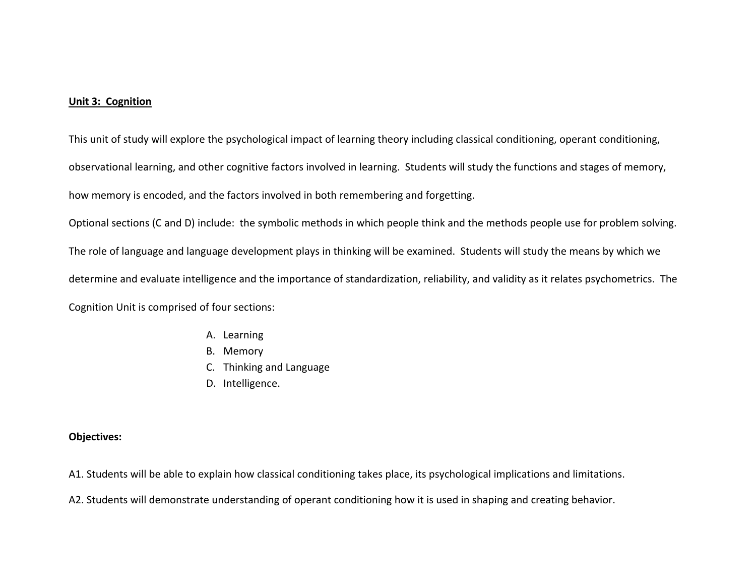## Unit 3: Cognition

This unit of study will explore the psychological impact of learning theory including classical conditioning, operant conditioning, observational learning, and other cognitive factors involved in learning. Students will study the functions and stages of memory, how memory is encoded, and the factors involved in both remembering and forgetting.

Optional sections (C and D) include: the symbolic methods in which people think and the methods people use for problem solving. The role of language and language development plays in thinking will be examined. Students will study the means by which we determine and evaluate intelligence and the importance of standardization, reliability, and validity as it relates psychometrics. The Cognition Unit is comprised of four sections:

A. Learning
B. Memory
C. Thinking and Language
D. Intelligence.

**Objectives:**

A1. Students will be able to explain how classical conditioning takes place, its psychological implications and limitations.

A2. Students will demonstrate understanding of operant conditioning how it is used in shaping and creating behavior.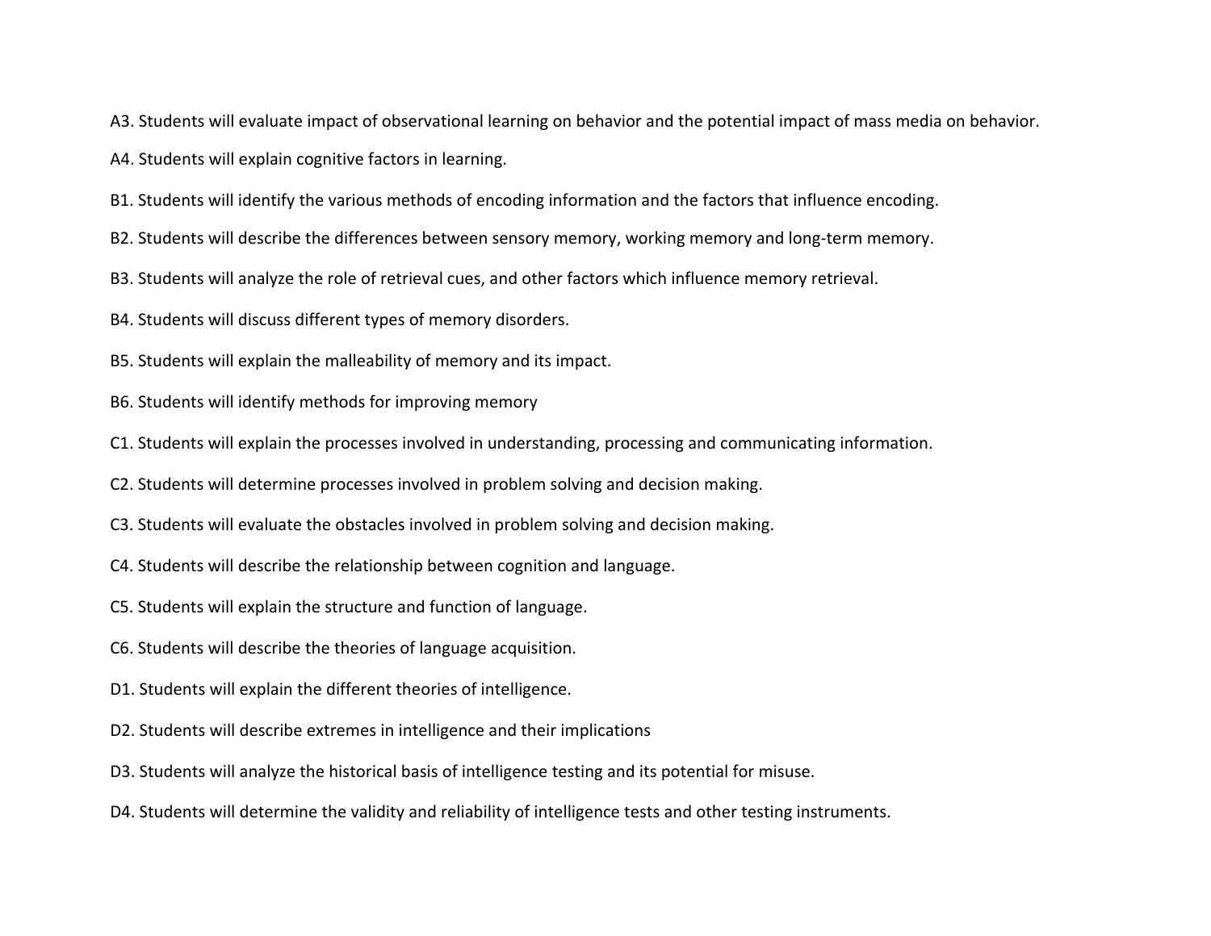A3. Students will evaluate impact of observational learning on behavior and the potential impact of mass media on behavior.

A4. Students will explain cognitive factors in learning.

B1. Students will identify the various methods of encoding information and the factors that influence encoding.

B2. Students will describe the differences between sensory memory, working memory and long-term memory.

B3. Students will analyze the role of retrieval cues, and other factors which influence memory retrieval.

B4. Students will discuss different types of memory disorders.

B5. Students will explain the malleability of memory and its impact.

B6. Students will identify methods for improving memory

C1. Students will explain the processes involved in understanding, processing and communicating information.

C2. Students will determine processes involved in problem solving and decision making.

C3. Students will evaluate the obstacles involved in problem solving and decision making.

C4. Students will describe the relationship between cognition and language.

C5. Students will explain the structure and function of language.

C6. Students will describe the theories of language acquisition.

D1. Students will explain the different theories of intelligence.

D2. Students will describe extremes in intelligence and their implications

D3. Students will analyze the historical basis of intelligence testing and its potential for misuse.

D4. Students will determine the validity and reliability of intelligence tests and other testing instruments.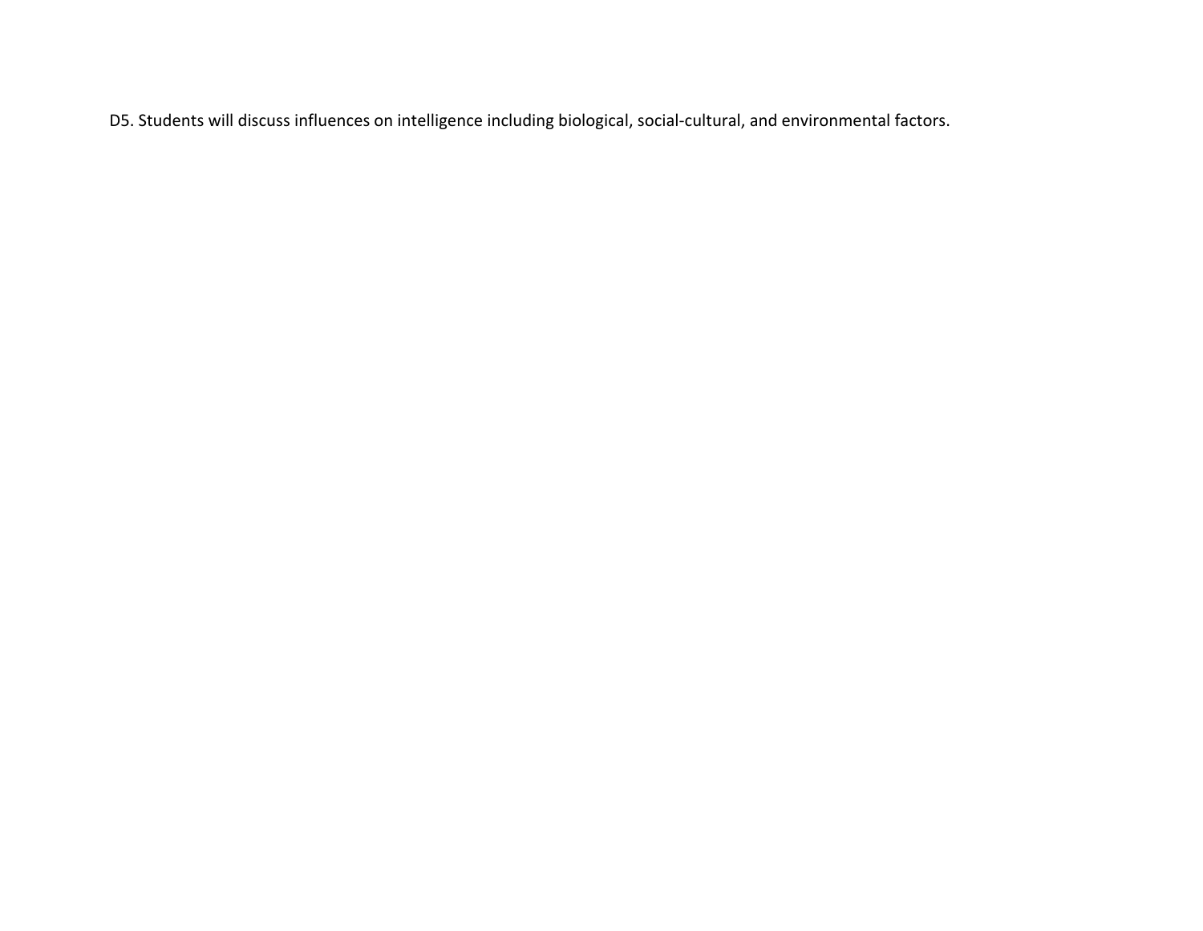D5. Students will discuss influences on intelligence including biological, social-cultural, and environmental factors.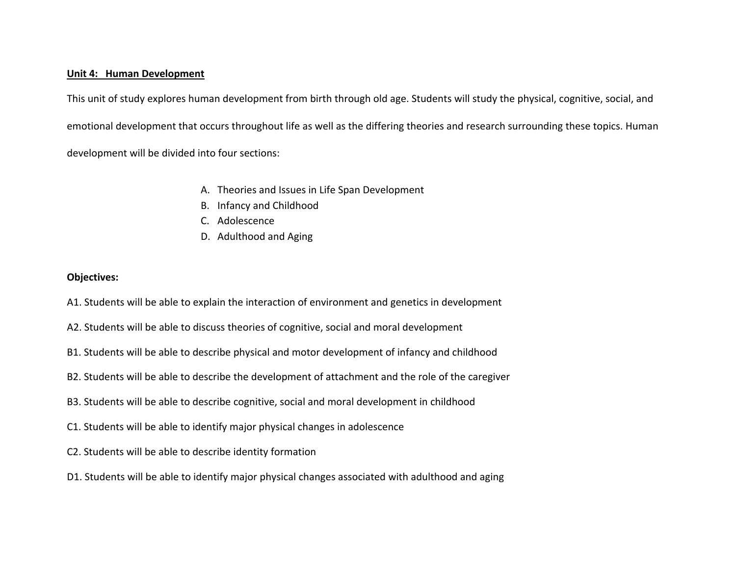**<u>Unit 4: Human Development</u>**

This unit of study explores human development from birth through old age. Students will study the physical, cognitive, social, and emotional development that occurs throughout life as well as the differing theories and research surrounding these topics. Human development will be divided into four sections:

A. Theories and Issues in Life Span Development
B. Infancy and Childhood
C. Adolescence
D. Adulthood and Aging

**Objectives:**

A1. Students will be able to explain the interaction of environment and genetics in development

A2. Students will be able to discuss theories of cognitive, social and moral development

B1. Students will be able to describe physical and motor development of infancy and childhood

B2. Students will be able to describe the development of attachment and the role of the caregiver

B3. Students will be able to describe cognitive, social and moral development in childhood

C1. Students will be able to identify major physical changes in adolescence

C2. Students will be able to describe identity formation

D1. Students will be able to identify major physical changes associated with adulthood and aging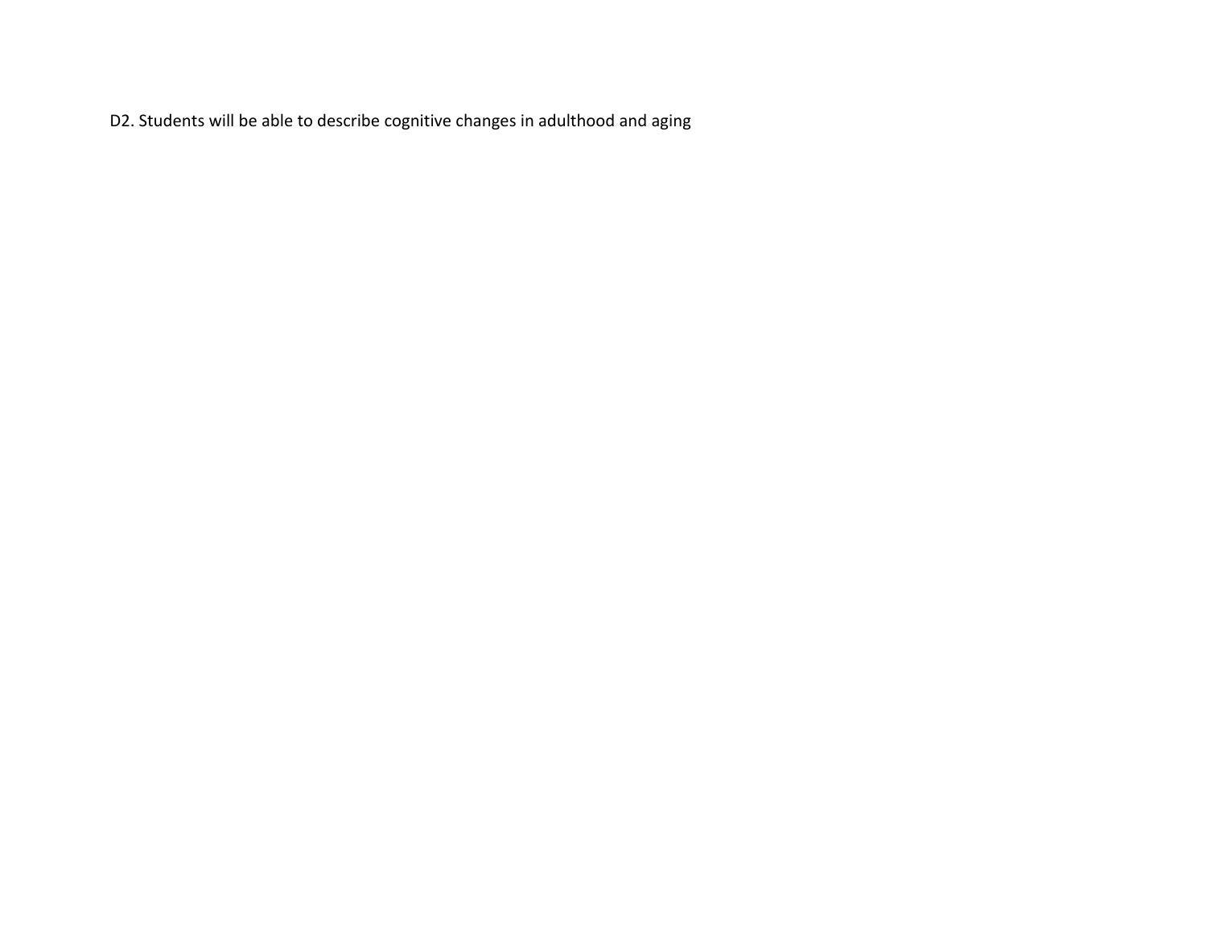D2. Students will be able to describe cognitive changes in adulthood and aging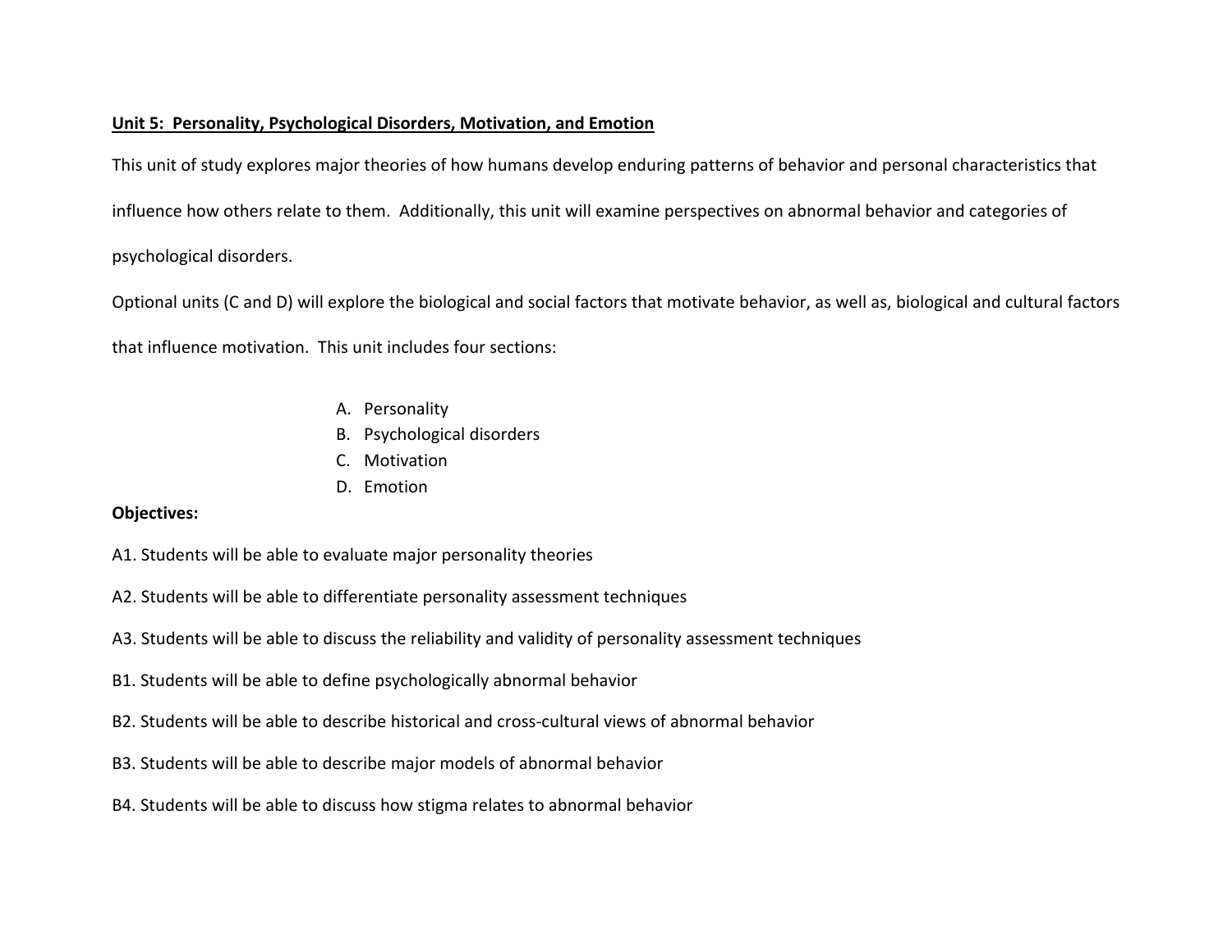## Unit 5: Personality, Psychological Disorders, Motivation, and Emotion

This unit of study explores major theories of how humans develop enduring patterns of behavior and personal characteristics that influence how others relate to them. Additionally, this unit will examine perspectives on abnormal behavior and categories of psychological disorders.

Optional units (C and D) will explore the biological and social factors that motivate behavior, as well as, biological and cultural factors that influence motivation. This unit includes four sections:

A. Personality
B. Psychological disorders
C. Motivation
D. Emotion

**Objectives:**

A1. Students will be able to evaluate major personality theories

A2. Students will be able to differentiate personality assessment techniques

A3. Students will be able to discuss the reliability and validity of personality assessment techniques

B1. Students will be able to define psychologically abnormal behavior

B2. Students will be able to describe historical and cross-cultural views of abnormal behavior

B3. Students will be able to describe major models of abnormal behavior

B4. Students will be able to discuss how stigma relates to abnormal behavior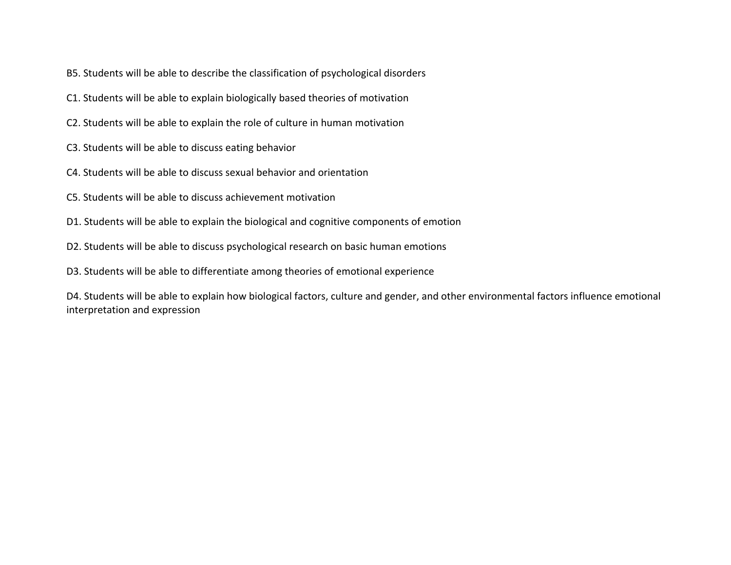B5. Students will be able to describe the classification of psychological disorders

C1. Students will be able to explain biologically based theories of motivation

C2. Students will be able to explain the role of culture in human motivation

C3. Students will be able to discuss eating behavior

C4. Students will be able to discuss sexual behavior and orientation

C5. Students will be able to discuss achievement motivation

D1. Students will be able to explain the biological and cognitive components of emotion

D2. Students will be able to discuss psychological research on basic human emotions

D3. Students will be able to differentiate among theories of emotional experience

D4. Students will be able to explain how biological factors, culture and gender, and other environmental factors influence emotional interpretation and expression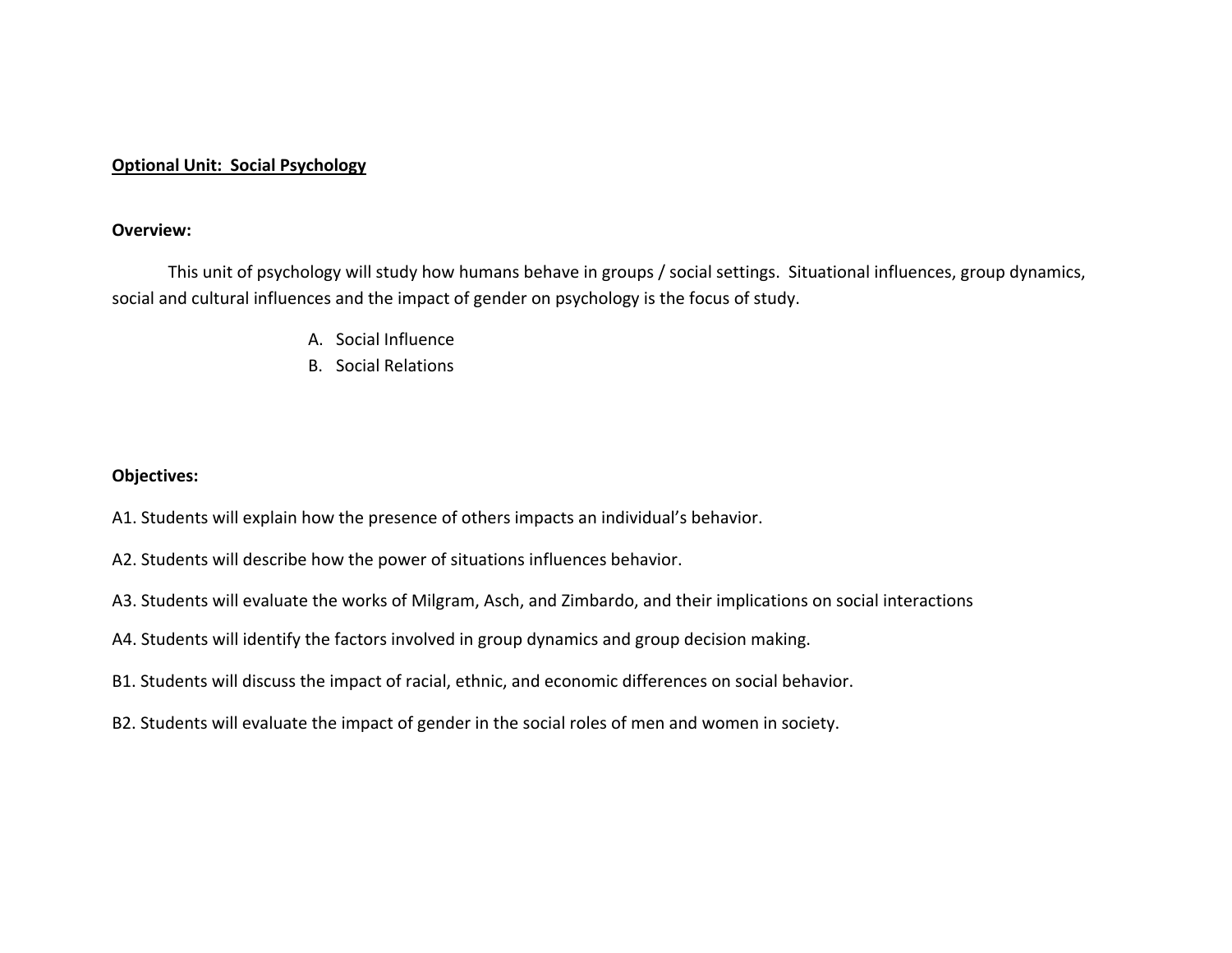**<u>Optional Unit: Social Psychology</u>**

**Overview:**

This unit of psychology will study how humans behave in groups / social settings. Situational influences, group dynamics, social and cultural influences and the impact of gender on psychology is the focus of study.

A. Social Influence
B. Social Relations

**Objectives:**

A1. Students will explain how the presence of others impacts an individual's behavior.

A2. Students will describe how the power of situations influences behavior.

A3. Students will evaluate the works of Milgram, Asch, and Zimbardo, and their implications on social interactions

A4. Students will identify the factors involved in group dynamics and group decision making.

B1. Students will discuss the impact of racial, ethnic, and economic differences on social behavior.

B2. Students will evaluate the impact of gender in the social roles of men and women in society.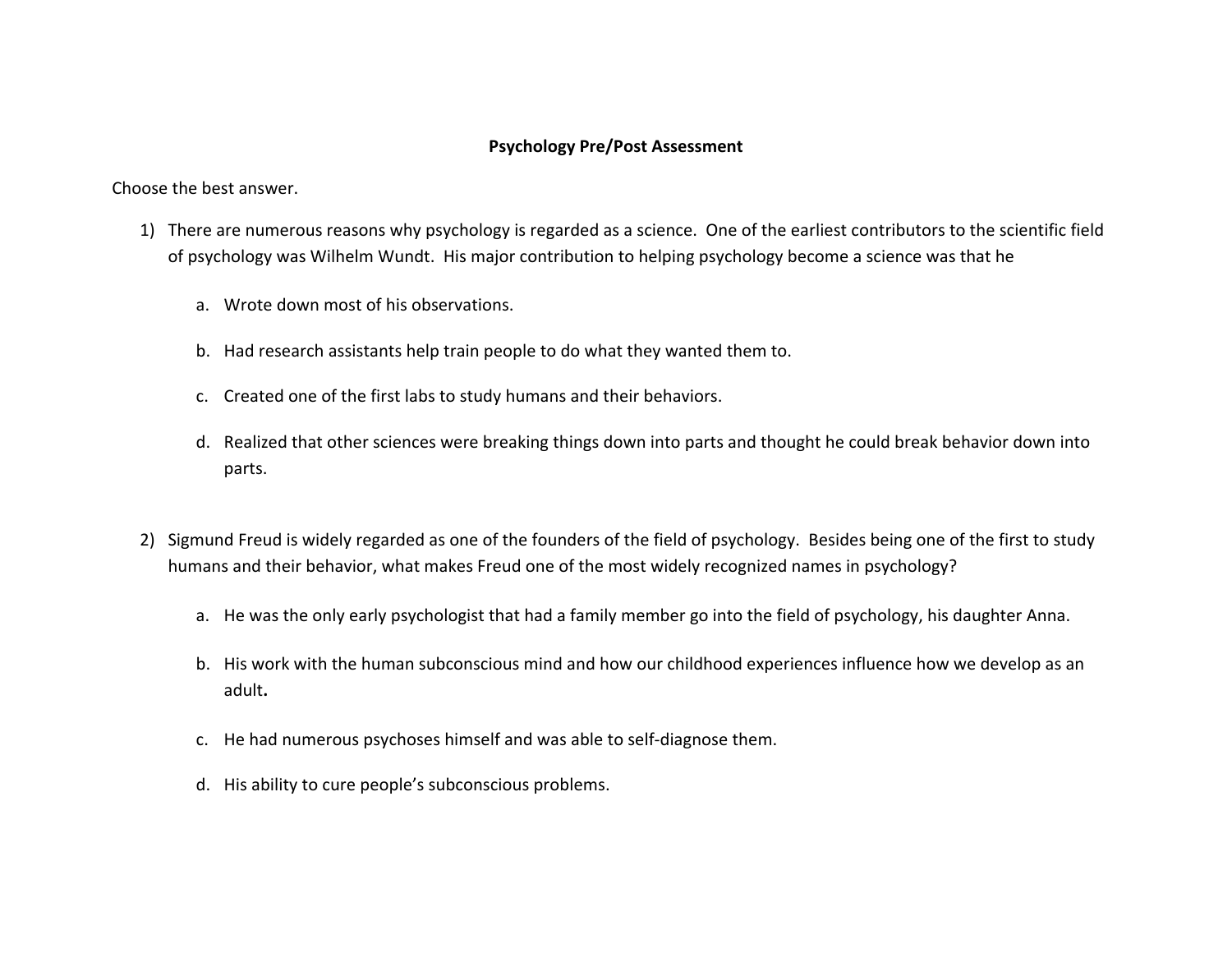**Psychology Pre/Post Assessment**

Choose the best answer.

1) There are numerous reasons why psychology is regarded as a science. One of the earliest contributors to the scientific field of psychology was Wilhelm Wundt. His major contribution to helping psychology become a science was that he

   a. Wrote down most of his observations.

   b. Had research assistants help train people to do what they wanted them to.

   c. Created one of the first labs to study humans and their behaviors.

   d. Realized that other sciences were breaking things down into parts and thought he could break behavior down into parts.

2) Sigmund Freud is widely regarded as one of the founders of the field of psychology. Besides being one of the first to study humans and their behavior, what makes Freud one of the most widely recognized names in psychology?

   a. He was the only early psychologist that had a family member go into the field of psychology, his daughter Anna.

   b. His work with the human subconscious mind and how our childhood experiences influence how we develop as an adult**.**

   c. He had numerous psychoses himself and was able to self-diagnose them.

   d. His ability to cure people's subconscious problems.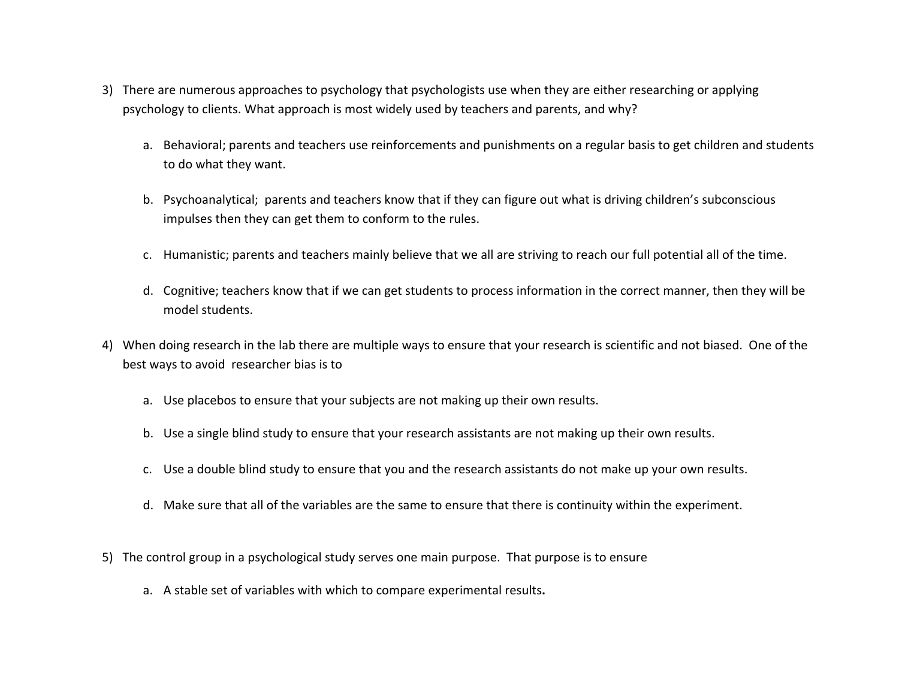3) There are numerous approaches to psychology that psychologists use when they are either researching or applying psychology to clients. What approach is most widely used by teachers and parents, and why?

    a. Behavioral; parents and teachers use reinforcements and punishments on a regular basis to get children and students to do what they want.

    b. Psychoanalytical; parents and teachers know that if they can figure out what is driving children's subconscious impulses then they can get them to conform to the rules.

    c. Humanistic; parents and teachers mainly believe that we all are striving to reach our full potential all of the time.

    d. Cognitive; teachers know that if we can get students to process information in the correct manner, then they will be model students.

4) When doing research in the lab there are multiple ways to ensure that your research is scientific and not biased. One of the best ways to avoid researcher bias is to

    a. Use placebos to ensure that your subjects are not making up their own results.

    b. Use a single blind study to ensure that your research assistants are not making up their own results.

    c. Use a double blind study to ensure that you and the research assistants do not make up your own results.

    d. Make sure that all of the variables are the same to ensure that there is continuity within the experiment.

5) The control group in a psychological study serves one main purpose. That purpose is to ensure

    a. A stable set of variables with which to compare experimental results.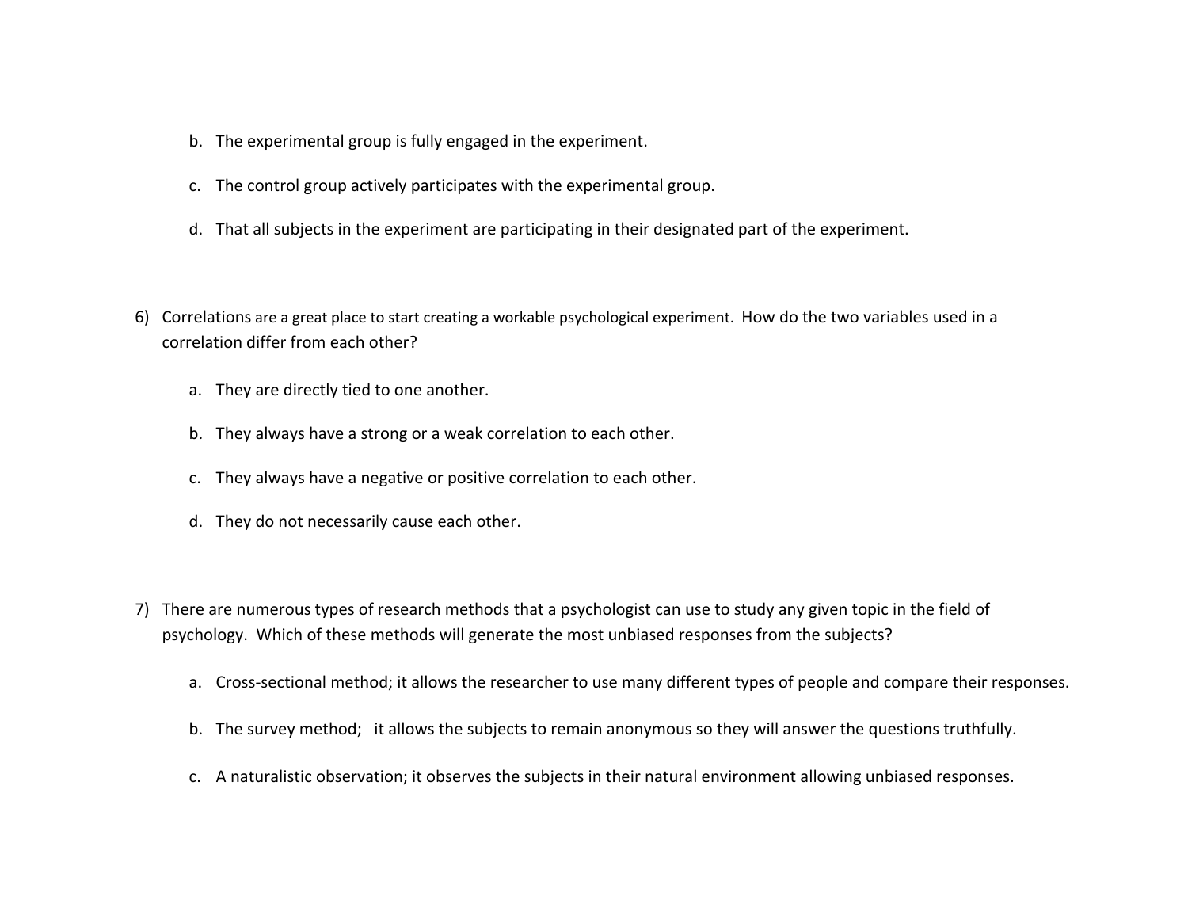b. The experimental group is fully engaged in the experiment.

c. The control group actively participates with the experimental group.

d. That all subjects in the experiment are participating in their designated part of the experiment.

6) Correlations are a great place to start creating a workable psychological experiment. How do the two variables used in a correlation differ from each other?

   a. They are directly tied to one another.

   b. They always have a strong or a weak correlation to each other.

   c. They always have a negative or positive correlation to each other.

   d. They do not necessarily cause each other.

7) There are numerous types of research methods that a psychologist can use to study any given topic in the field of psychology. Which of these methods will generate the most unbiased responses from the subjects?

   a. Cross-sectional method; it allows the researcher to use many different types of people and compare their responses.

   b. The survey method; it allows the subjects to remain anonymous so they will answer the questions truthfully.

   c. A naturalistic observation; it observes the subjects in their natural environment allowing unbiased responses.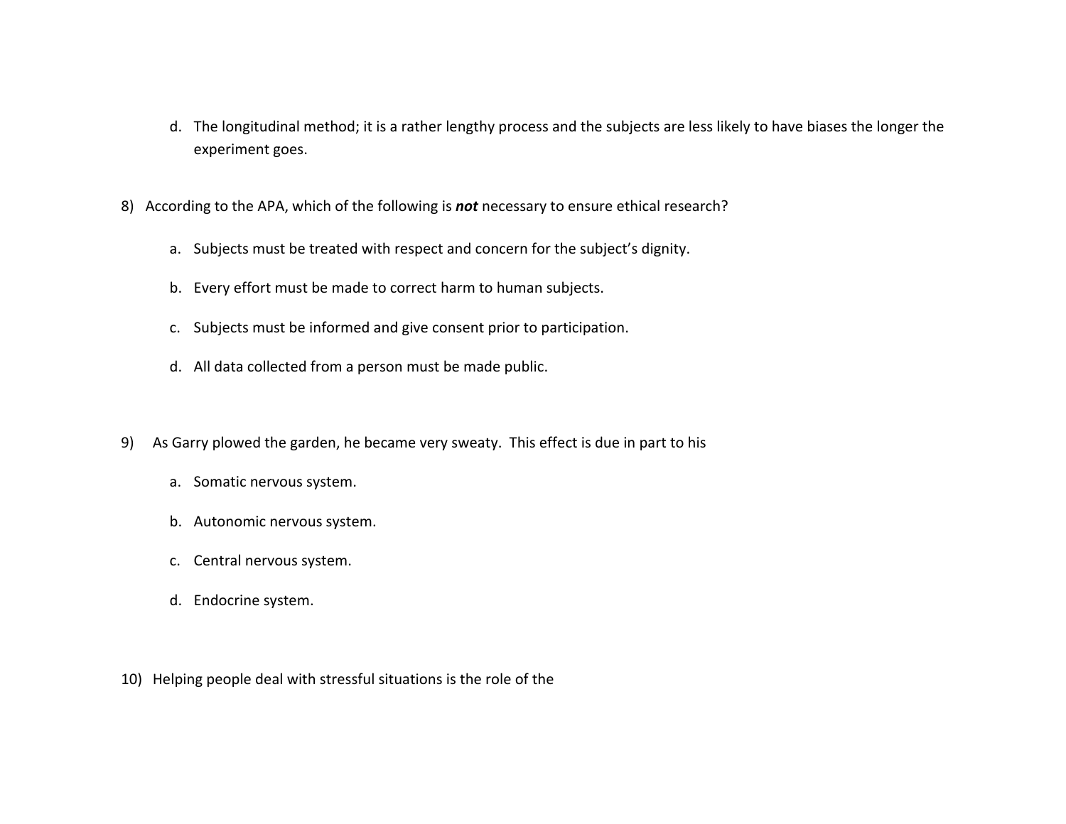d. The longitudinal method; it is a rather lengthy process and the subjects are less likely to have biases the longer the experiment goes.

8) According to the APA, which of the following is ***not*** necessary to ensure ethical research?

   a. Subjects must be treated with respect and concern for the subject's dignity.

   b. Every effort must be made to correct harm to human subjects.

   c. Subjects must be informed and give consent prior to participation.

   d. All data collected from a person must be made public.

9) As Garry plowed the garden, he became very sweaty. This effect is due in part to his

   a. Somatic nervous system.

   b. Autonomic nervous system.

   c. Central nervous system.

   d. Endocrine system.

10) Helping people deal with stressful situations is the role of the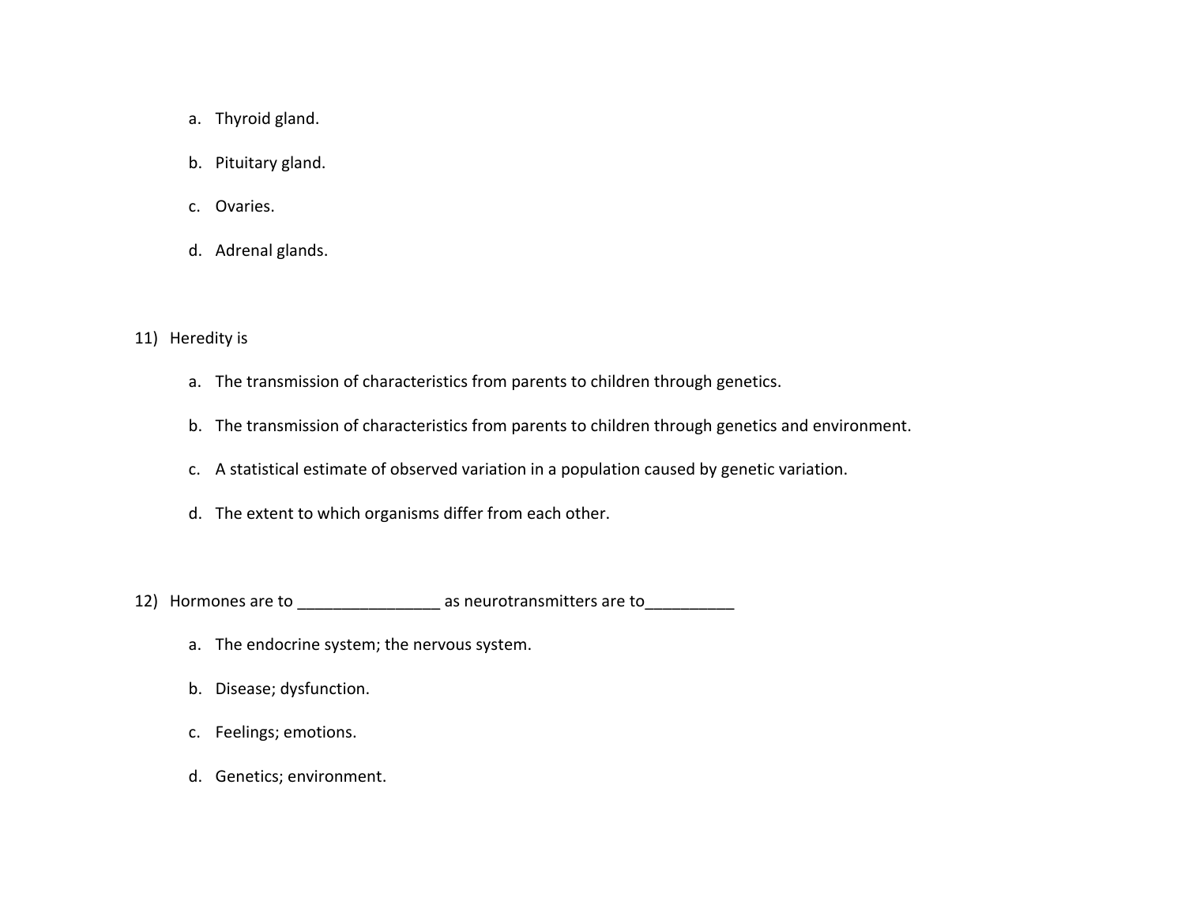a. Thyroid gland.

b. Pituitary gland.

c. Ovaries.

d. Adrenal glands.

11) Heredity is

a. The transmission of characteristics from parents to children through genetics.

b. The transmission of characteristics from parents to children through genetics and environment.

c. A statistical estimate of observed variation in a population caused by genetic variation.

d. The extent to which organisms differ from each other.

12) Hormones are to ________________ as neurotransmitters are to__________

a. The endocrine system; the nervous system.

b. Disease; dysfunction.

c. Feelings; emotions.

d. Genetics; environment.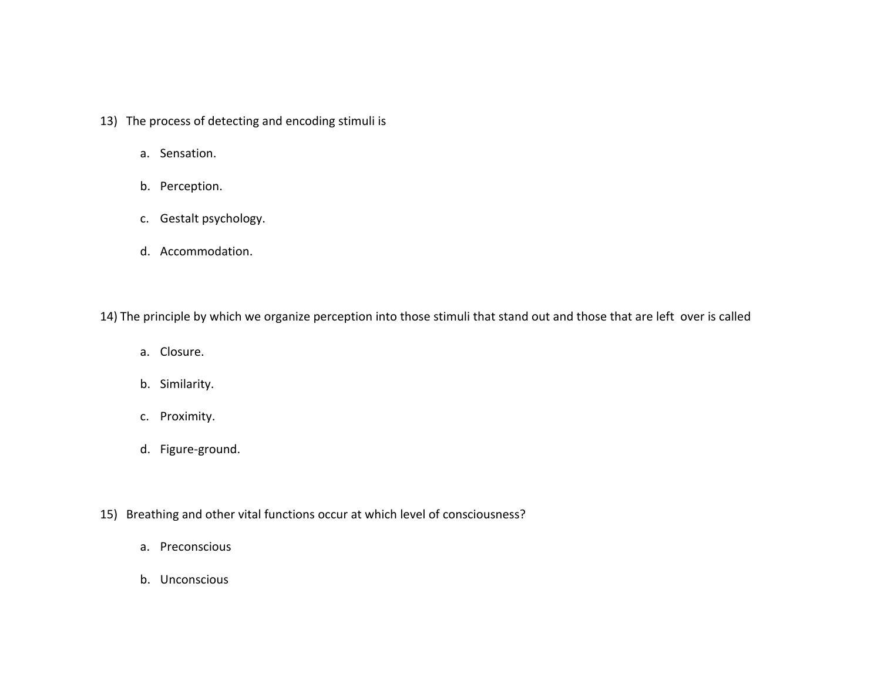13) The process of detecting and encoding stimuli is

   a. Sensation.

   b. Perception.

   c. Gestalt psychology.

   d. Accommodation.

14) The principle by which we organize perception into those stimuli that stand out and those that are left over is called

   a. Closure.

   b. Similarity.

   c. Proximity.

   d. Figure-ground.

15) Breathing and other vital functions occur at which level of consciousness?

   a. Preconscious

   b. Unconscious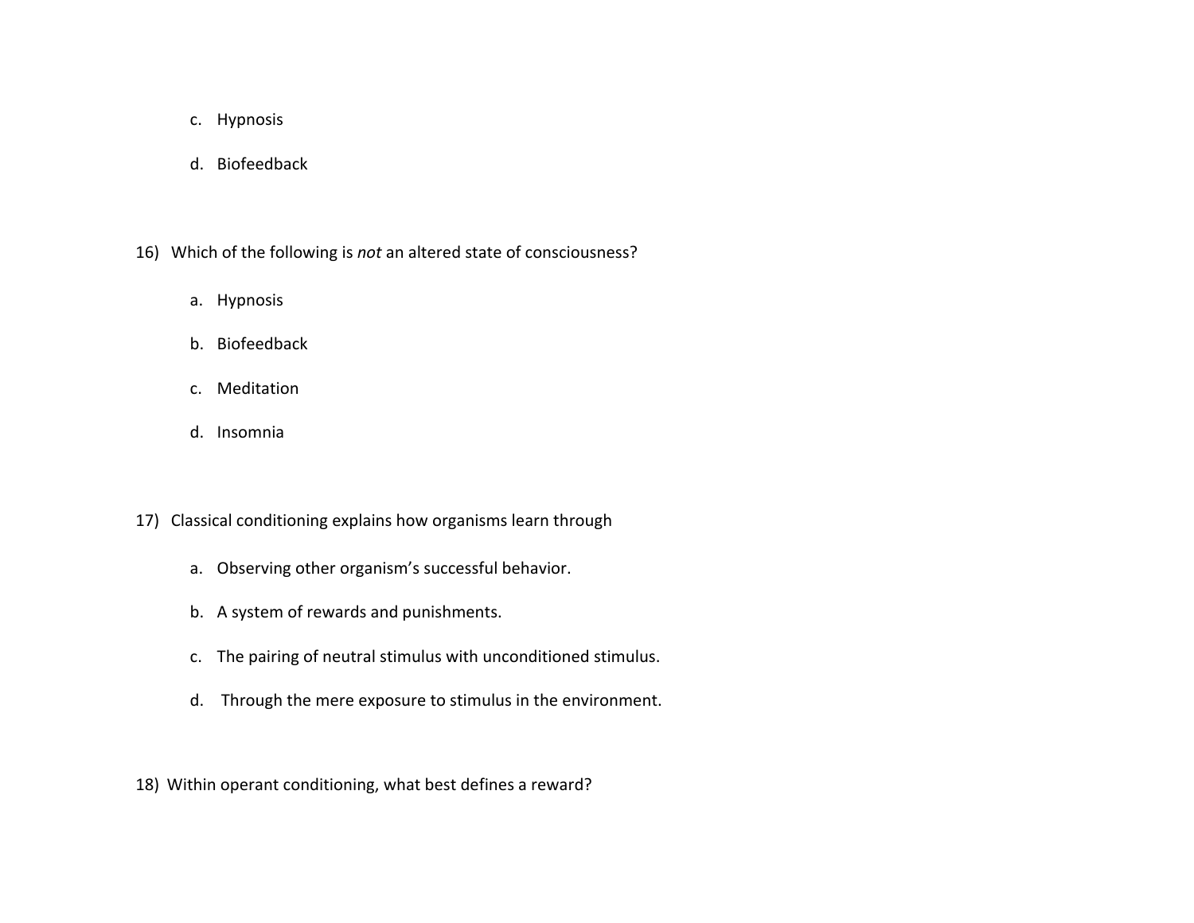c. Hypnosis

d. Biofeedback

16) Which of the following is *not* an altered state of consciousness?

a. Hypnosis

b. Biofeedback

c. Meditation

d. Insomnia

17) Classical conditioning explains how organisms learn through

a. Observing other organism's successful behavior.

b. A system of rewards and punishments.

c. The pairing of neutral stimulus with unconditioned stimulus.

d. Through the mere exposure to stimulus in the environment.

18) Within operant conditioning, what best defines a reward?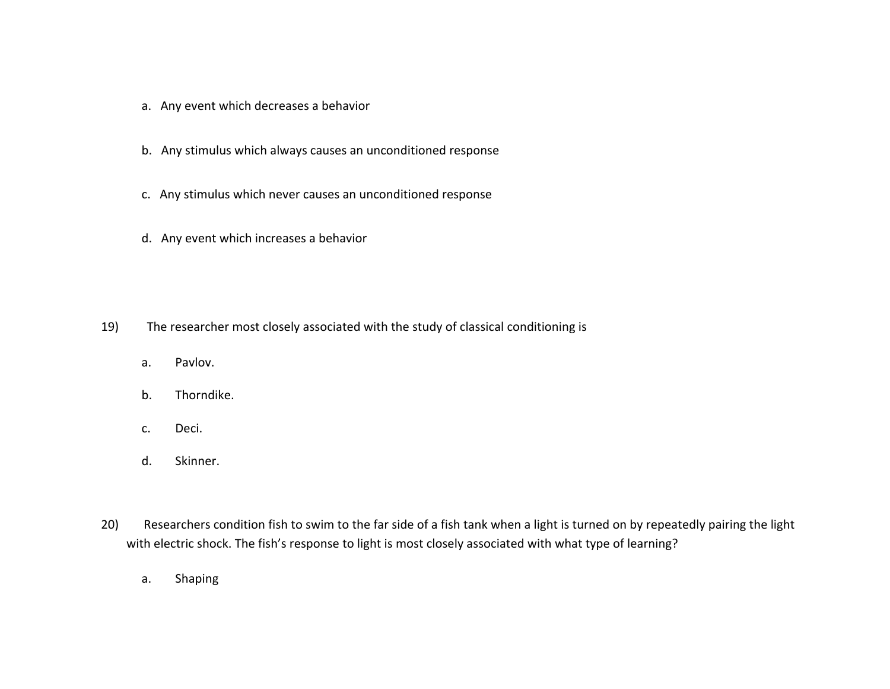a. Any event which decreases a behavior

b. Any stimulus which always causes an unconditioned response

c. Any stimulus which never causes an unconditioned response

d. Any event which increases a behavior

19) The researcher most closely associated with the study of classical conditioning is

a. Pavlov.

b. Thorndike.

c. Deci.

d. Skinner.

20) Researchers condition fish to swim to the far side of a fish tank when a light is turned on by repeatedly pairing the light with electric shock. The fish's response to light is most closely associated with what type of learning?

a. Shaping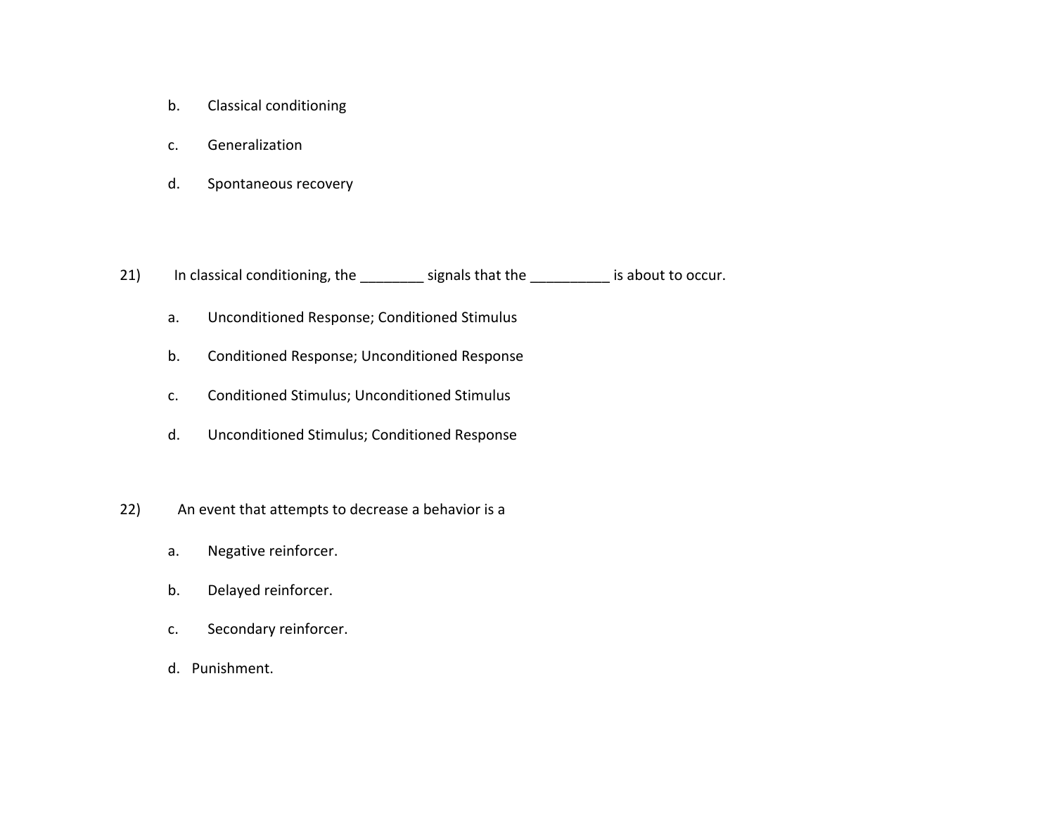b. Classical conditioning

c. Generalization

d. Spontaneous recovery

21) In classical conditioning, the ________ signals that the __________ is about to occur.

a. Unconditioned Response; Conditioned Stimulus

b. Conditioned Response; Unconditioned Response

c. Conditioned Stimulus; Unconditioned Stimulus

d. Unconditioned Stimulus; Conditioned Response

22) An event that attempts to decrease a behavior is a

a. Negative reinforcer.

b. Delayed reinforcer.

c. Secondary reinforcer.

d. Punishment.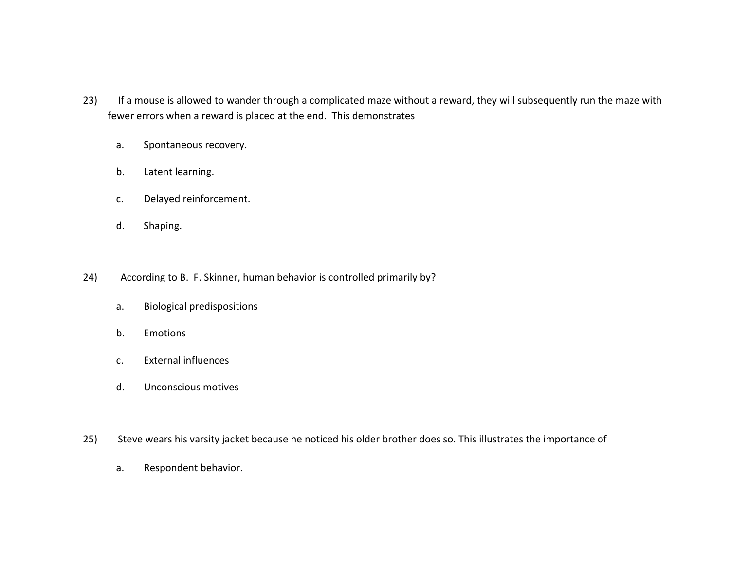23) If a mouse is allowed to wander through a complicated maze without a reward, they will subsequently run the maze with fewer errors when a reward is placed at the end. This demonstrates

a. Spontaneous recovery.

b. Latent learning.

c. Delayed reinforcement.

d. Shaping.

24) According to B. F. Skinner, human behavior is controlled primarily by?

a. Biological predispositions

b. Emotions

c. External influences

d. Unconscious motives

25) Steve wears his varsity jacket because he noticed his older brother does so. This illustrates the importance of

a. Respondent behavior.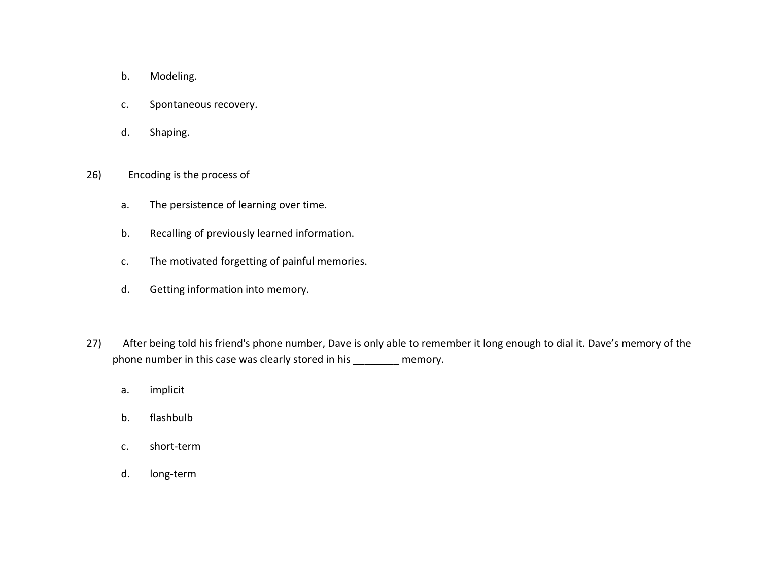b. Modeling.

c. Spontaneous recovery.

d. Shaping.

26) Encoding is the process of

a. The persistence of learning over time.

b. Recalling of previously learned information.

c. The motivated forgetting of painful memories.

d. Getting information into memory.

27) After being told his friend's phone number, Dave is only able to remember it long enough to dial it. Dave's memory of the phone number in this case was clearly stored in his ________ memory.

a. implicit

b. flashbulb

c. short-term

d. long-term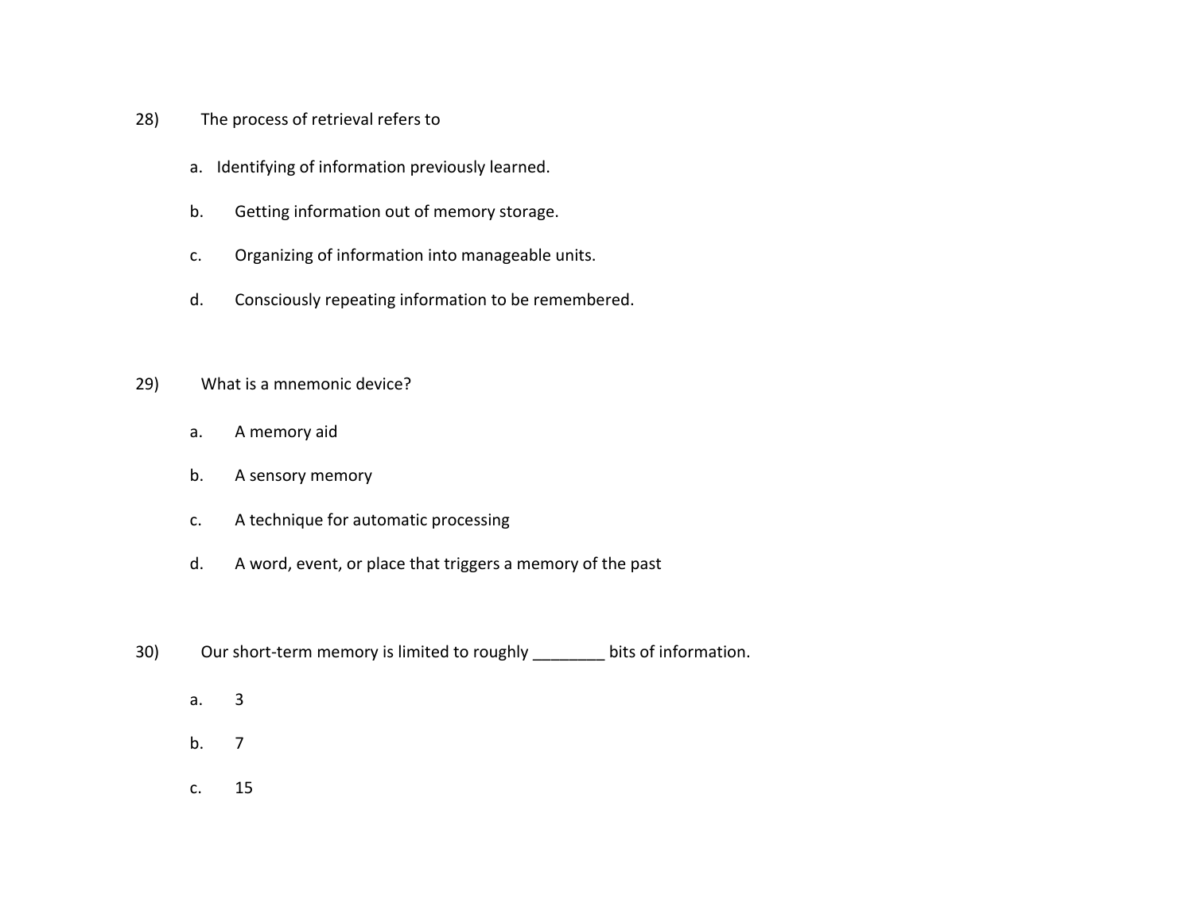28) The process of retrieval refers to

a. Identifying of information previously learned.

b. Getting information out of memory storage.

c. Organizing of information into manageable units.

d. Consciously repeating information to be remembered.

29) What is a mnemonic device?

a. A memory aid

b. A sensory memory

c. A technique for automatic processing

d. A word, event, or place that triggers a memory of the past

30) Our short-term memory is limited to roughly ________ bits of information.

a. 3

b. 7

c. 15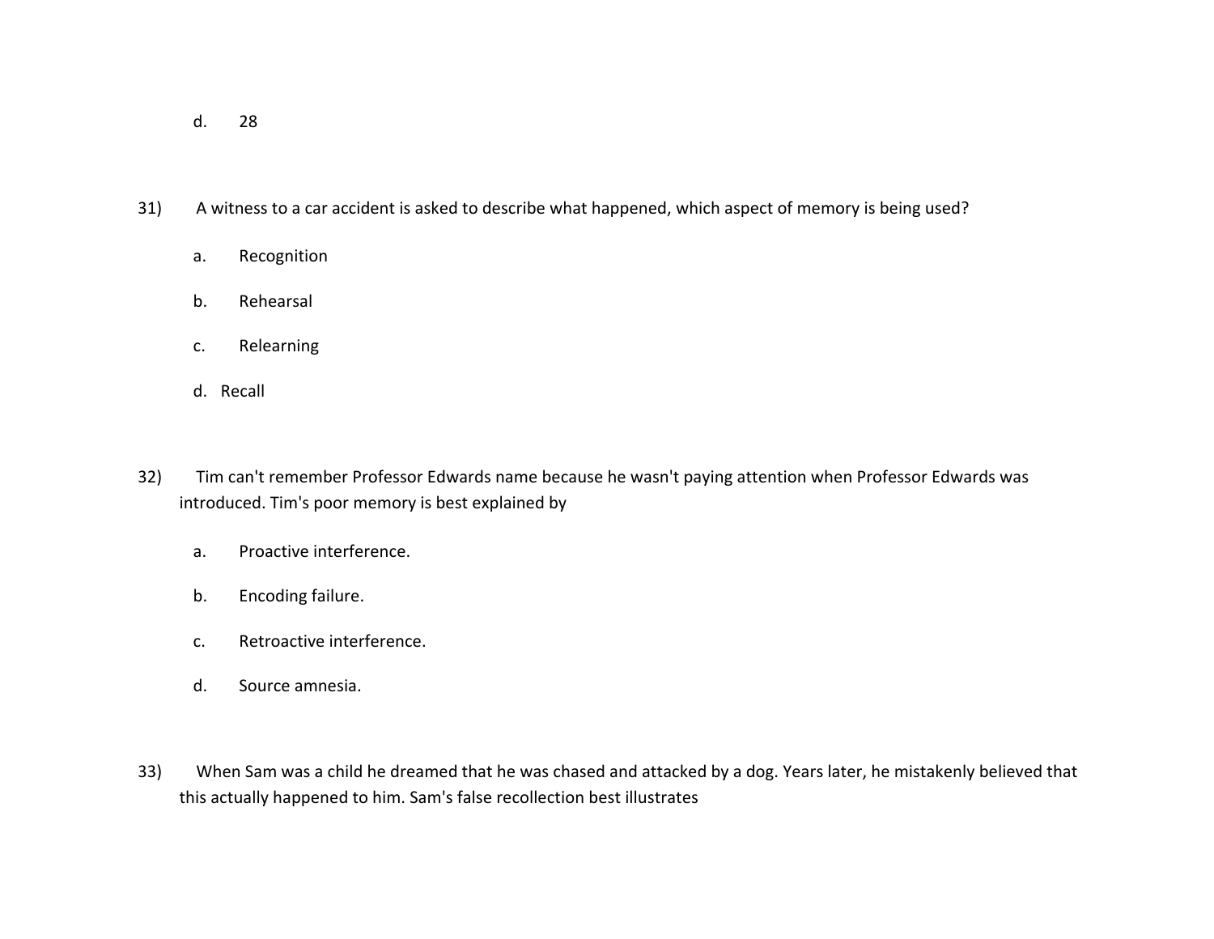d. 28

31) A witness to a car accident is asked to describe what happened, which aspect of memory is being used?

a. Recognition

b. Rehearsal

c. Relearning

d. Recall

32) Tim can't remember Professor Edwards name because he wasn't paying attention when Professor Edwards was introduced. Tim's poor memory is best explained by

a. Proactive interference.

b. Encoding failure.

c. Retroactive interference.

d. Source amnesia.

33) When Sam was a child he dreamed that he was chased and attacked by a dog. Years later, he mistakenly believed that this actually happened to him. Sam's false recollection best illustrates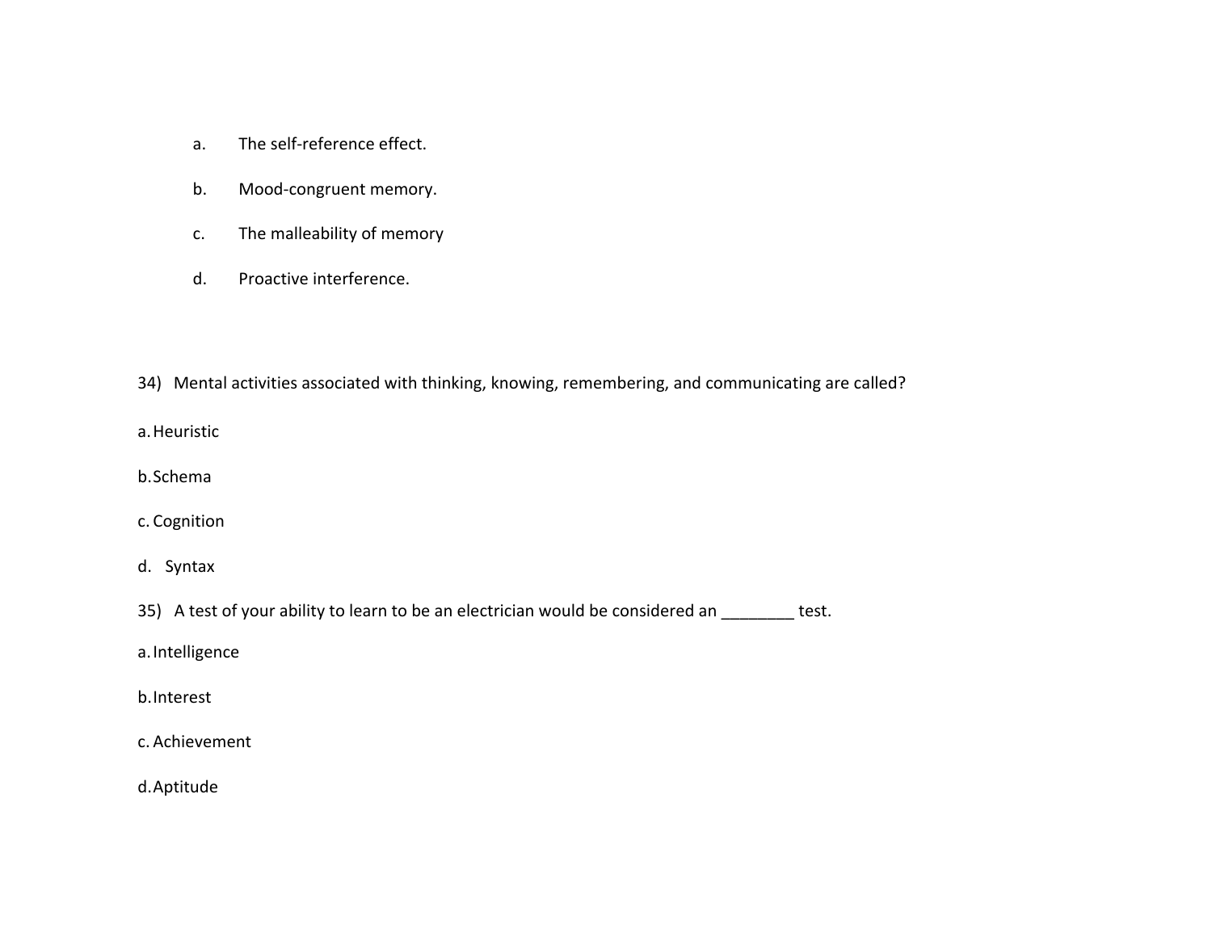a. The self-reference effect.

b. Mood-congruent memory.

c. The malleability of memory

d. Proactive interference.

34) Mental activities associated with thinking, knowing, remembering, and communicating are called?

a. Heuristic

b. Schema

c. Cognition

d. Syntax

35) A test of your ability to learn to be an electrician would be considered an ________ test.

a. Intelligence

b. Interest

c. Achievement

d. Aptitude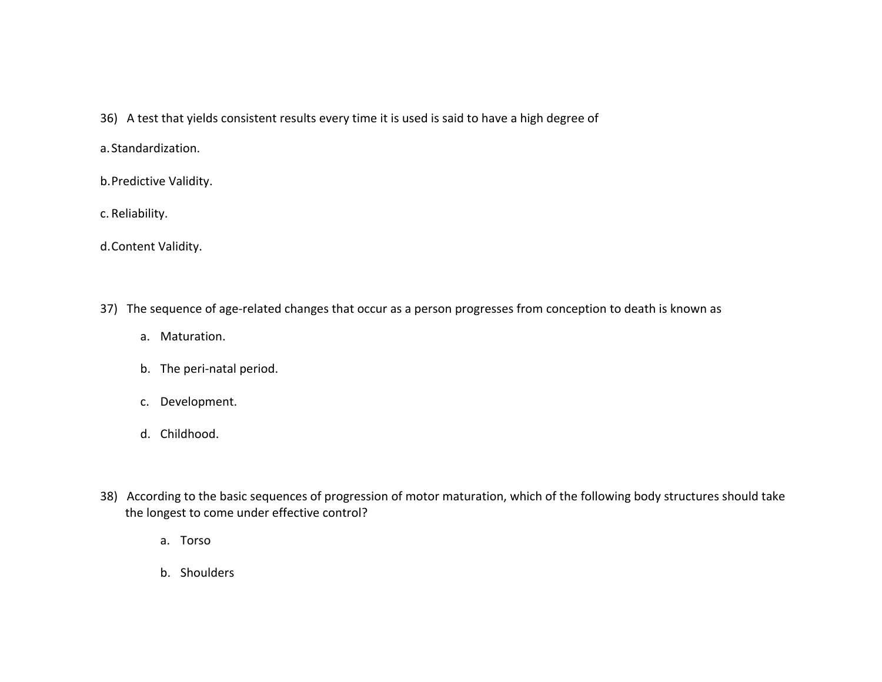36) A test that yields consistent results every time it is used is said to have a high degree of

a. Standardization.

b. Predictive Validity.

c. Reliability.

d. Content Validity.

37) The sequence of age-related changes that occur as a person progresses from conception to death is known as

a. Maturation.

b. The peri-natal period.

c. Development.

d. Childhood.

38) According to the basic sequences of progression of motor maturation, which of the following body structures should take the longest to come under effective control?

a. Torso

b. Shoulders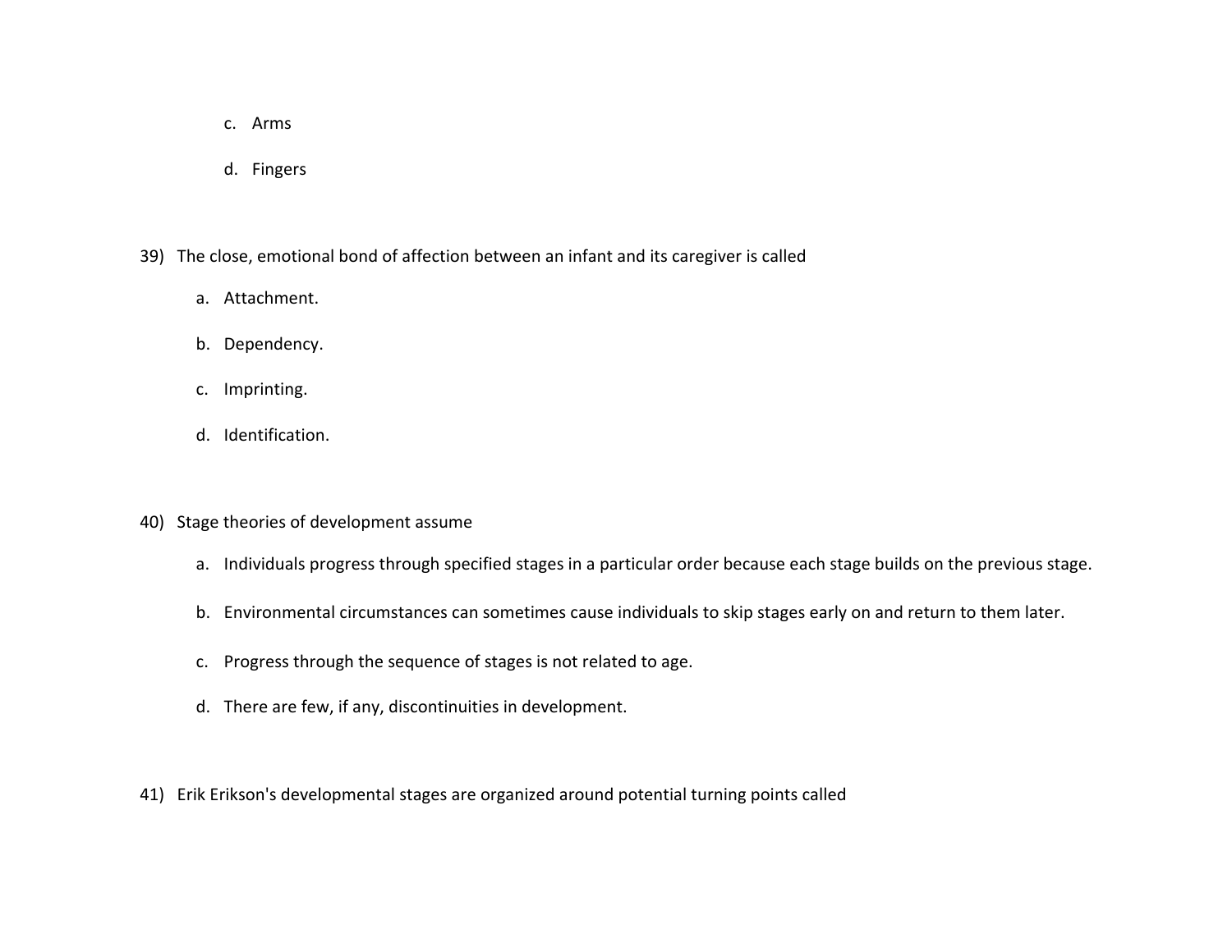c. Arms

d. Fingers

39) The close, emotional bond of affection between an infant and its caregiver is called

a. Attachment.

b. Dependency.

c. Imprinting.

d. Identification.

40) Stage theories of development assume

a. Individuals progress through specified stages in a particular order because each stage builds on the previous stage.

b. Environmental circumstances can sometimes cause individuals to skip stages early on and return to them later.

c. Progress through the sequence of stages is not related to age.

d. There are few, if any, discontinuities in development.

41) Erik Erikson's developmental stages are organized around potential turning points called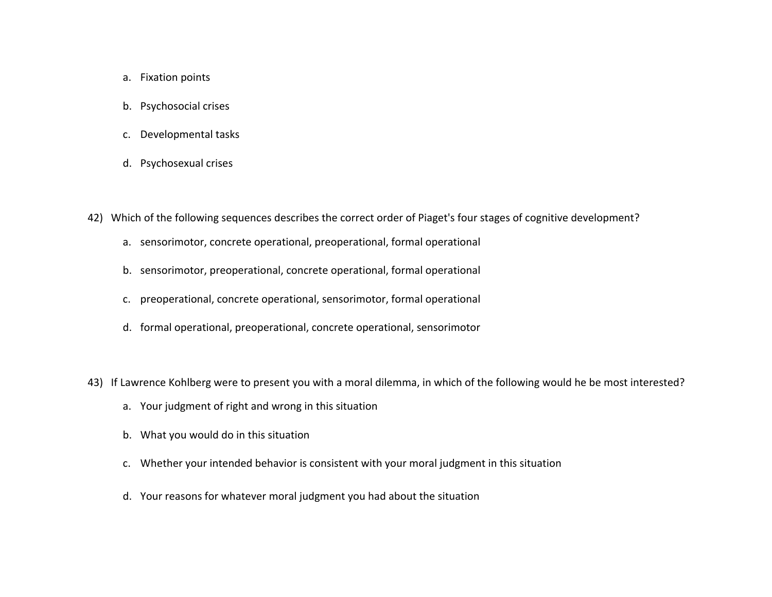a. Fixation points

b. Psychosocial crises

c. Developmental tasks

d. Psychosexual crises

42) Which of the following sequences describes the correct order of Piaget's four stages of cognitive development?

a. sensorimotor, concrete operational, preoperational, formal operational

b. sensorimotor, preoperational, concrete operational, formal operational

c. preoperational, concrete operational, sensorimotor, formal operational

d. formal operational, preoperational, concrete operational, sensorimotor

43) If Lawrence Kohlberg were to present you with a moral dilemma, in which of the following would he be most interested?

a. Your judgment of right and wrong in this situation

b. What you would do in this situation

c. Whether your intended behavior is consistent with your moral judgment in this situation

d. Your reasons for whatever moral judgment you had about the situation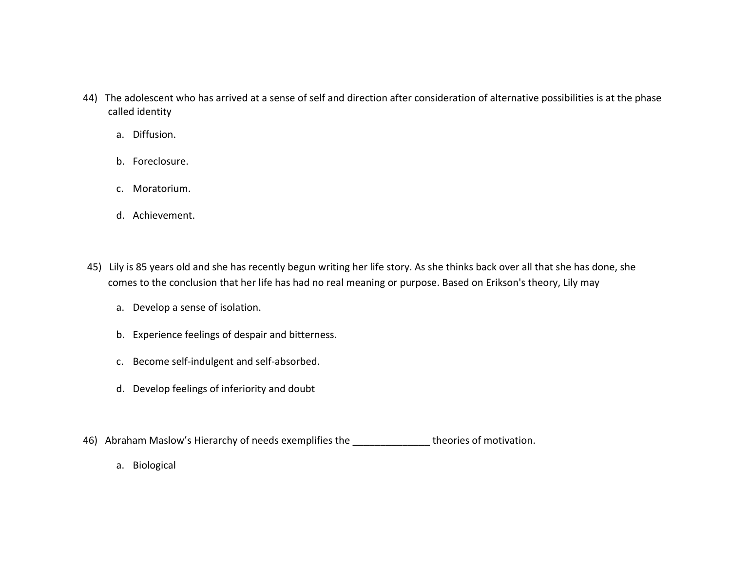44) The adolescent who has arrived at a sense of self and direction after consideration of alternative possibilities is at the phase called identity

   a. Diffusion.

   b. Foreclosure.

   c. Moratorium.

   d. Achievement.

45) Lily is 85 years old and she has recently begun writing her life story. As she thinks back over all that she has done, she comes to the conclusion that her life has had no real meaning or purpose. Based on Erikson's theory, Lily may

   a. Develop a sense of isolation.

   b. Experience feelings of despair and bitterness.

   c. Become self-indulgent and self-absorbed.

   d. Develop feelings of inferiority and doubt

46) Abraham Maslow's Hierarchy of needs exemplifies the ______________ theories of motivation.

   a. Biological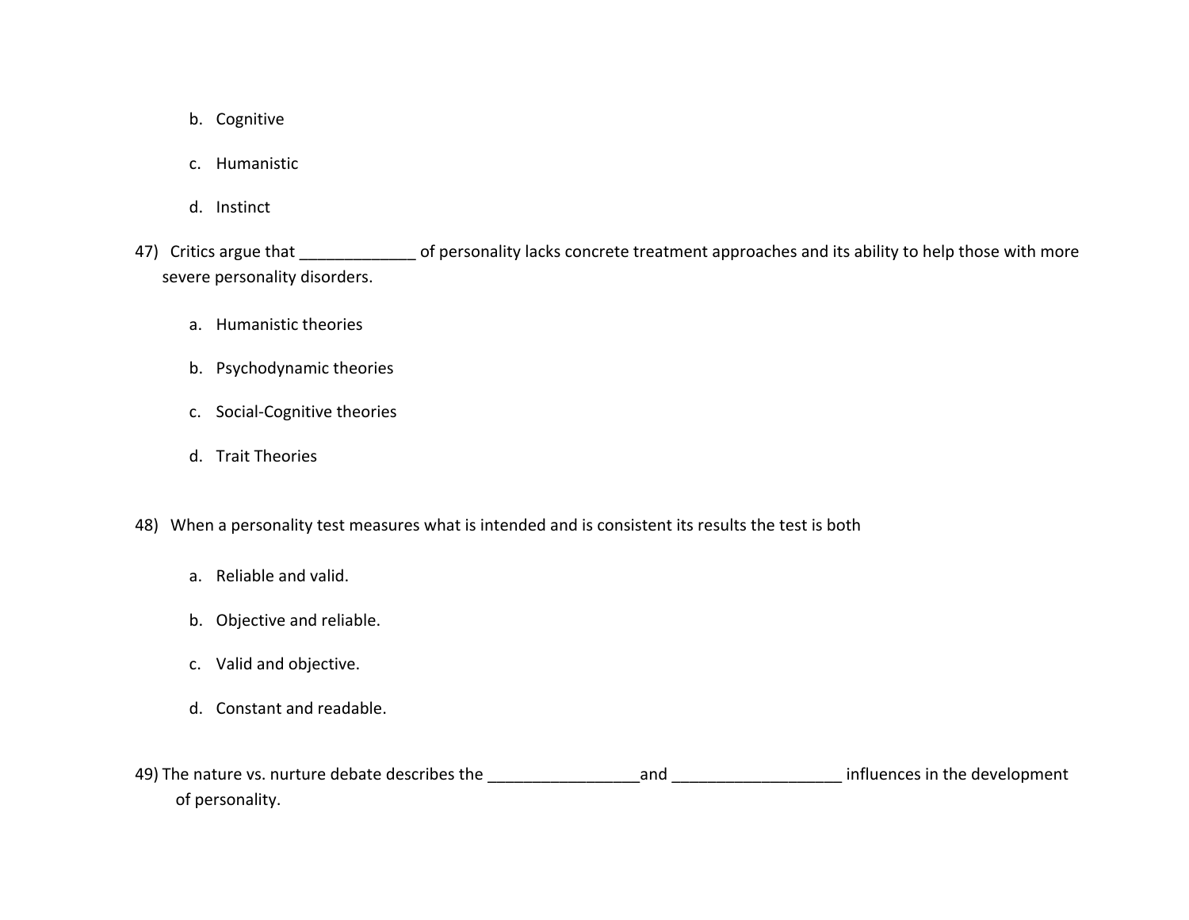b. Cognitive

c. Humanistic

d. Instinct

47) Critics argue that _____________ of personality lacks concrete treatment approaches and its ability to help those with more severe personality disorders.

a. Humanistic theories

b. Psychodynamic theories

c. Social-Cognitive theories

d. Trait Theories

48) When a personality test measures what is intended and is consistent its results the test is both

a. Reliable and valid.

b. Objective and reliable.

c. Valid and objective.

d. Constant and readable.

49) The nature vs. nurture debate describes the _________________and ___________________ influences in the development of personality.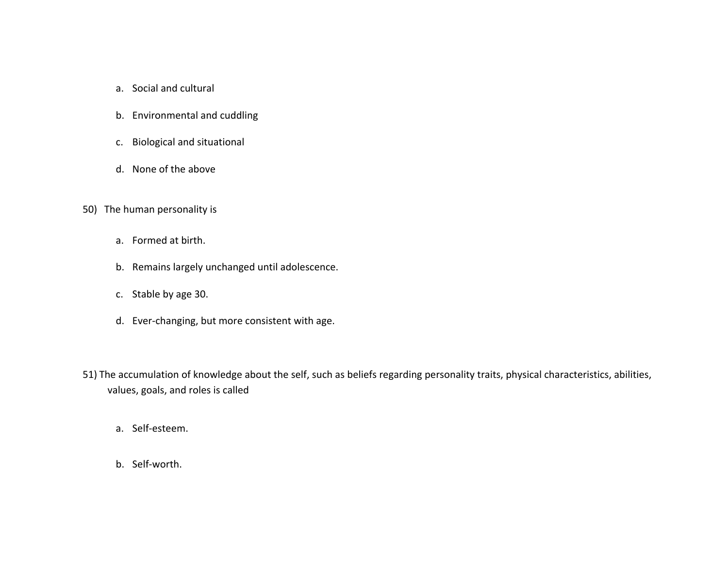a. Social and cultural

b. Environmental and cuddling

c. Biological and situational

d. None of the above

50) The human personality is

a. Formed at birth.

b. Remains largely unchanged until adolescence.

c. Stable by age 30.

d. Ever-changing, but more consistent with age.

51) The accumulation of knowledge about the self, such as beliefs regarding personality traits, physical characteristics, abilities, values, goals, and roles is called

a. Self-esteem.

b. Self-worth.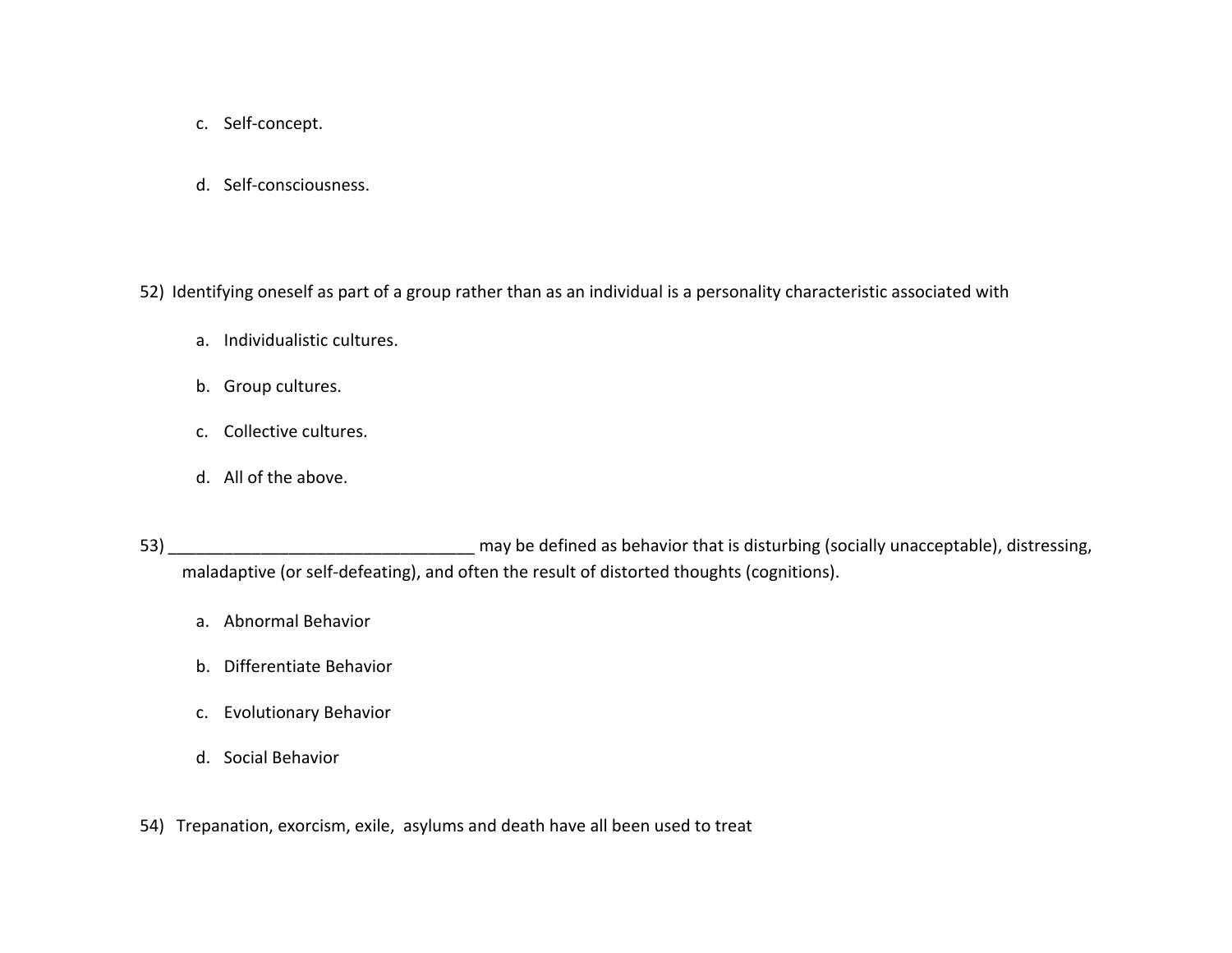c. Self-concept.

d. Self-consciousness.

52) Identifying oneself as part of a group rather than as an individual is a personality characteristic associated with

a. Individualistic cultures.

b. Group cultures.

c. Collective cultures.

d. All of the above.

53) _________________________________ may be defined as behavior that is disturbing (socially unacceptable), distressing, maladaptive (or self-defeating), and often the result of distorted thoughts (cognitions).

a. Abnormal Behavior

b. Differentiate Behavior

c. Evolutionary Behavior

d. Social Behavior

54) Trepanation, exorcism, exile, asylums and death have all been used to treat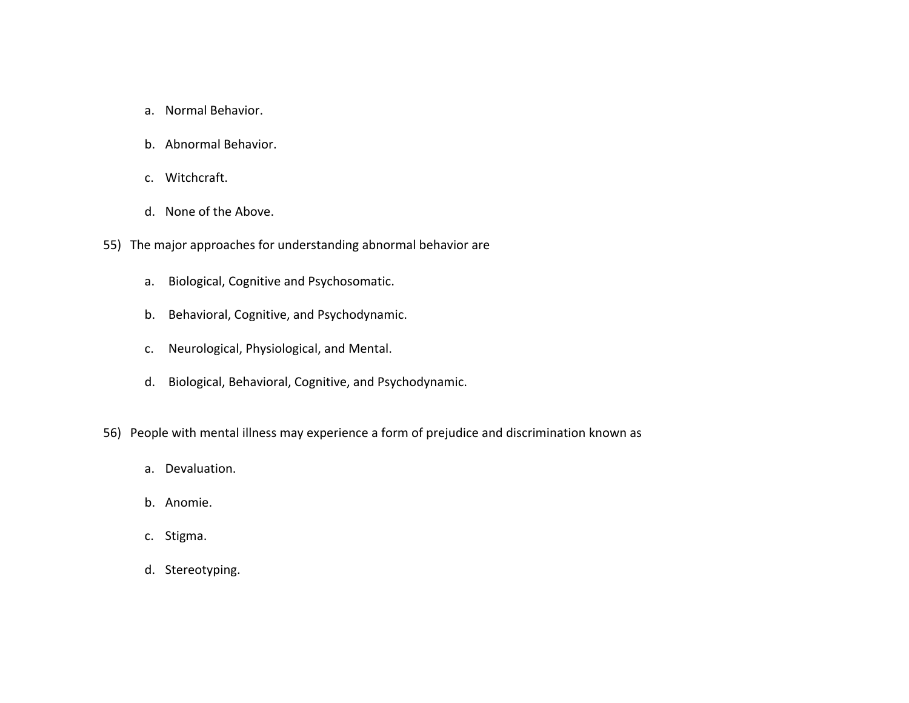a. Normal Behavior.

b. Abnormal Behavior.

c. Witchcraft.

d. None of the Above.

55) The major approaches for understanding abnormal behavior are

a. Biological, Cognitive and Psychosomatic.

b. Behavioral, Cognitive, and Psychodynamic.

c. Neurological, Physiological, and Mental.

d. Biological, Behavioral, Cognitive, and Psychodynamic.

56) People with mental illness may experience a form of prejudice and discrimination known as

a. Devaluation.

b. Anomie.

c. Stigma.

d. Stereotyping.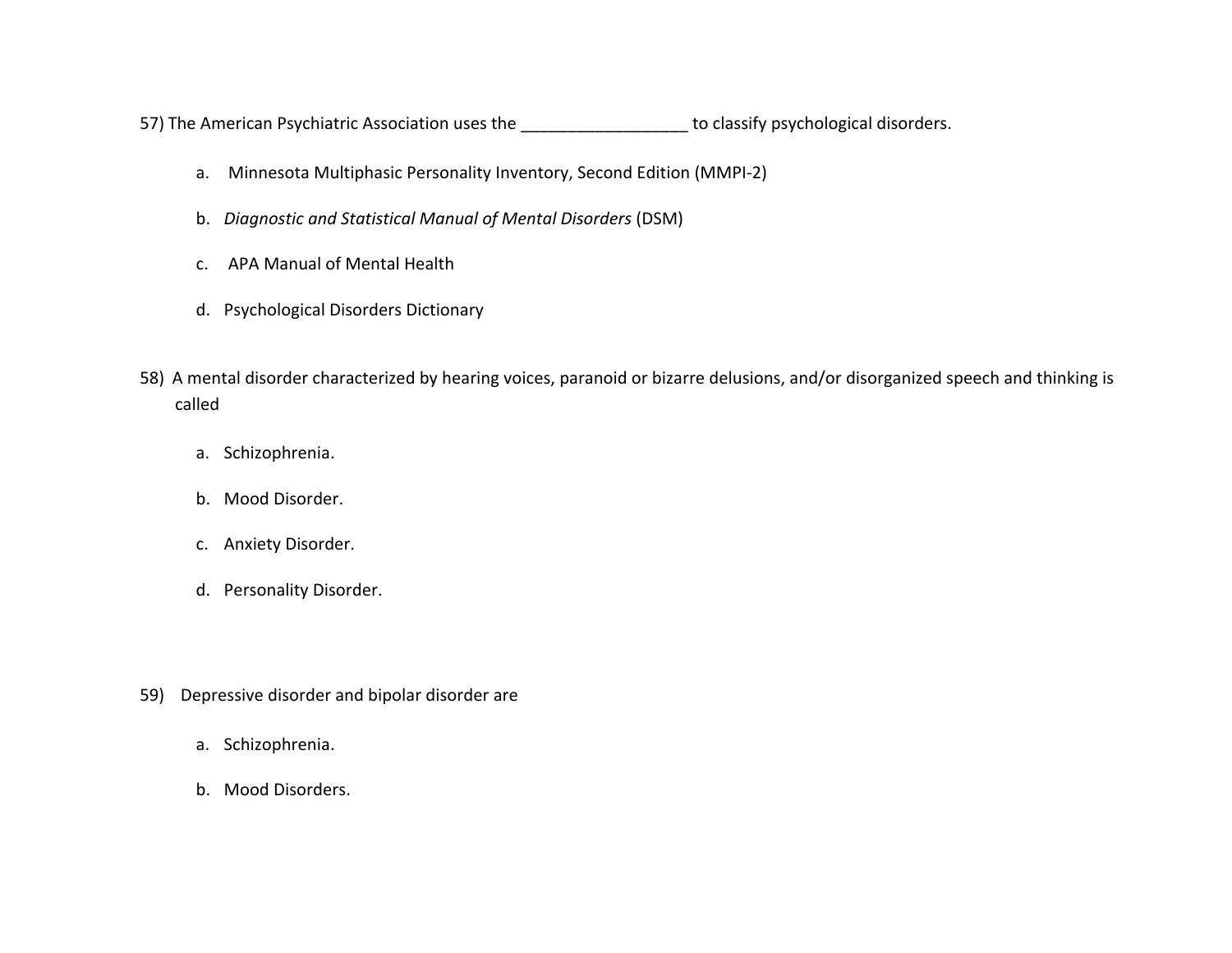57) The American Psychiatric Association uses the __________________ to classify psychological disorders.

a. Minnesota Multiphasic Personality Inventory, Second Edition (MMPI-2)

b. *Diagnostic and Statistical Manual of Mental Disorders* (DSM)

c. APA Manual of Mental Health

d. Psychological Disorders Dictionary

58) A mental disorder characterized by hearing voices, paranoid or bizarre delusions, and/or disorganized speech and thinking is called

a. Schizophrenia.

b. Mood Disorder.

c. Anxiety Disorder.

d. Personality Disorder.

59) Depressive disorder and bipolar disorder are

a. Schizophrenia.

b. Mood Disorders.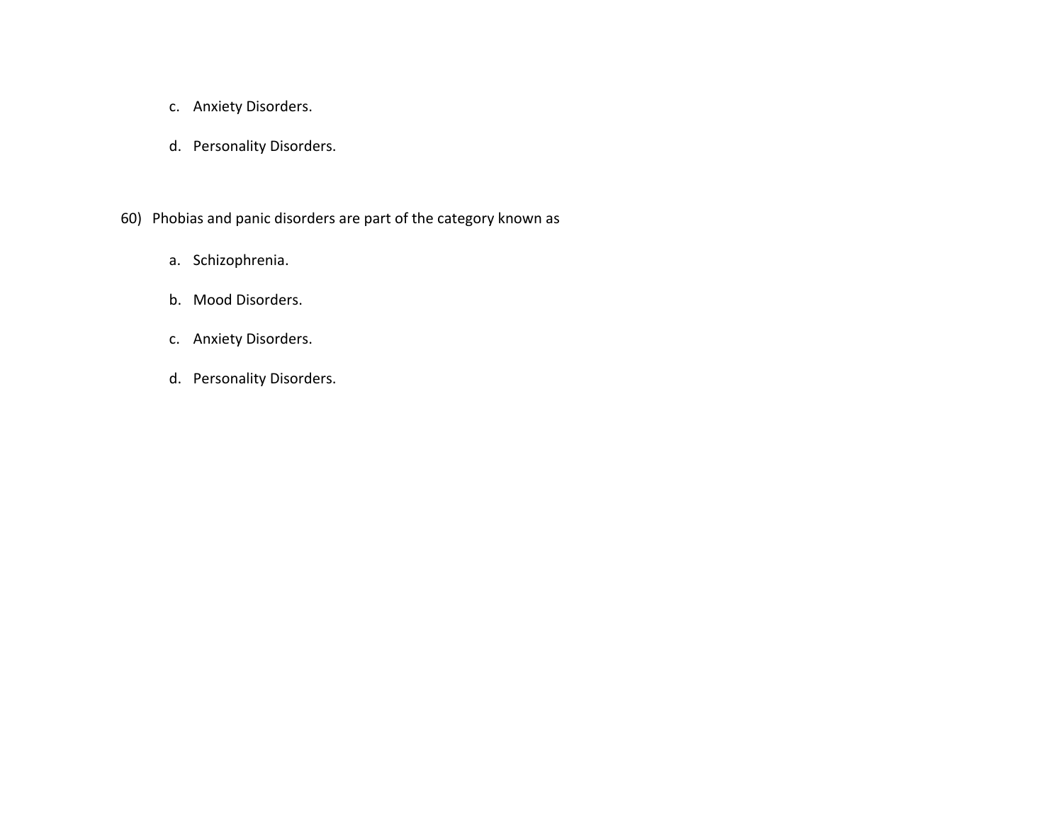c. Anxiety Disorders.

d. Personality Disorders.

60) Phobias and panic disorders are part of the category known as

a. Schizophrenia.

b. Mood Disorders.

c. Anxiety Disorders.

d. Personality Disorders.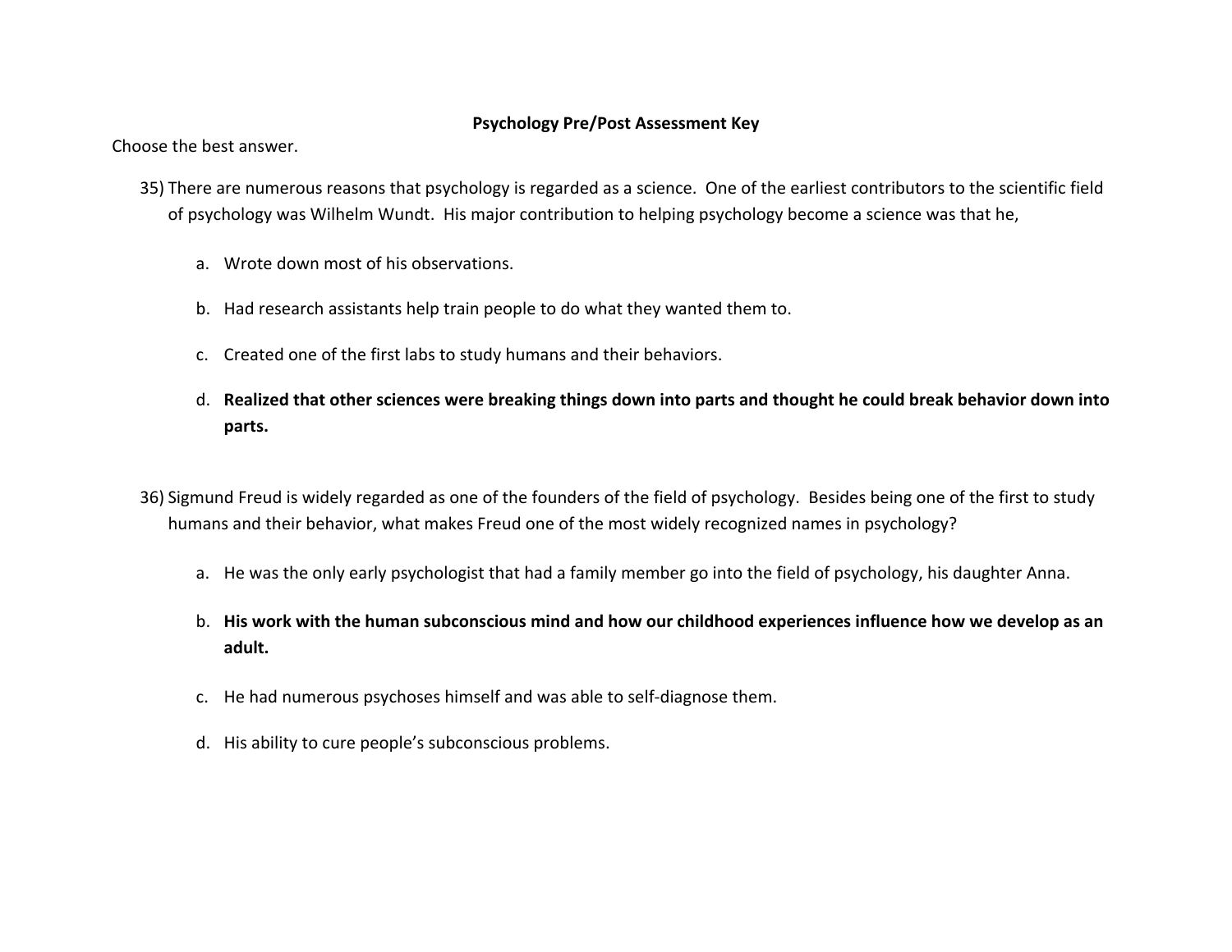**Psychology Pre/Post Assessment Key**

Choose the best answer.

35) There are numerous reasons that psychology is regarded as a science. One of the earliest contributors to the scientific field of psychology was Wilhelm Wundt. His major contribution to helping psychology become a science was that he,

   a. Wrote down most of his observations.

   b. Had research assistants help train people to do what they wanted them to.

   c. Created one of the first labs to study humans and their behaviors.

   d. **Realized that other sciences were breaking things down into parts and thought he could break behavior down into parts.**

36) Sigmund Freud is widely regarded as one of the founders of the field of psychology. Besides being one of the first to study humans and their behavior, what makes Freud one of the most widely recognized names in psychology?

   a. He was the only early psychologist that had a family member go into the field of psychology, his daughter Anna.

   b. **His work with the human subconscious mind and how our childhood experiences influence how we develop as an adult.**

   c. He had numerous psychoses himself and was able to self-diagnose them.

   d. His ability to cure people's subconscious problems.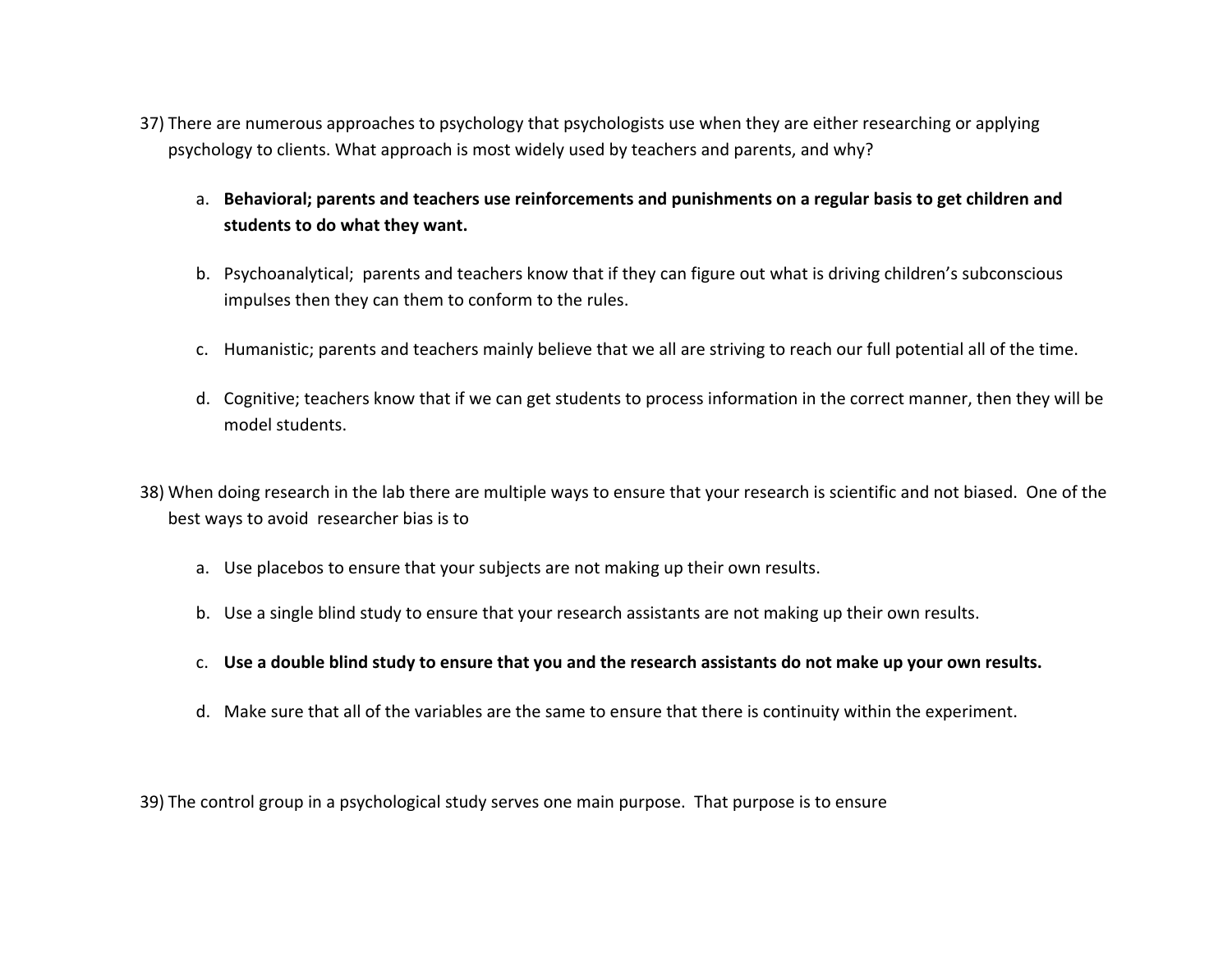37) There are numerous approaches to psychology that psychologists use when they are either researching or applying psychology to clients. What approach is most widely used by teachers and parents, and why?

   a. **Behavioral; parents and teachers use reinforcements and punishments on a regular basis to get children and students to do what they want.**

   b. Psychoanalytical;  parents and teachers know that if they can figure out what is driving children's subconscious impulses then they can them to conform to the rules.

   c. Humanistic; parents and teachers mainly believe that we all are striving to reach our full potential all of the time.

   d. Cognitive; teachers know that if we can get students to process information in the correct manner, then they will be model students.

38) When doing research in the lab there are multiple ways to ensure that your research is scientific and not biased.  One of the best ways to avoid  researcher bias is to

   a. Use placebos to ensure that your subjects are not making up their own results.

   b. Use a single blind study to ensure that your research assistants are not making up their own results.

   c. **Use a double blind study to ensure that you and the research assistants do not make up your own results.**

   d. Make sure that all of the variables are the same to ensure that there is continuity within the experiment.

39) The control group in a psychological study serves one main purpose.  That purpose is to ensure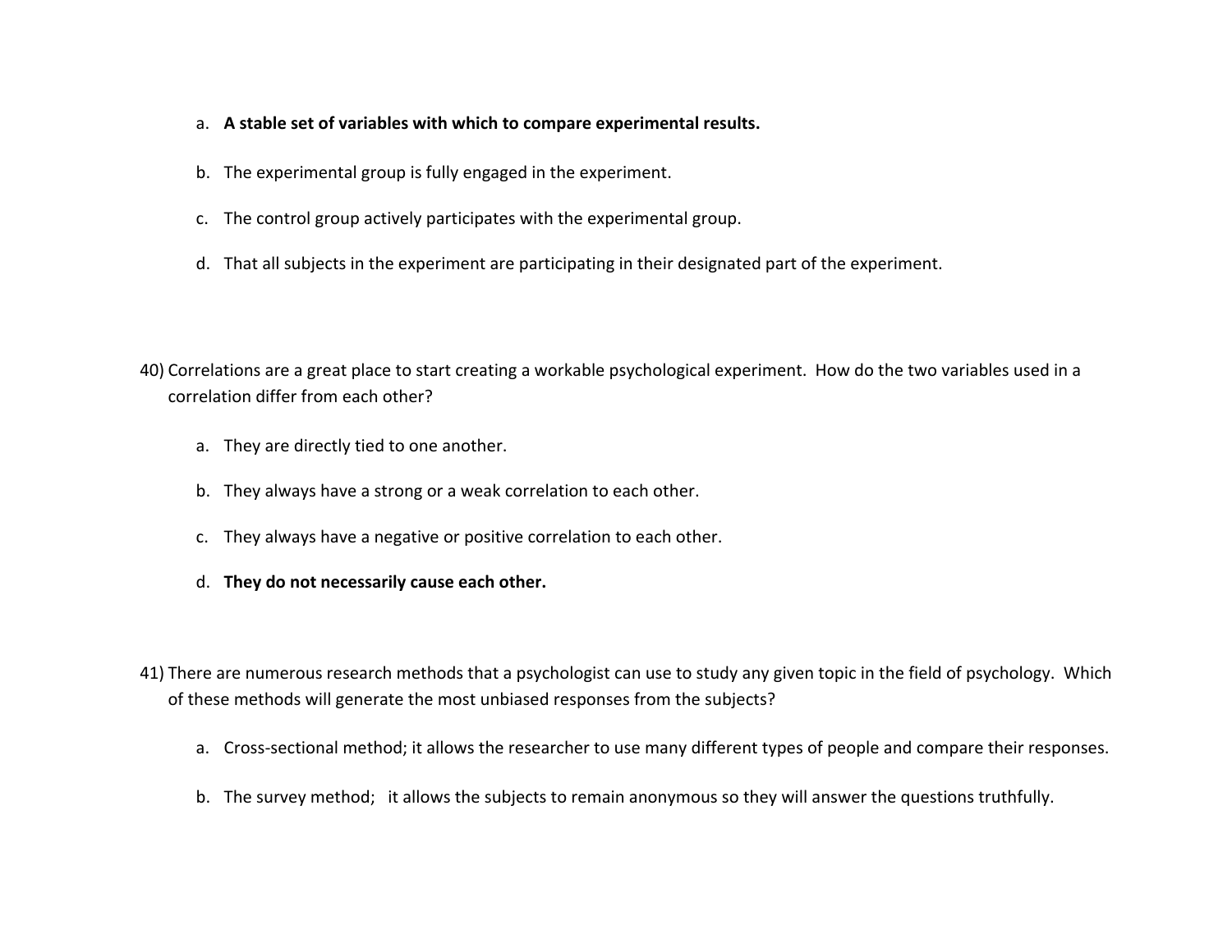a. **A stable set of variables with which to compare experimental results.**

b. The experimental group is fully engaged in the experiment.

c. The control group actively participates with the experimental group.

d. That all subjects in the experiment are participating in their designated part of the experiment.

40) Correlations are a great place to start creating a workable psychological experiment. How do the two variables used in a correlation differ from each other?

a. They are directly tied to one another.

b. They always have a strong or a weak correlation to each other.

c. They always have a negative or positive correlation to each other.

d. **They do not necessarily cause each other.**

41) There are numerous research methods that a psychologist can use to study any given topic in the field of psychology. Which of these methods will generate the most unbiased responses from the subjects?

a. Cross-sectional method; it allows the researcher to use many different types of people and compare their responses.

b. The survey method; it allows the subjects to remain anonymous so they will answer the questions truthfully.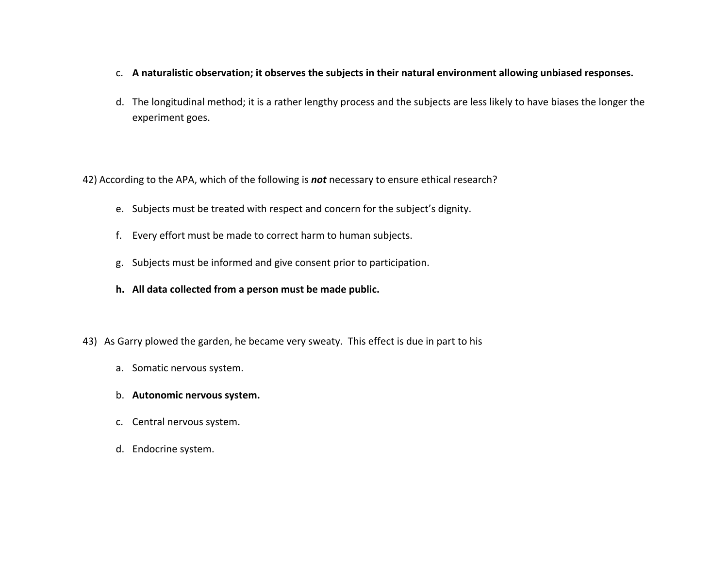c. **A naturalistic observation; it observes the subjects in their natural environment allowing unbiased responses.**

d. The longitudinal method; it is a rather lengthy process and the subjects are less likely to have biases the longer the experiment goes.

42) According to the APA, which of the following is ***not*** necessary to ensure ethical research?

e. Subjects must be treated with respect and concern for the subject's dignity.

f. Every effort must be made to correct harm to human subjects.

g. Subjects must be informed and give consent prior to participation.

h. **All data collected from a person must be made public.**

43) As Garry plowed the garden, he became very sweaty. This effect is due in part to his

a. Somatic nervous system.

b. **Autonomic nervous system.**

c. Central nervous system.

d. Endocrine system.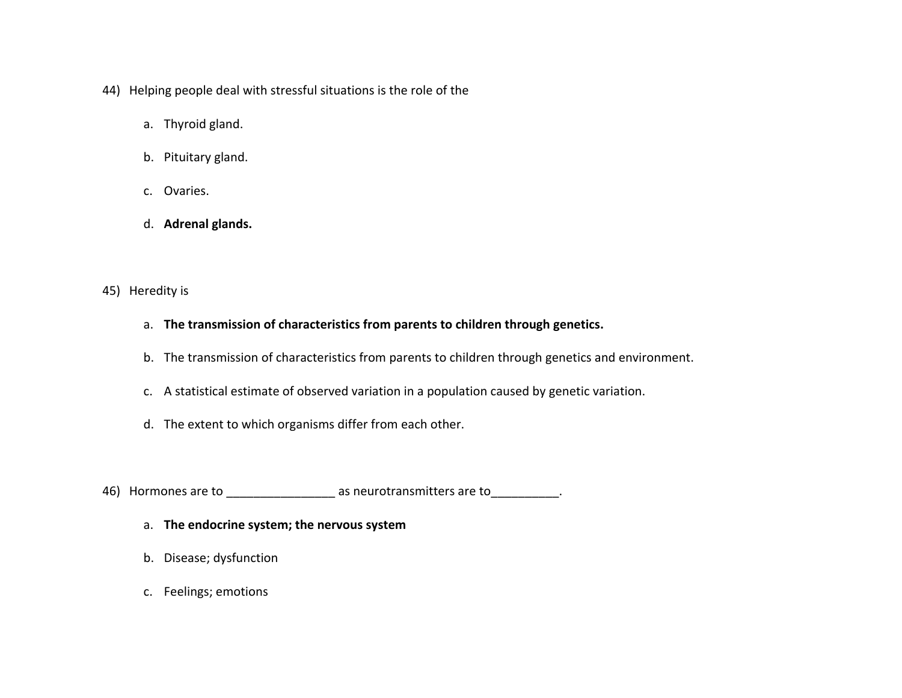44) Helping people deal with stressful situations is the role of the

   a. Thyroid gland.

   b. Pituitary gland.

   c. Ovaries.

   d. **Adrenal glands.**

45) Heredity is

   a. **The transmission of characteristics from parents to children through genetics.**

   b. The transmission of characteristics from parents to children through genetics and environment.

   c. A statistical estimate of observed variation in a population caused by genetic variation.

   d. The extent to which organisms differ from each other.

46) Hormones are to ________________ as neurotransmitters are to__________.

   a. **The endocrine system; the nervous system**

   b. Disease; dysfunction

   c. Feelings; emotions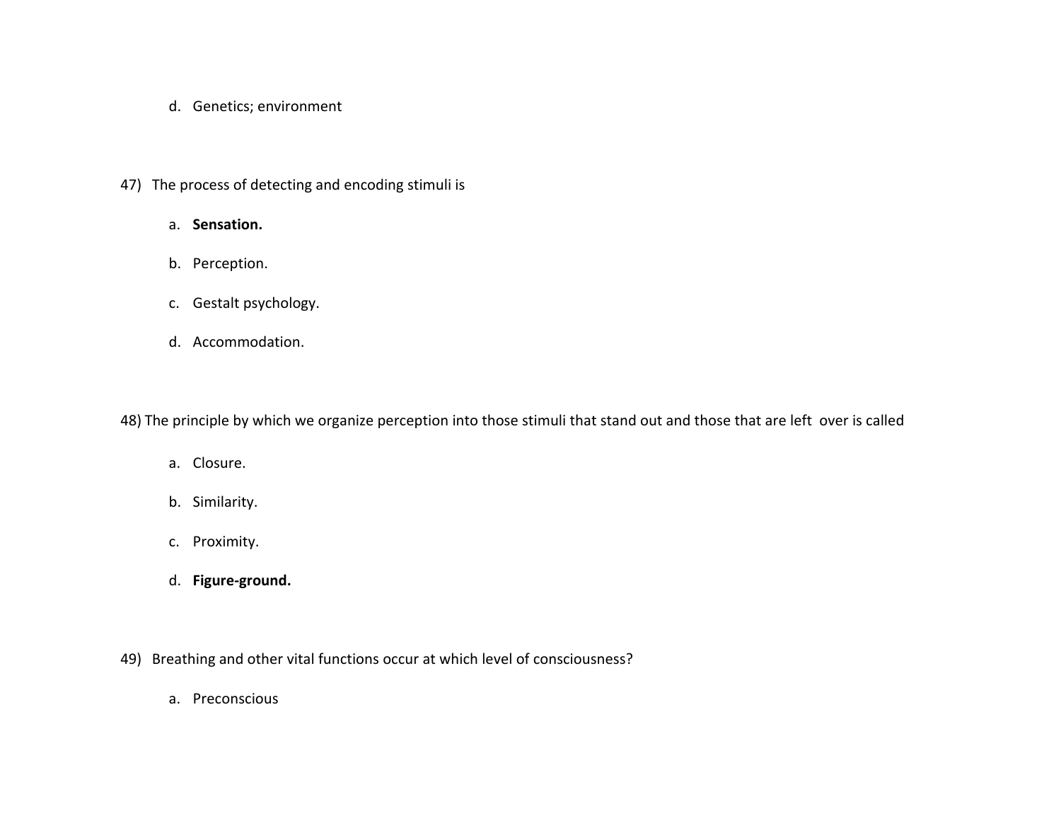d. Genetics; environment

47) The process of detecting and encoding stimuli is

a. **Sensation.**

b. Perception.

c. Gestalt psychology.

d. Accommodation.

48) The principle by which we organize perception into those stimuli that stand out and those that are left over is called

a. Closure.

b. Similarity.

c. Proximity.

d. **Figure-ground.**

49) Breathing and other vital functions occur at which level of consciousness?

a. Preconscious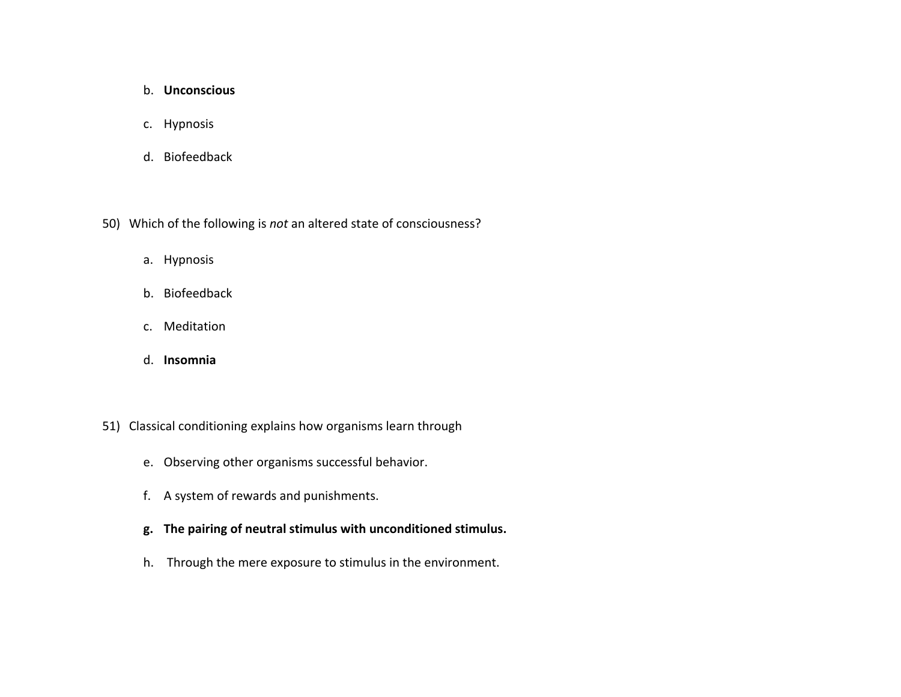b. **Unconscious**

c. Hypnosis

d. Biofeedback

50) Which of the following is *not* an altered state of consciousness?

a. Hypnosis

b. Biofeedback

c. Meditation

d. **Insomnia**

51) Classical conditioning explains how organisms learn through

e. Observing other organisms successful behavior.

f. A system of rewards and punishments.

**g. The pairing of neutral stimulus with unconditioned stimulus.**

h. Through the mere exposure to stimulus in the environment.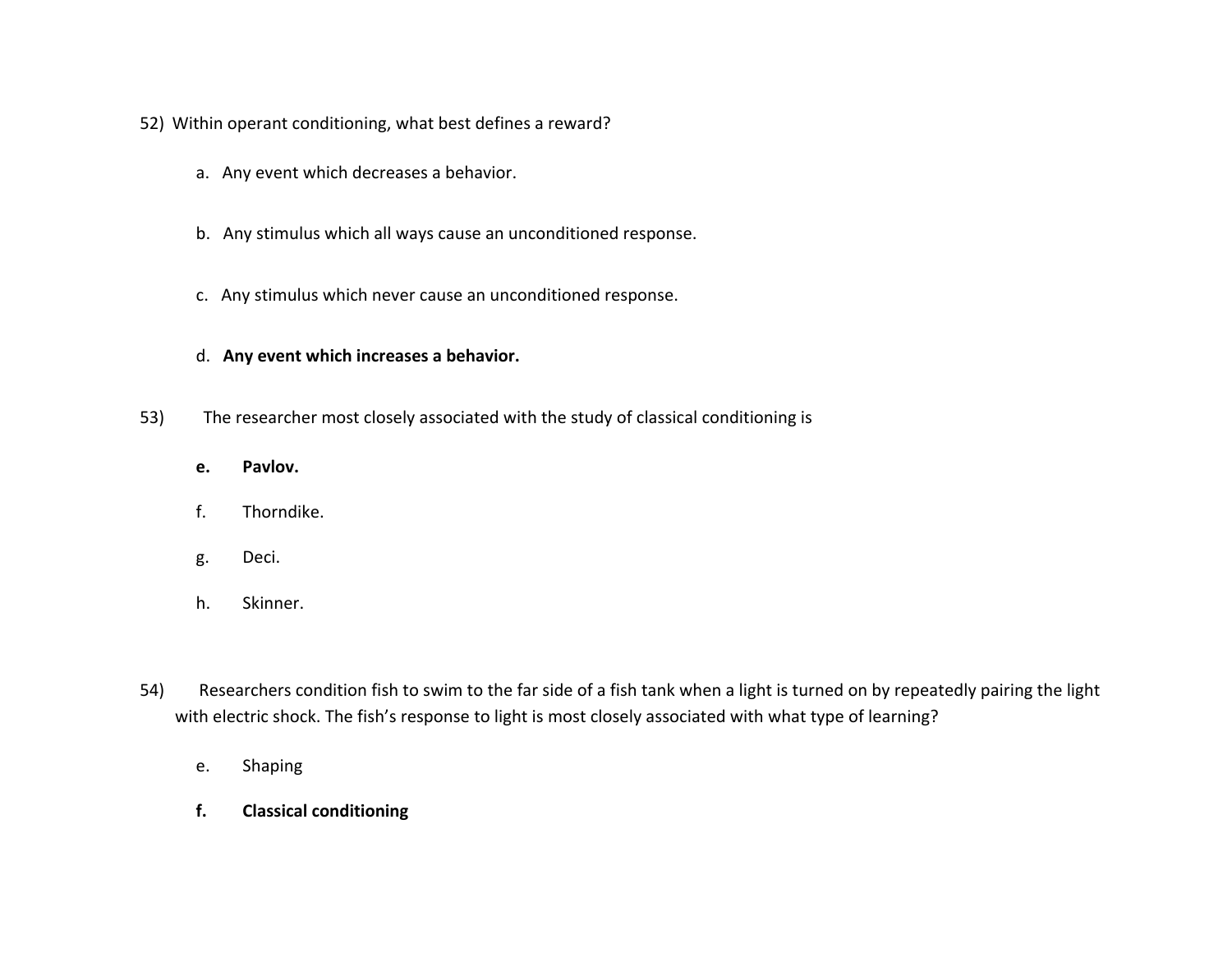52) Within operant conditioning, what best defines a reward?

a. Any event which decreases a behavior.

b. Any stimulus which all ways cause an unconditioned response.

c. Any stimulus which never cause an unconditioned response.

d. **Any event which increases a behavior.**

53) The researcher most closely associated with the study of classical conditioning is

**e. Pavlov.**

f. Thorndike.

g. Deci.

h. Skinner.

54) Researchers condition fish to swim to the far side of a fish tank when a light is turned on by repeatedly pairing the light with electric shock. The fish's response to light is most closely associated with what type of learning?

e. Shaping

**f. Classical conditioning**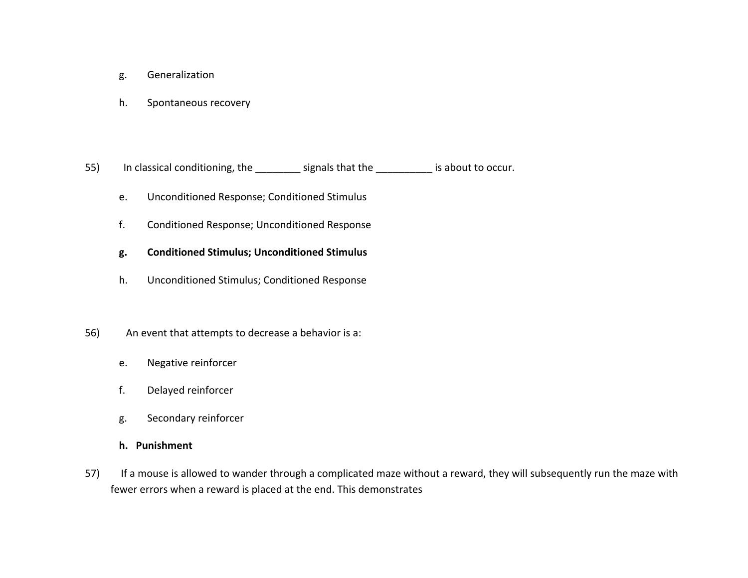g. Generalization

h. Spontaneous recovery

55) In classical conditioning, the ________ signals that the __________ is about to occur.

e. Unconditioned Response; Conditioned Stimulus

f. Conditioned Response; Unconditioned Response

**g. Conditioned Stimulus; Unconditioned Stimulus**

h. Unconditioned Stimulus; Conditioned Response

56) An event that attempts to decrease a behavior is a:

e. Negative reinforcer

f. Delayed reinforcer

g. Secondary reinforcer

**h. Punishment**

57) If a mouse is allowed to wander through a complicated maze without a reward, they will subsequently run the maze with fewer errors when a reward is placed at the end. This demonstrates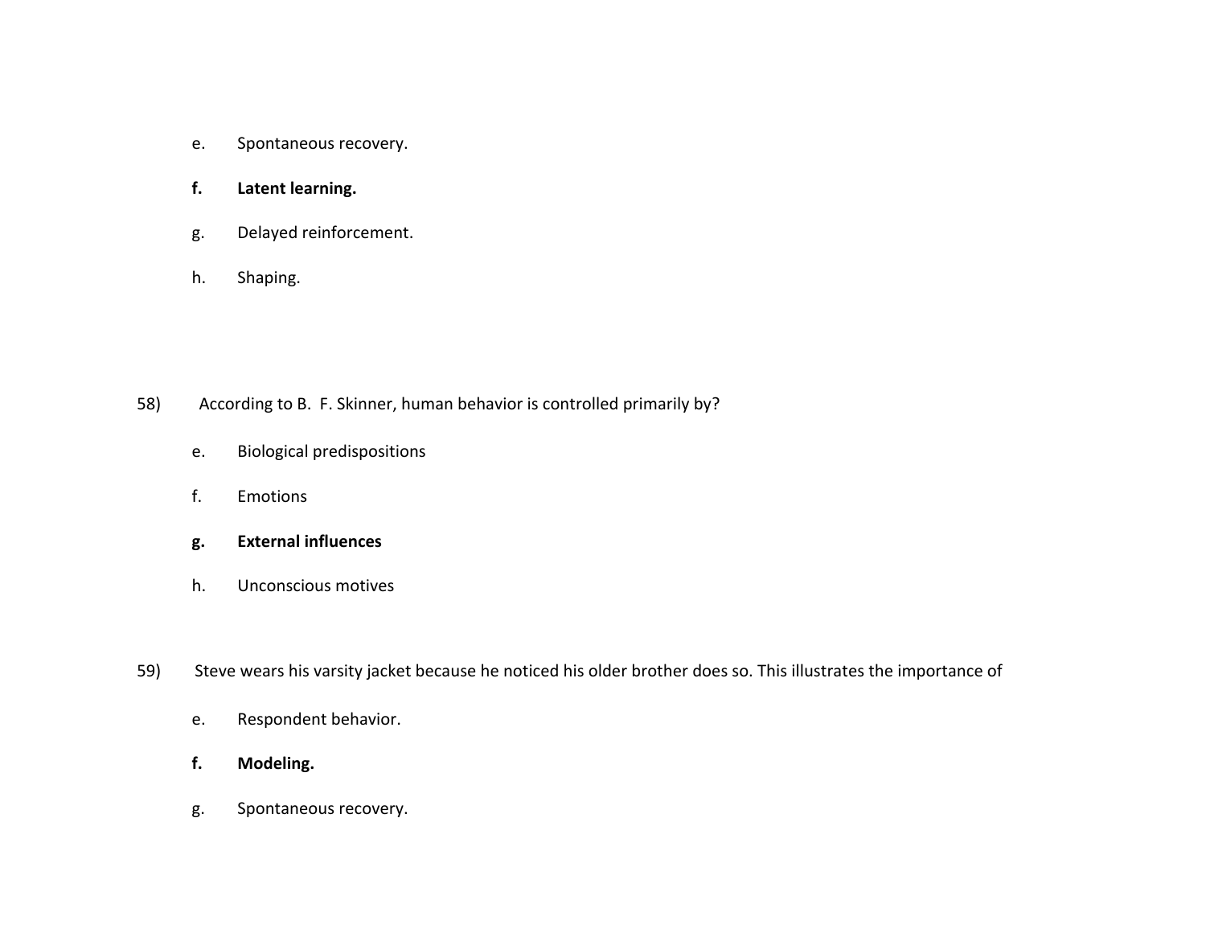e. Spontaneous recovery.

**f. Latent learning.**

g. Delayed reinforcement.

h. Shaping.

58) According to B. F. Skinner, human behavior is controlled primarily by?

e. Biological predispositions

f. Emotions

**g. External influences**

h. Unconscious motives

59) Steve wears his varsity jacket because he noticed his older brother does so. This illustrates the importance of

e. Respondent behavior.

**f. Modeling.**

g. Spontaneous recovery.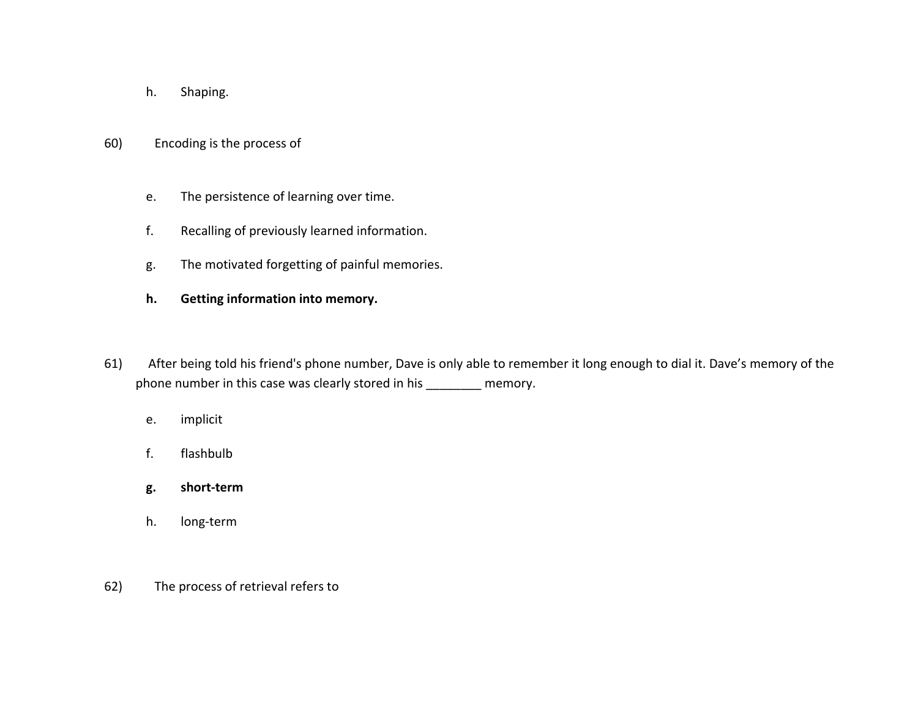h. Shaping.

60) Encoding is the process of

e. The persistence of learning over time.

f. Recalling of previously learned information.

g. The motivated forgetting of painful memories.

**h. Getting information into memory.**

61) After being told his friend's phone number, Dave is only able to remember it long enough to dial it. Dave's memory of the phone number in this case was clearly stored in his ________ memory.

e. implicit

f. flashbulb

**g. short-term**

h. long-term

62) The process of retrieval refers to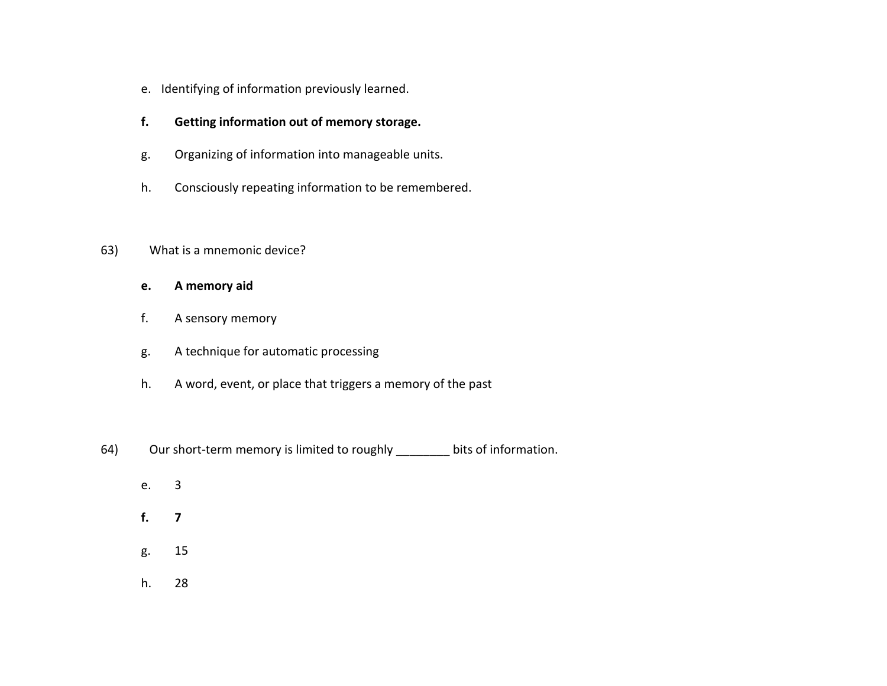e. Identifying of information previously learned.

**f. Getting information out of memory storage.**

g. Organizing of information into manageable units.

h. Consciously repeating information to be remembered.

63) What is a mnemonic device?

**e. A memory aid**

f. A sensory memory

g. A technique for automatic processing

h. A word, event, or place that triggers a memory of the past

64) Our short-term memory is limited to roughly ________ bits of information.

e. 3

**f. 7**

g. 15

h. 28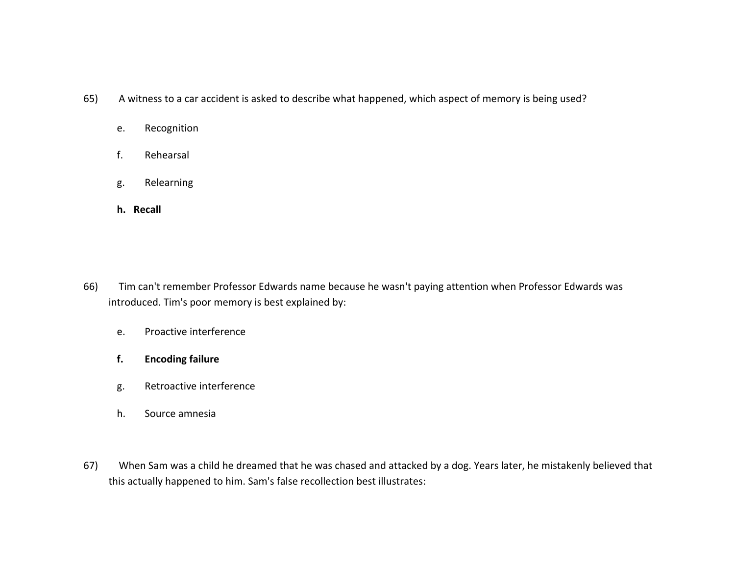65) A witness to a car accident is asked to describe what happened, which aspect of memory is being used?

e. Recognition

f. Rehearsal

g. Relearning

**h. Recall**

66) Tim can't remember Professor Edwards name because he wasn't paying attention when Professor Edwards was introduced. Tim's poor memory is best explained by:

e. Proactive interference

**f. Encoding failure**

g. Retroactive interference

h. Source amnesia

67) When Sam was a child he dreamed that he was chased and attacked by a dog. Years later, he mistakenly believed that this actually happened to him. Sam's false recollection best illustrates: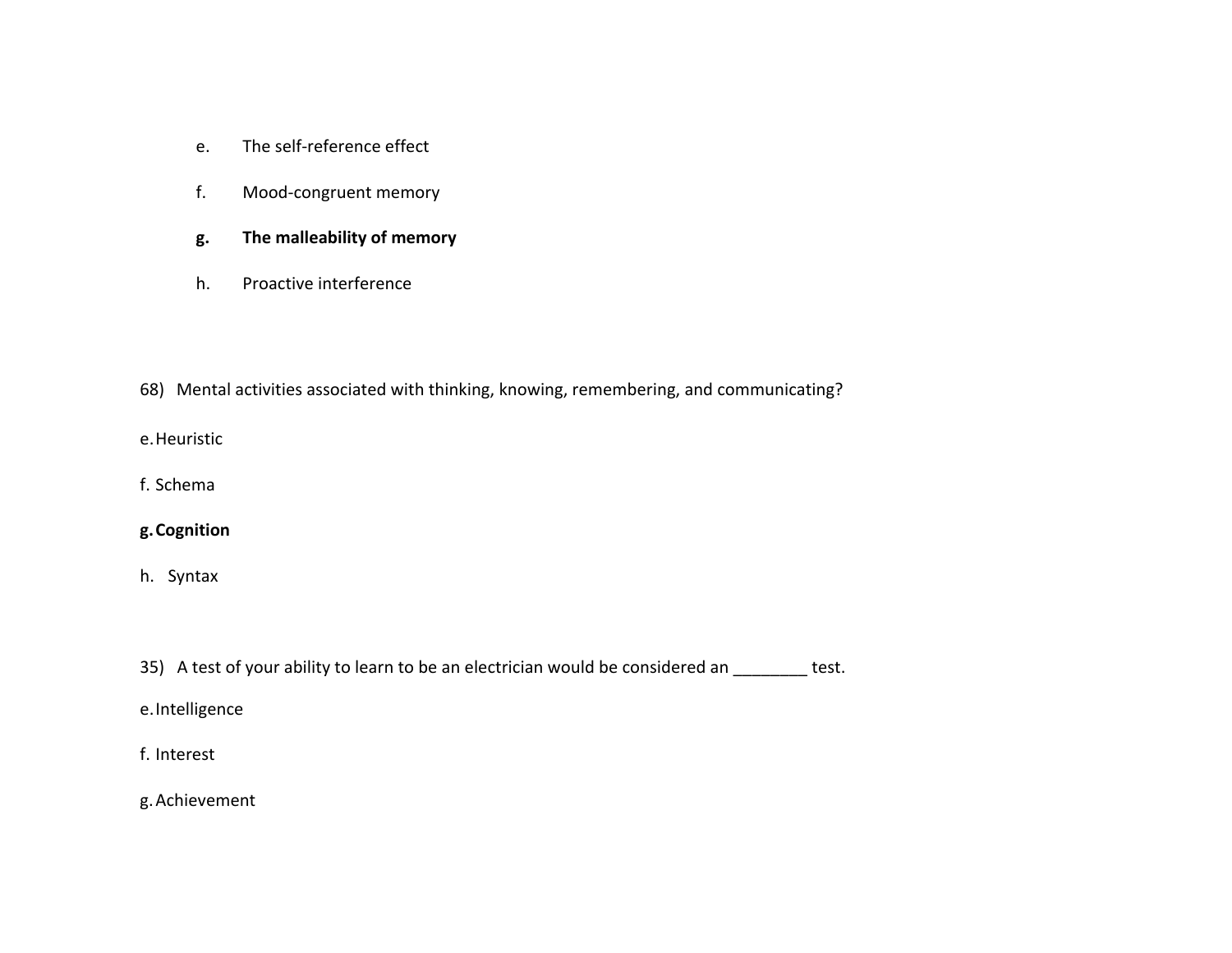e. The self-reference effect

f. Mood-congruent memory

**g. The malleability of memory**

h. Proactive interference

68) Mental activities associated with thinking, knowing, remembering, and communicating?

e. Heuristic

f. Schema

**g. Cognition**

h. Syntax

35) A test of your ability to learn to be an electrician would be considered an ________ test.

e. Intelligence

f. Interest

g. Achievement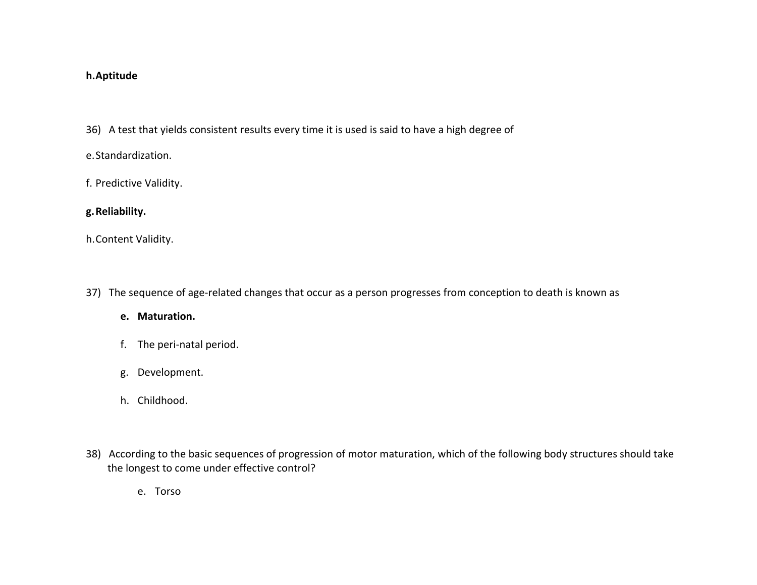**h. Aptitude**

36) A test that yields consistent results every time it is used is said to have a high degree of

e. Standardization.

f. Predictive Validity.

**g. Reliability.**

h. Content Validity.

37) The sequence of age-related changes that occur as a person progresses from conception to death is known as

- **e. Maturation.**
- f. The peri-natal period.
- g. Development.
- h. Childhood.

38) According to the basic sequences of progression of motor maturation, which of the following body structures should take the longest to come under effective control?

- e. Torso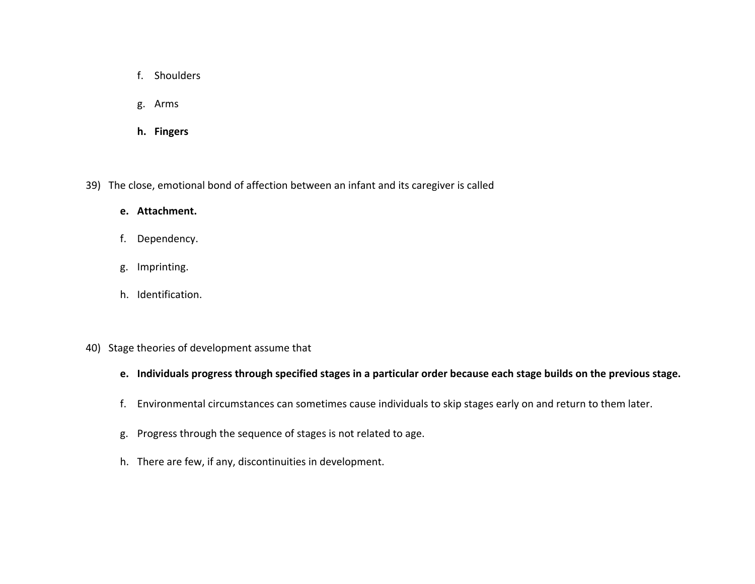f. Shoulders

g. Arms

**h. Fingers**

39) The close, emotional bond of affection between an infant and its caregiver is called

**e. Attachment.**

f. Dependency.

g. Imprinting.

h. Identification.

40) Stage theories of development assume that

**e. Individuals progress through specified stages in a particular order because each stage builds on the previous stage.**

f. Environmental circumstances can sometimes cause individuals to skip stages early on and return to them later.

g. Progress through the sequence of stages is not related to age.

h. There are few, if any, discontinuities in development.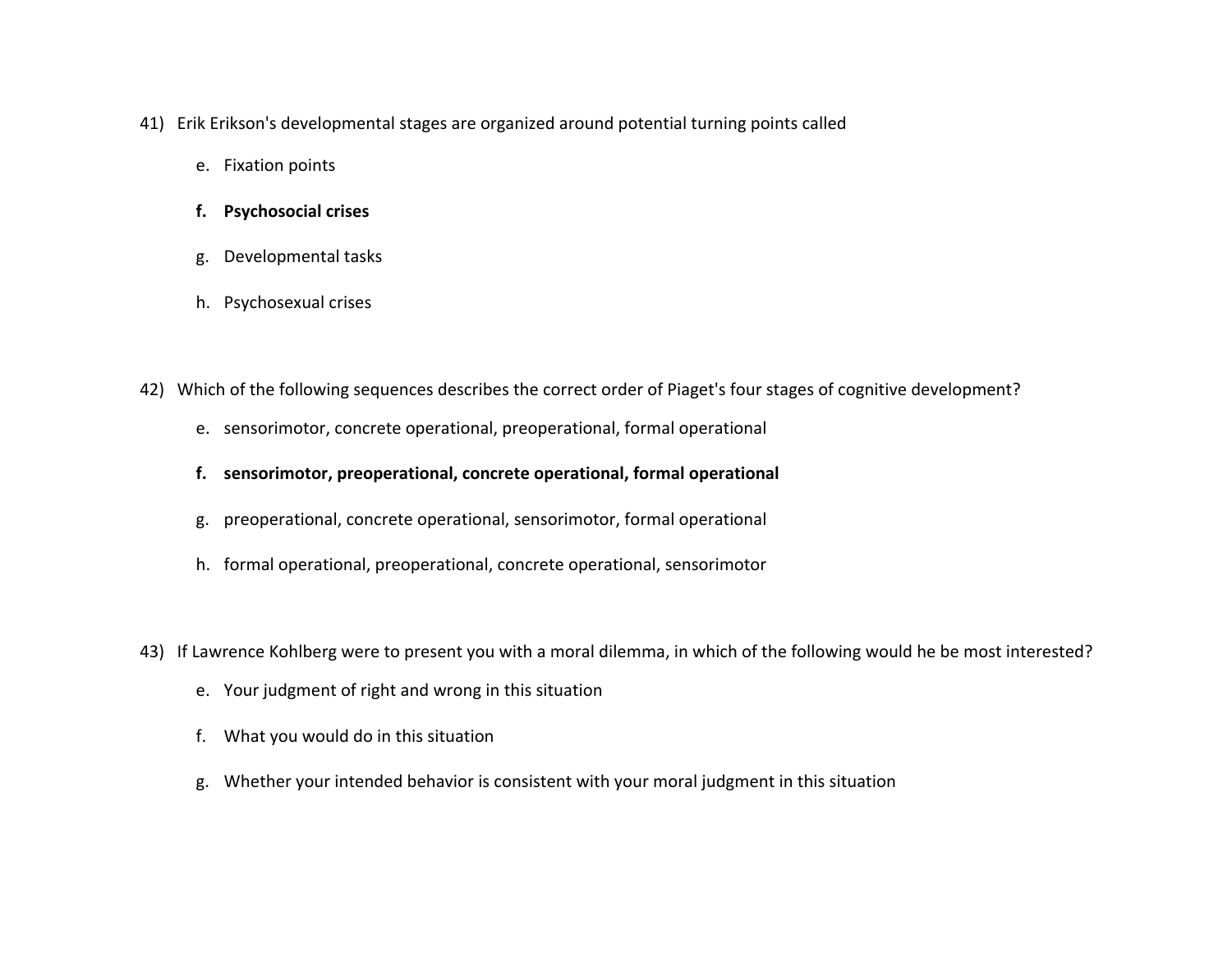41) Erik Erikson's developmental stages are organized around potential turning points called

    e. Fixation points

    **f. Psychosocial crises**

    g. Developmental tasks

    h. Psychosexual crises

42) Which of the following sequences describes the correct order of Piaget's four stages of cognitive development?

    e. sensorimotor, concrete operational, preoperational, formal operational

    **f. sensorimotor, preoperational, concrete operational, formal operational**

    g. preoperational, concrete operational, sensorimotor, formal operational

    h. formal operational, preoperational, concrete operational, sensorimotor

43) If Lawrence Kohlberg were to present you with a moral dilemma, in which of the following would he be most interested?

    e. Your judgment of right and wrong in this situation

    f. What you would do in this situation

    g. Whether your intended behavior is consistent with your moral judgment in this situation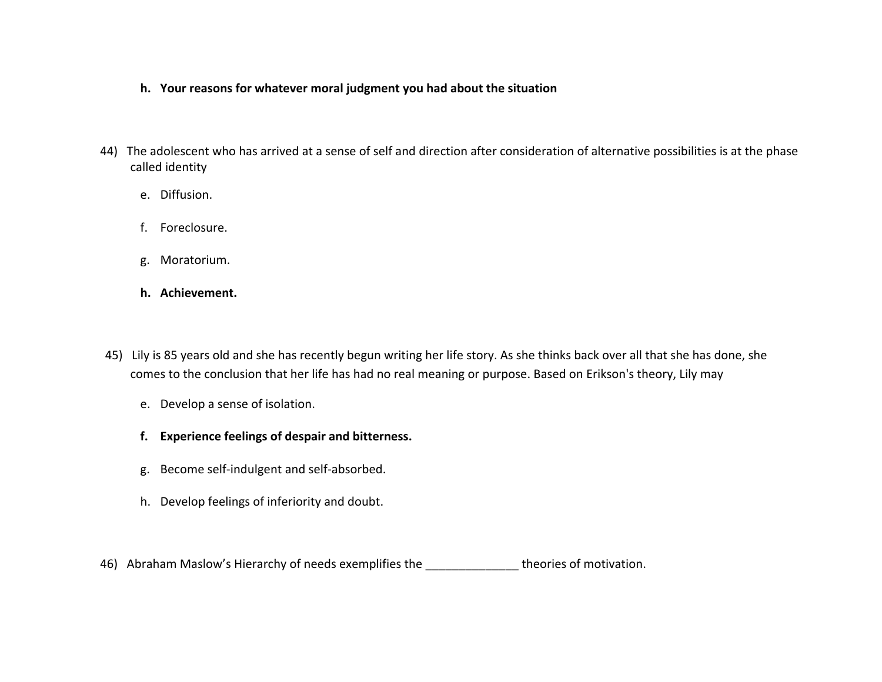h. **Your reasons for whatever moral judgment you had about the situation**

44) The adolescent who has arrived at a sense of self and direction after consideration of alternative possibilities is at the phase called identity

   e. Diffusion.

   f. Foreclosure.

   g. Moratorium.

   h. **Achievement.**

45) Lily is 85 years old and she has recently begun writing her life story. As she thinks back over all that she has done, she comes to the conclusion that her life has had no real meaning or purpose. Based on Erikson's theory, Lily may

   e. Develop a sense of isolation.

   f. **Experience feelings of despair and bitterness.**

   g. Become self-indulgent and self-absorbed.

   h. Develop feelings of inferiority and doubt.

46) Abraham Maslow's Hierarchy of needs exemplifies the ______________ theories of motivation.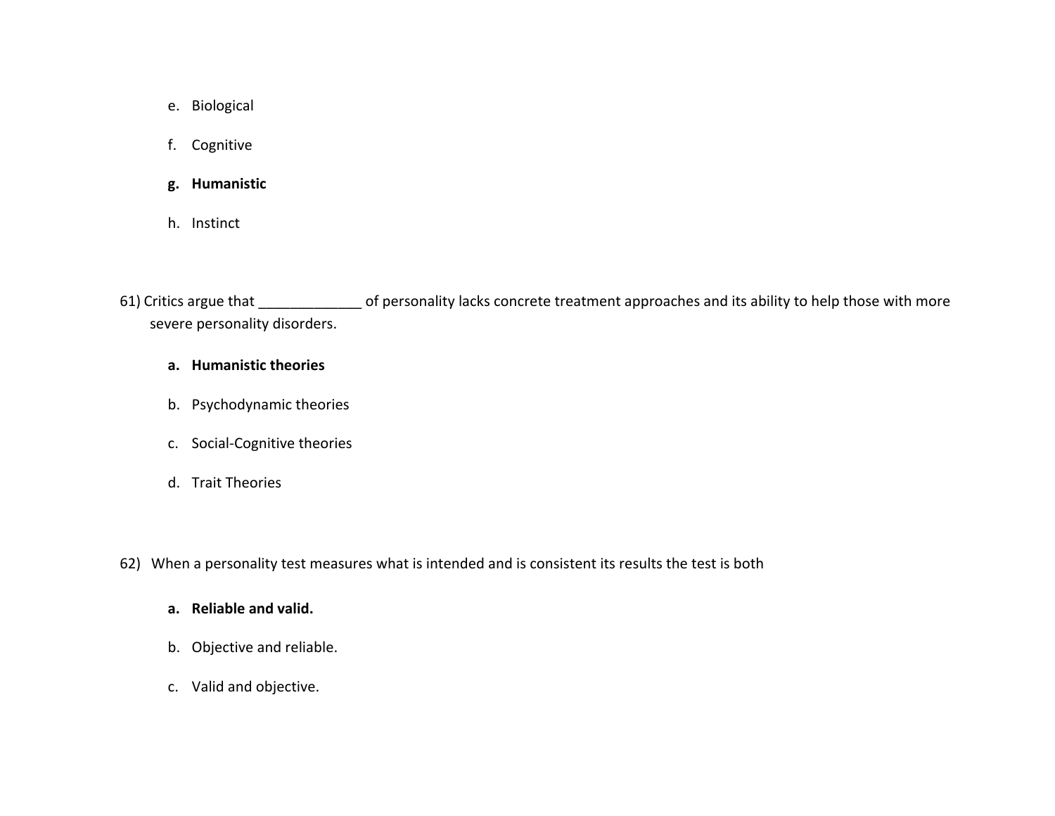e. Biological

f. Cognitive

**g. Humanistic**

h. Instinct

61) Critics argue that _____________ of personality lacks concrete treatment approaches and its ability to help those with more severe personality disorders.

**a. Humanistic theories**

b. Psychodynamic theories

c. Social-Cognitive theories

d. Trait Theories

62) When a personality test measures what is intended and is consistent its results the test is both

**a. Reliable and valid.**

b. Objective and reliable.

c. Valid and objective.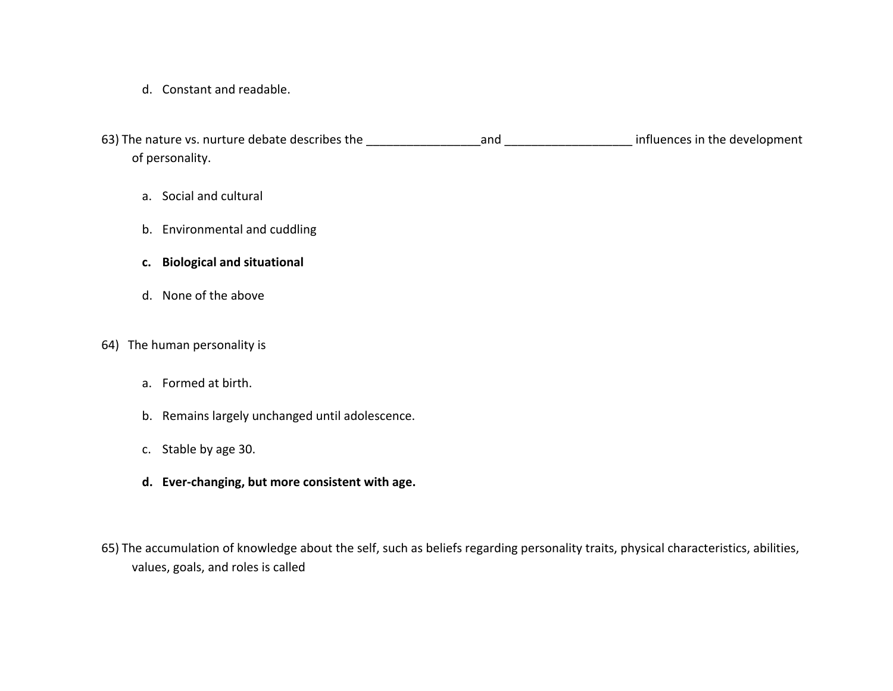d. Constant and readable.

63) The nature vs. nurture debate describes the _________________and ___________________ influences in the development of personality.

a. Social and cultural

b. Environmental and cuddling

**c. Biological and situational**

d. None of the above

64) The human personality is

a. Formed at birth.

b. Remains largely unchanged until adolescence.

c. Stable by age 30.

**d. Ever-changing, but more consistent with age.**

65) The accumulation of knowledge about the self, such as beliefs regarding personality traits, physical characteristics, abilities, values, goals, and roles is called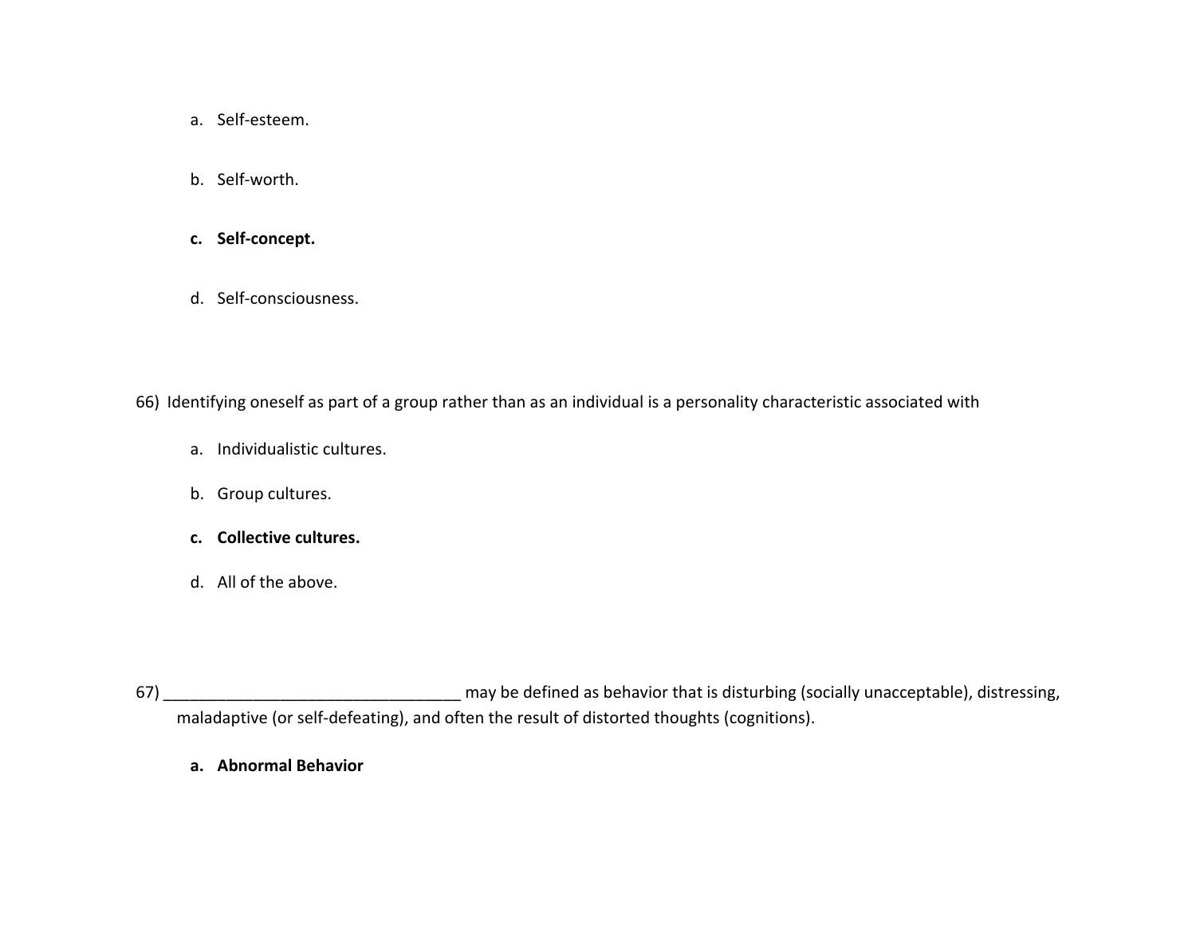a. Self-esteem.

b. Self-worth.

**c. Self-concept.**

d. Self-consciousness.

66) Identifying oneself as part of a group rather than as an individual is a personality characteristic associated with

a. Individualistic cultures.

b. Group cultures.

**c. Collective cultures.**

d. All of the above.

67) _________________________________ may be defined as behavior that is disturbing (socially unacceptable), distressing, maladaptive (or self-defeating), and often the result of distorted thoughts (cognitions).

**a. Abnormal Behavior**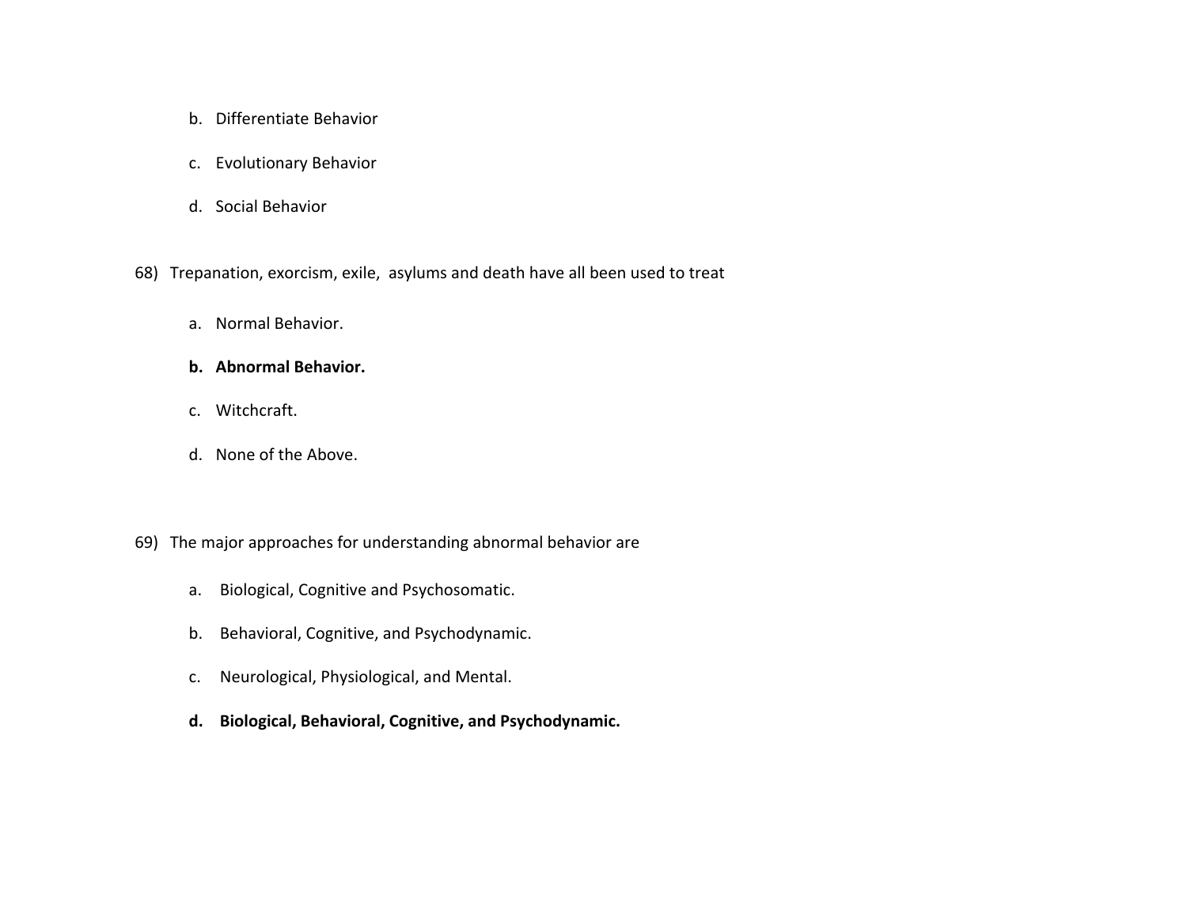b. Differentiate Behavior

c. Evolutionary Behavior

d. Social Behavior

68) Trepanation, exorcism, exile, asylums and death have all been used to treat

a. Normal Behavior.

**b. Abnormal Behavior.**

c. Witchcraft.

d. None of the Above.

69) The major approaches for understanding abnormal behavior are

a. Biological, Cognitive and Psychosomatic.

b. Behavioral, Cognitive, and Psychodynamic.

c. Neurological, Physiological, and Mental.

**d. Biological, Behavioral, Cognitive, and Psychodynamic.**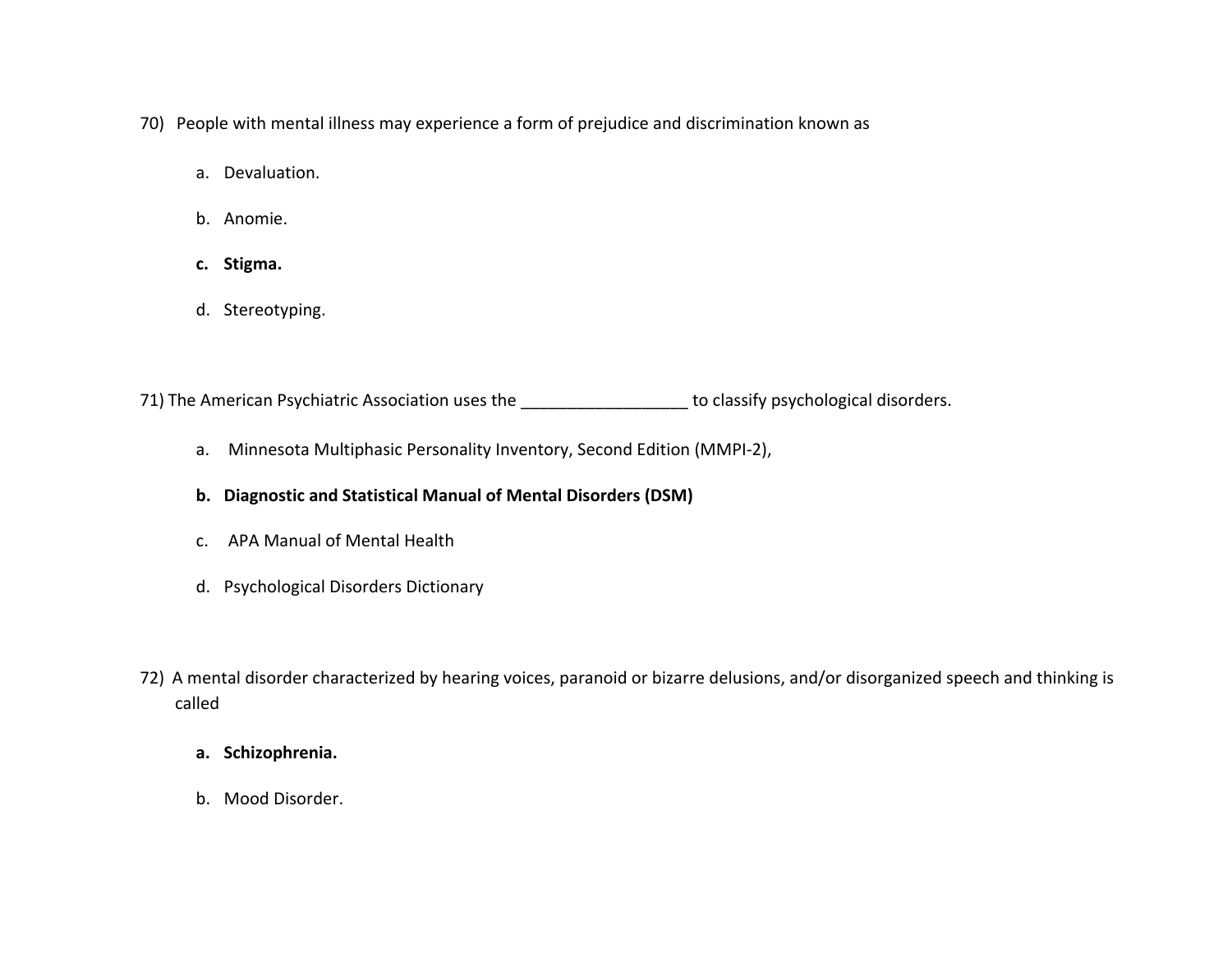70) People with mental illness may experience a form of prejudice and discrimination known as

a. Devaluation.

b. Anomie.

**c. Stigma.**

d. Stereotyping.

71) The American Psychiatric Association uses the __________________ to classify psychological disorders.

a. Minnesota Multiphasic Personality Inventory, Second Edition (MMPI-2),

**b. Diagnostic and Statistical Manual of Mental Disorders (DSM)**

c. APA Manual of Mental Health

d. Psychological Disorders Dictionary

72) A mental disorder characterized by hearing voices, paranoid or bizarre delusions, and/or disorganized speech and thinking is called

**a. Schizophrenia.**

b. Mood Disorder.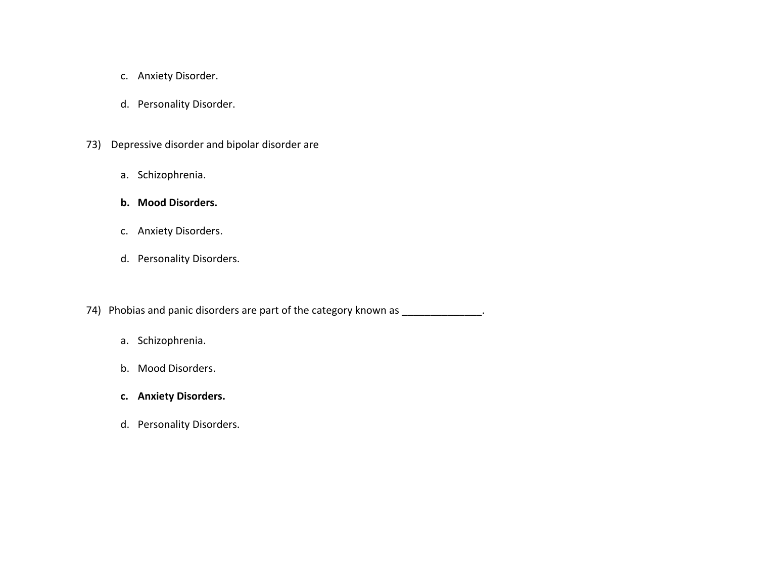c. Anxiety Disorder.

d. Personality Disorder.

73) Depressive disorder and bipolar disorder are

a. Schizophrenia.

**b. Mood Disorders.**

c. Anxiety Disorders.

d. Personality Disorders.

74) Phobias and panic disorders are part of the category known as ______________.

a. Schizophrenia.

b. Mood Disorders.

**c. Anxiety Disorders.**

d. Personality Disorders.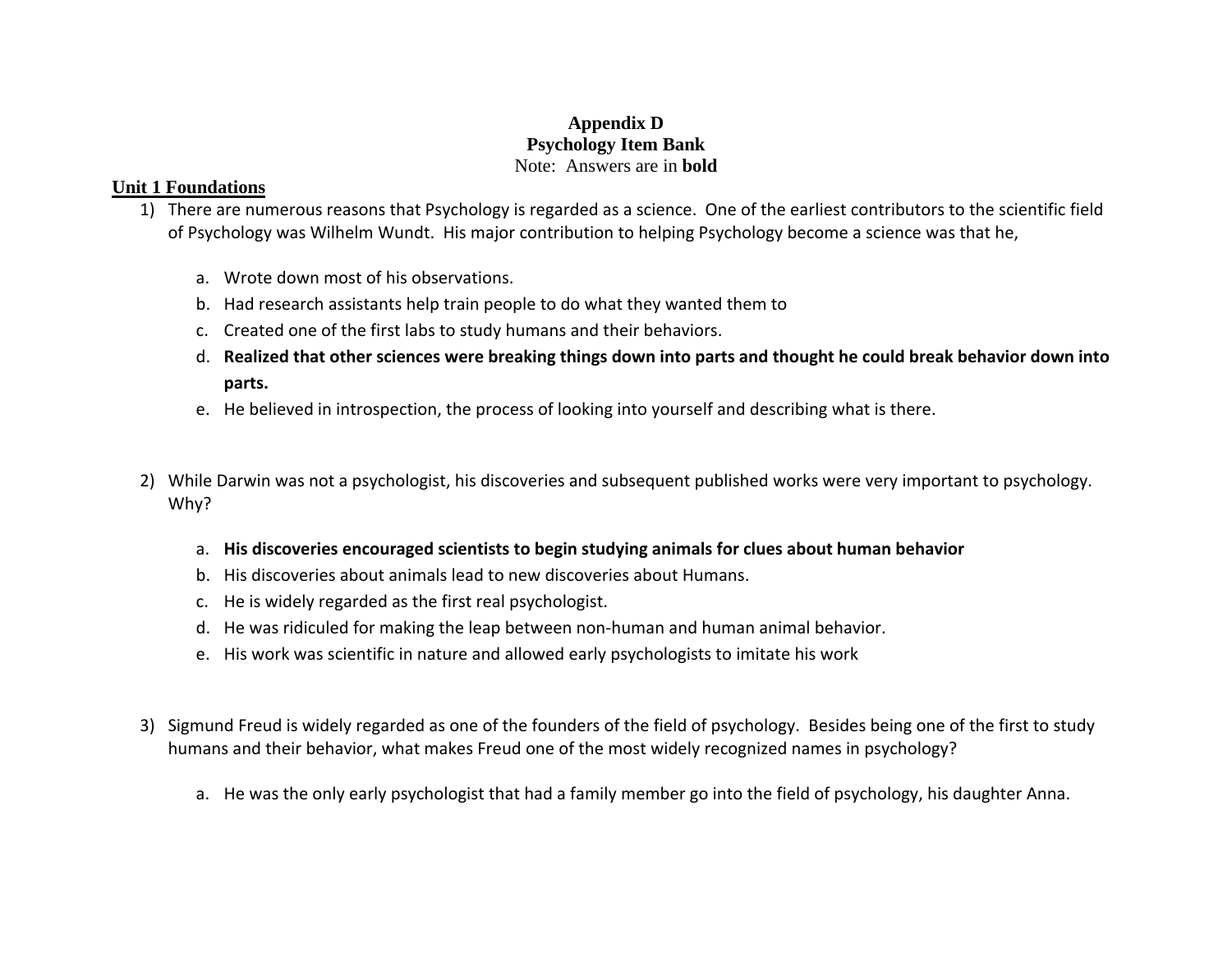**Appendix D**
**Psychology Item Bank**
Note: Answers are in **bold**

## Unit 1 Foundations

1) There are numerous reasons that Psychology is regarded as a science. One of the earliest contributors to the scientific field of Psychology was Wilhelm Wundt. His major contribution to helping Psychology become a science was that he,

   a. Wrote down most of his observations.
   b. Had research assistants help train people to do what they wanted them to
   c. Created one of the first labs to study humans and their behaviors.
   d. **Realized that other sciences were breaking things down into parts and thought he could break behavior down into parts.**
   e. He believed in introspection, the process of looking into yourself and describing what is there.

2) While Darwin was not a psychologist, his discoveries and subsequent published works were very important to psychology. Why?

   a. **His discoveries encouraged scientists to begin studying animals for clues about human behavior**
   b. His discoveries about animals lead to new discoveries about Humans.
   c. He is widely regarded as the first real psychologist.
   d. He was ridiculed for making the leap between non-human and human animal behavior.
   e. His work was scientific in nature and allowed early psychologists to imitate his work

3) Sigmund Freud is widely regarded as one of the founders of the field of psychology. Besides being one of the first to study humans and their behavior, what makes Freud one of the most widely recognized names in psychology?

   a. He was the only early psychologist that had a family member go into the field of psychology, his daughter Anna.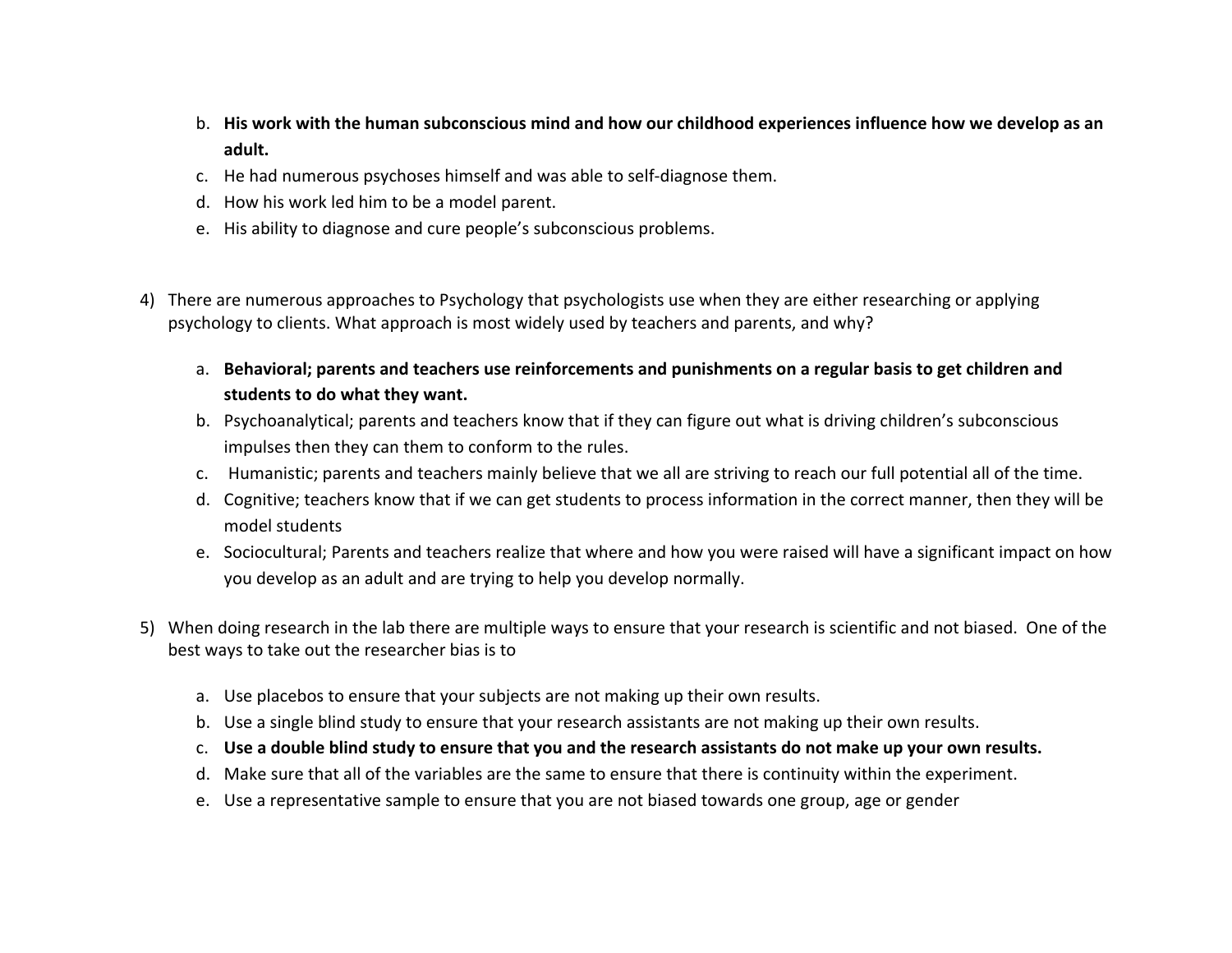b. **His work with the human subconscious mind and how our childhood experiences influence how we develop as an adult.**
c. He had numerous psychoses himself and was able to self-diagnose them.
d. How his work led him to be a model parent.
e. His ability to diagnose and cure people's subconscious problems.

4) There are numerous approaches to Psychology that psychologists use when they are either researching or applying psychology to clients. What approach is most widely used by teachers and parents, and why?

    a. **Behavioral; parents and teachers use reinforcements and punishments on a regular basis to get children and students to do what they want.**
    b. Psychoanalytical; parents and teachers know that if they can figure out what is driving children's subconscious impulses then they can them to conform to the rules.
    c. Humanistic; parents and teachers mainly believe that we all are striving to reach our full potential all of the time.
    d. Cognitive; teachers know that if we can get students to process information in the correct manner, then they will be model students
    e. Sociocultural; Parents and teachers realize that where and how you were raised will have a significant impact on how you develop as an adult and are trying to help you develop normally.

5) When doing research in the lab there are multiple ways to ensure that your research is scientific and not biased. One of the best ways to take out the researcher bias is to

    a. Use placebos to ensure that your subjects are not making up their own results.
    b. Use a single blind study to ensure that your research assistants are not making up their own results.
    c. **Use a double blind study to ensure that you and the research assistants do not make up your own results.**
    d. Make sure that all of the variables are the same to ensure that there is continuity within the experiment.
    e. Use a representative sample to ensure that you are not biased towards one group, age or gender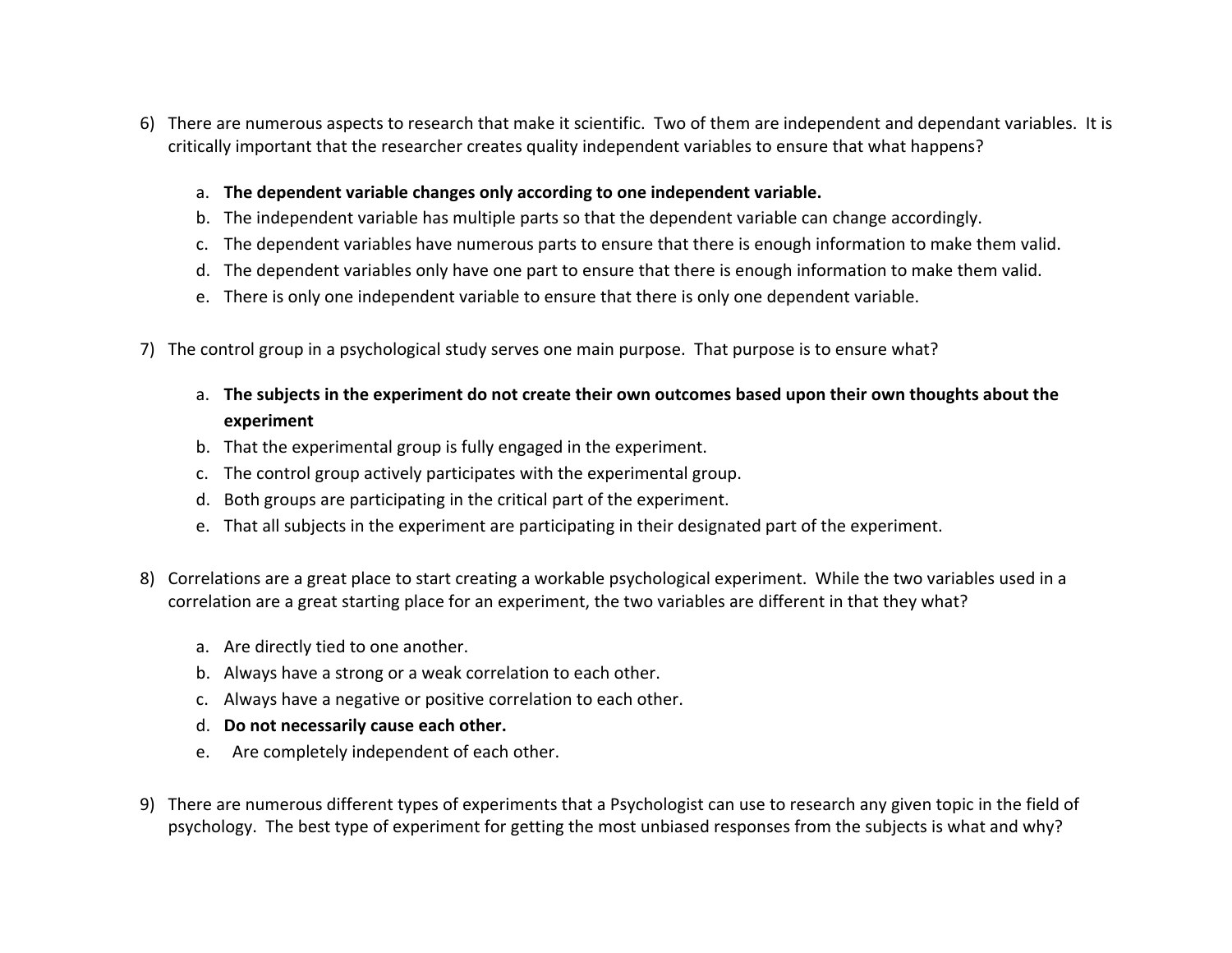6) There are numerous aspects to research that make it scientific.  Two of them are independent and dependant variables.  It is critically important that the researcher creates quality independent variables to ensure that what happens?

   a. **The dependent variable changes only according to one independent variable.**
   b. The independent variable has multiple parts so that the dependent variable can change accordingly.
   c. The dependent variables have numerous parts to ensure that there is enough information to make them valid.
   d. The dependent variables only have one part to ensure that there is enough information to make them valid.
   e. There is only one independent variable to ensure that there is only one dependent variable.

7) The control group in a psychological study serves one main purpose.  That purpose is to ensure what?

   a. **The subjects in the experiment do not create their own outcomes based upon their own thoughts about the experiment**
   b. That the experimental group is fully engaged in the experiment.
   c. The control group actively participates with the experimental group.
   d. Both groups are participating in the critical part of the experiment.
   e. That all subjects in the experiment are participating in their designated part of the experiment.

8) Correlations are a great place to start creating a workable psychological experiment.  While the two variables used in a correlation are a great starting place for an experiment, the two variables are different in that they what?

   a. Are directly tied to one another.
   b. Always have a strong or a weak correlation to each other.
   c. Always have a negative or positive correlation to each other.
   d. **Do not necessarily cause each other.**
   e. Are completely independent of each other.

9) There are numerous different types of experiments that a Psychologist can use to research any given topic in the field of psychology.  The best type of experiment for getting the most unbiased responses from the subjects is what and why?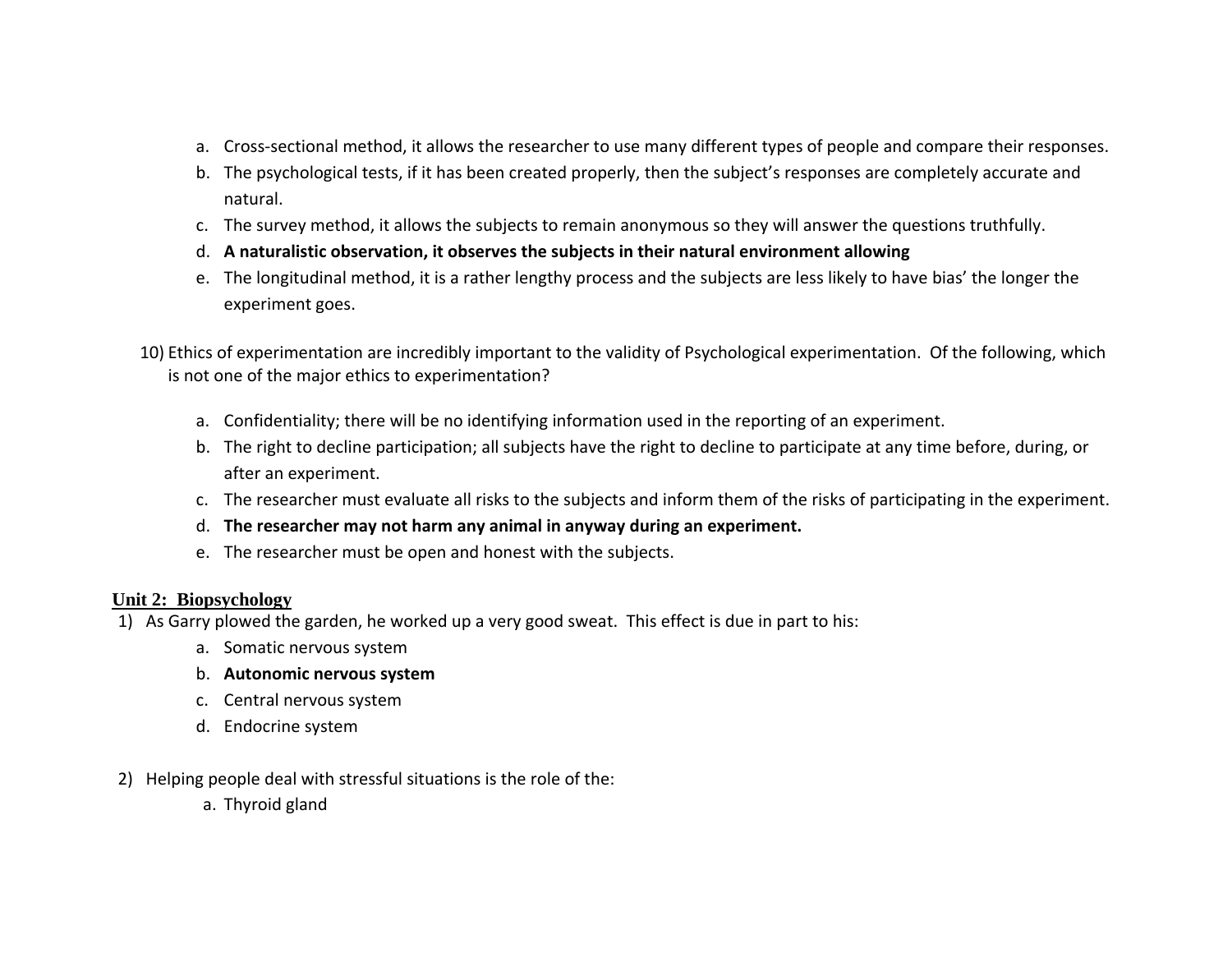a. Cross-sectional method, it allows the researcher to use many different types of people and compare their responses.
b. The psychological tests, if it has been created properly, then the subject's responses are completely accurate and natural.
c. The survey method, it allows the subjects to remain anonymous so they will answer the questions truthfully.
d. **A naturalistic observation, it observes the subjects in their natural environment allowing**
e. The longitudinal method, it is a rather lengthy process and the subjects are less likely to have bias' the longer the experiment goes.

10) Ethics of experimentation are incredibly important to the validity of Psychological experimentation. Of the following, which is not one of the major ethics to experimentation?

a. Confidentiality; there will be no identifying information used in the reporting of an experiment.
b. The right to decline participation; all subjects have the right to decline to participate at any time before, during, or after an experiment.
c. The researcher must evaluate all risks to the subjects and inform them of the risks of participating in the experiment.
d. **The researcher may not harm any animal in anyway during an experiment.**
e. The researcher must be open and honest with the subjects.

**Unit 2: Biopsychology**

1) As Garry plowed the garden, he worked up a very good sweat. This effect is due in part to his:
   a. Somatic nervous system
   b. **Autonomic nervous system**
   c. Central nervous system
   d. Endocrine system

2) Helping people deal with stressful situations is the role of the:
   a. Thyroid gland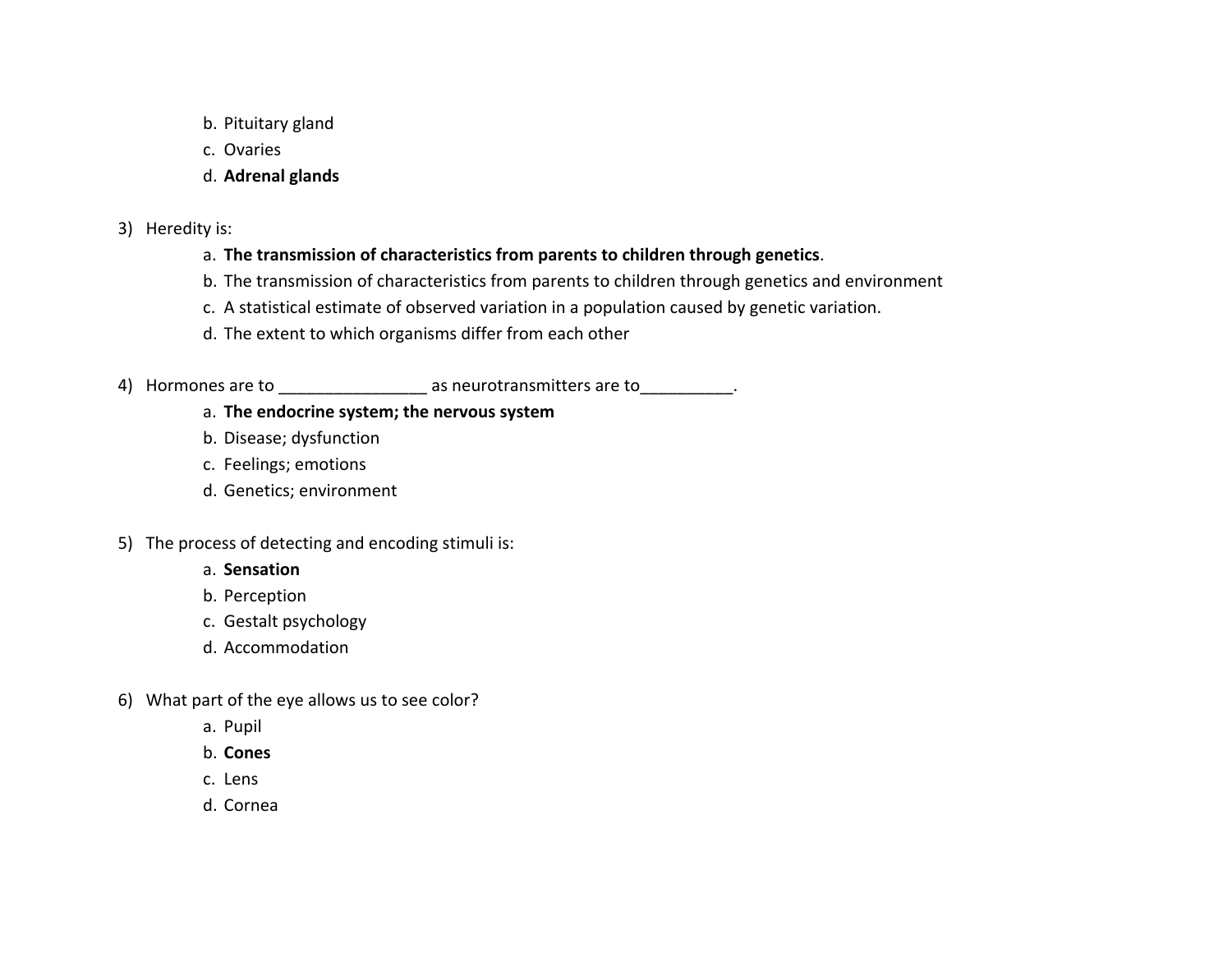b. Pituitary gland
   c. Ovaries
   d. **Adrenal glands**

3) Heredity is:
   a. **The transmission of characteristics from parents to children through genetics**.
   b. The transmission of characteristics from parents to children through genetics and environment
   c. A statistical estimate of observed variation in a population caused by genetic variation.
   d. The extent to which organisms differ from each other

4) Hormones are to ________________ as neurotransmitters are to__________.
   a. **The endocrine system; the nervous system**
   b. Disease; dysfunction
   c. Feelings; emotions
   d. Genetics; environment

5) The process of detecting and encoding stimuli is:
   a. **Sensation**
   b. Perception
   c. Gestalt psychology
   d. Accommodation

6) What part of the eye allows us to see color?
   a. Pupil
   b. **Cones**
   c. Lens
   d. Cornea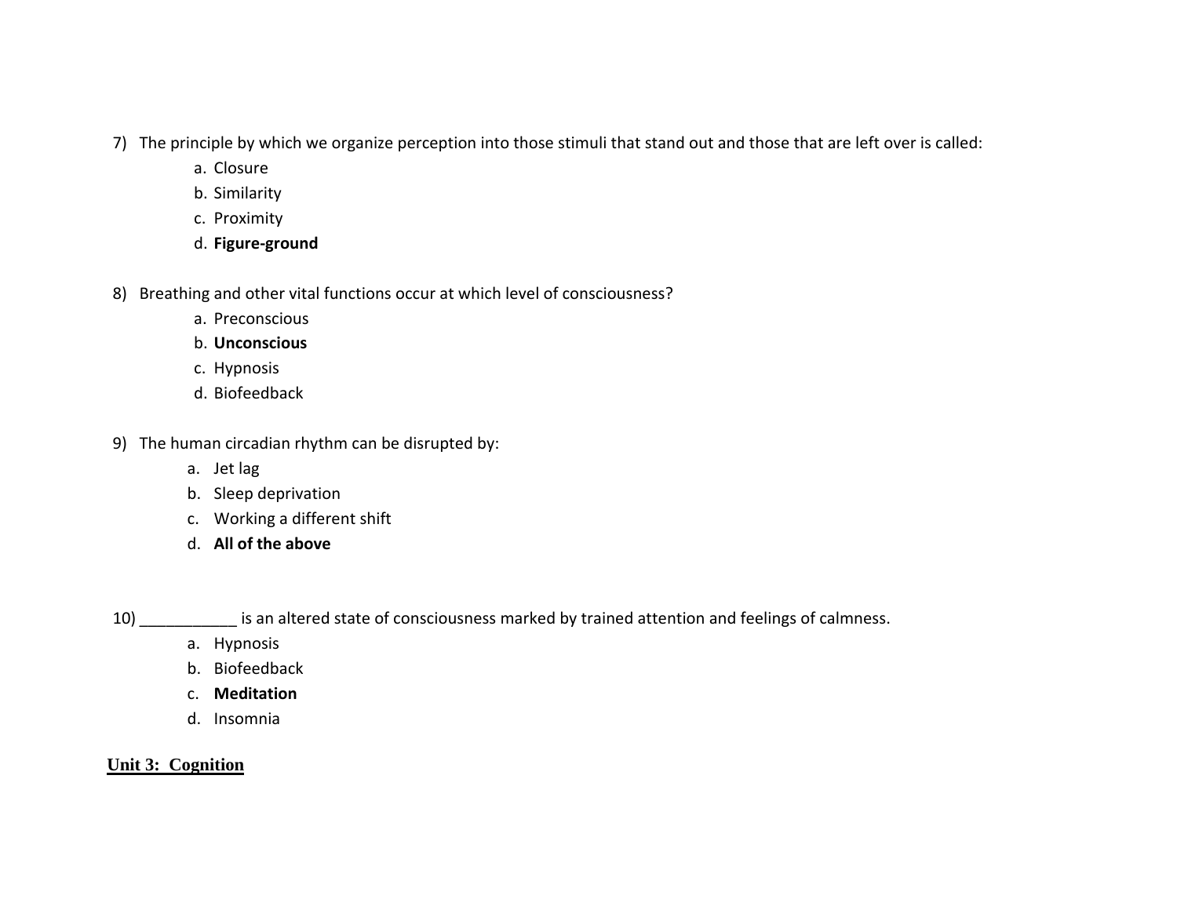7) The principle by which we organize perception into those stimuli that stand out and those that are left over is called:
    a. Closure
    b. Similarity
    c. Proximity
    d. **Figure-ground**

8) Breathing and other vital functions occur at which level of consciousness?
    a. Preconscious
    b. **Unconscious**
    c. Hypnosis
    d. Biofeedback

9) The human circadian rhythm can be disrupted by:
    a. Jet lag
    b. Sleep deprivation
    c. Working a different shift
    d. **All of the above**

10) ___________ is an altered state of consciousness marked by trained attention and feelings of calmness.
    a. Hypnosis
    b. Biofeedback
    c. **Meditation**
    d. Insomnia

## Unit 3: Cognition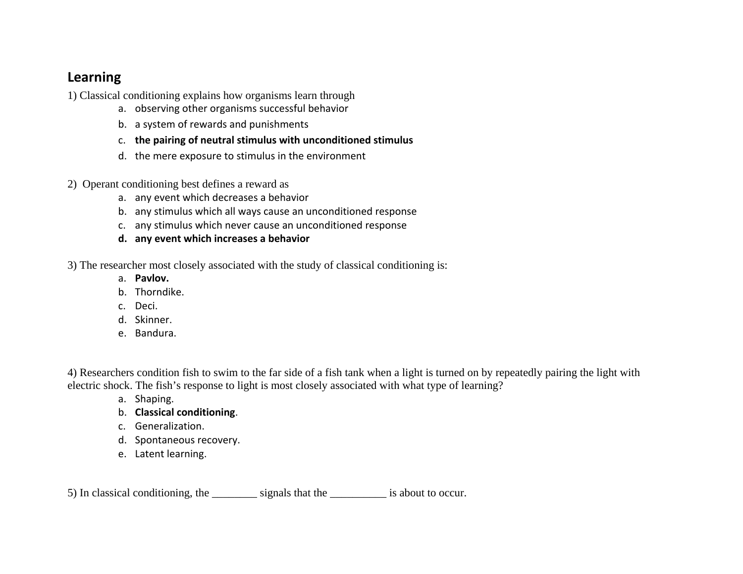## Learning

1) Classical conditioning explains how organisms learn through

   a. observing other organisms successful behavior
   b. a system of rewards and punishments
   c. **the pairing of neutral stimulus with unconditioned stimulus**
   d. the mere exposure to stimulus in the environment

2) Operant conditioning best defines a reward as

   a. any event which decreases a behavior
   b. any stimulus which all ways cause an unconditioned response
   c. any stimulus which never cause an unconditioned response
   **d. any event which increases a behavior**

3) The researcher most closely associated with the study of classical conditioning is:

   a. **Pavlov.**
   b. Thorndike.
   c. Deci.
   d. Skinner.
   e. Bandura.

4) Researchers condition fish to swim to the far side of a fish tank when a light is turned on by repeatedly pairing the light with electric shock. The fish's response to light is most closely associated with what type of learning?

   a. Shaping.
   b. **Classical conditioning**.
   c. Generalization.
   d. Spontaneous recovery.
   e. Latent learning.

5) In classical conditioning, the ________ signals that the __________ is about to occur.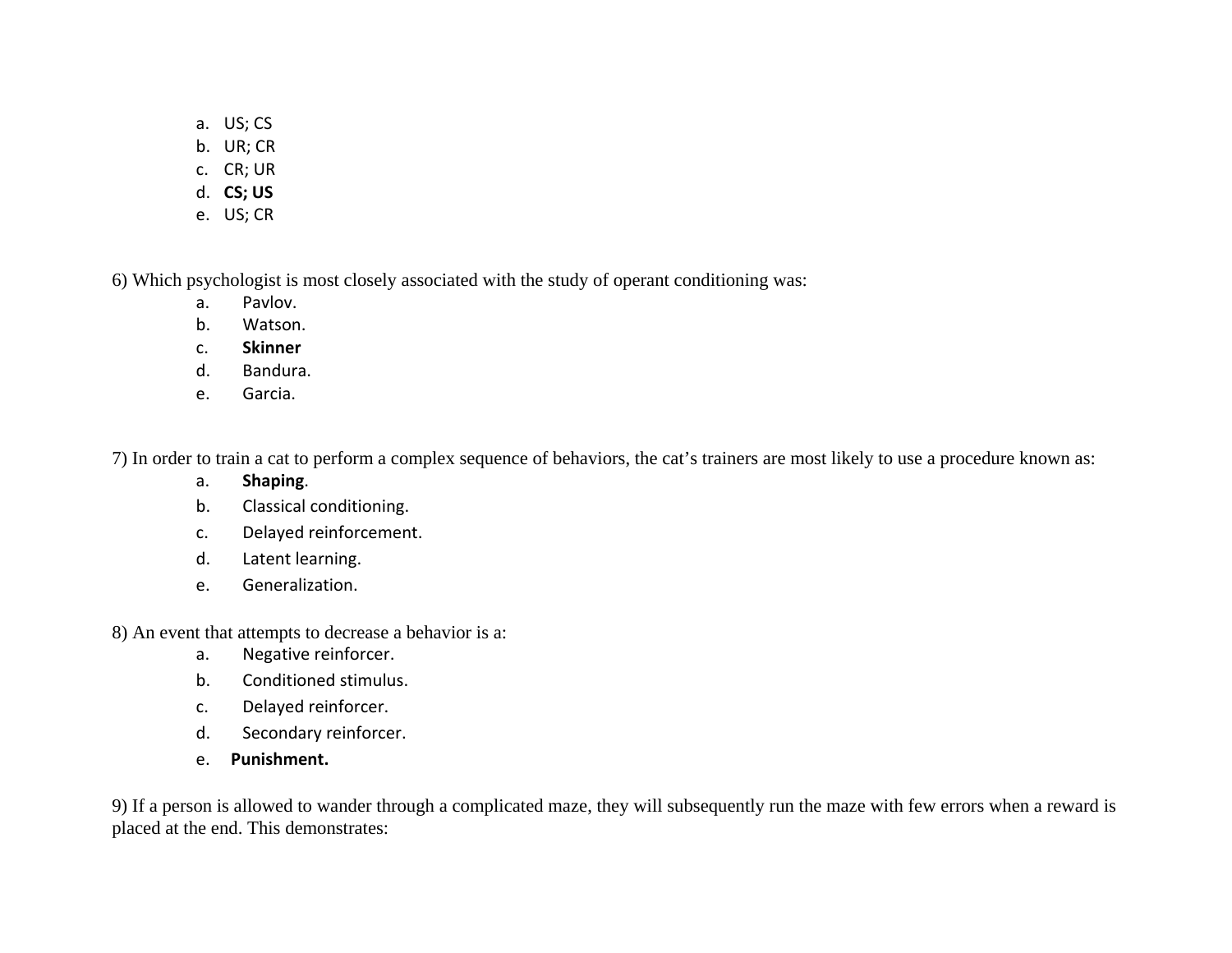a. US; CS
b. UR; CR
c. CR; UR
d. **CS; US**
e. US; CR

6) Which psychologist is most closely associated with the study of operant conditioning was:

a. Pavlov.
b. Watson.
c. **Skinner**
d. Bandura.
e. Garcia.

7) In order to train a cat to perform a complex sequence of behaviors, the cat's trainers are most likely to use a procedure known as:

a. **Shaping**.
b. Classical conditioning.
c. Delayed reinforcement.
d. Latent learning.
e. Generalization.

8) An event that attempts to decrease a behavior is a:

a. Negative reinforcer.
b. Conditioned stimulus.
c. Delayed reinforcer.
d. Secondary reinforcer.
e. **Punishment.**

9) If a person is allowed to wander through a complicated maze, they will subsequently run the maze with few errors when a reward is placed at the end. This demonstrates: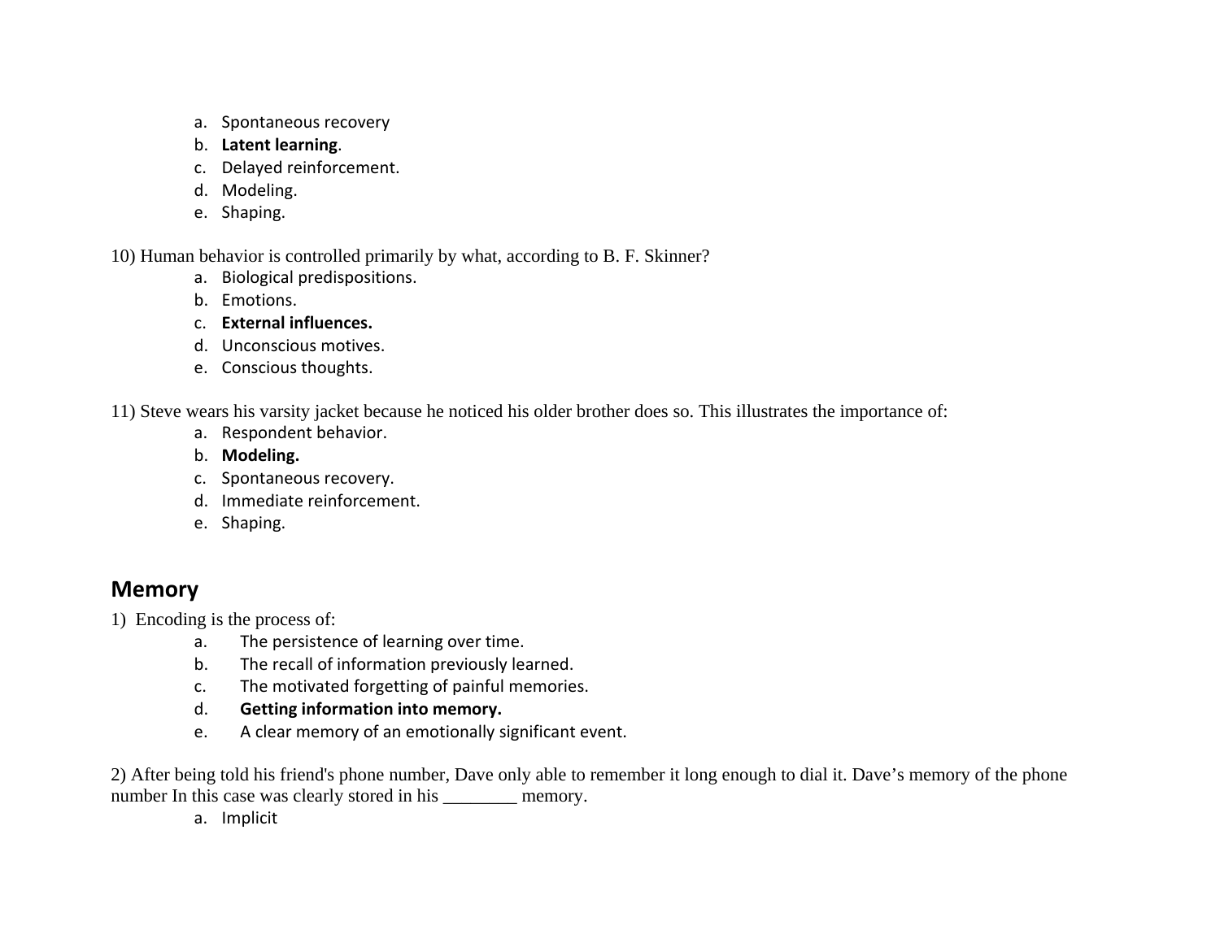a. Spontaneous recovery
b. **Latent learning**.
c. Delayed reinforcement.
d. Modeling.
e. Shaping.

10) Human behavior is controlled primarily by what, according to B. F. Skinner?

a. Biological predispositions.
b. Emotions.
c. **External influences.**
d. Unconscious motives.
e. Conscious thoughts.

11) Steve wears his varsity jacket because he noticed his older brother does so. This illustrates the importance of:

a. Respondent behavior.
b. **Modeling.**
c. Spontaneous recovery.
d. Immediate reinforcement.
e. Shaping.

## Memory

1) Encoding is the process of:

a. The persistence of learning over time.
b. The recall of information previously learned.
c. The motivated forgetting of painful memories.
d. **Getting information into memory.**
e. A clear memory of an emotionally significant event.

2) After being told his friend's phone number, Dave only able to remember it long enough to dial it. Dave's memory of the phone number In this case was clearly stored in his ________ memory.

a. Implicit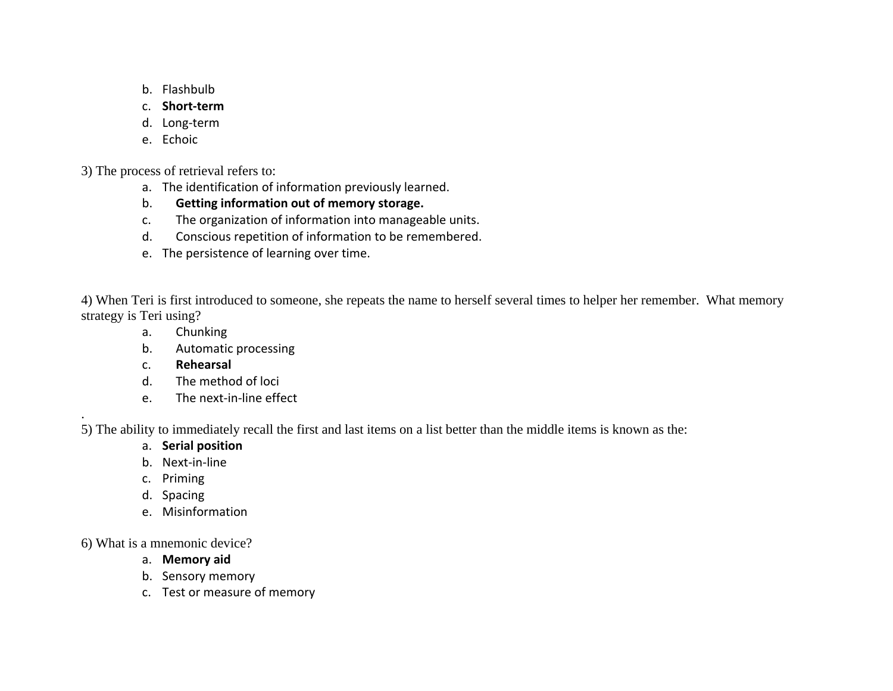b. Flashbulb
c. **Short-term**
d. Long-term
e. Echoic

3) The process of retrieval refers to:

a. The identification of information previously learned.
b. **Getting information out of memory storage.**
c. The organization of information into manageable units.
d. Conscious repetition of information to be remembered.
e. The persistence of learning over time.

4) When Teri is first introduced to someone, she repeats the name to herself several times to helper her remember. What memory strategy is Teri using?

a. Chunking
b. Automatic processing
c. **Rehearsal**
d. The method of loci
e. The next-in-line effect

.

5) The ability to immediately recall the first and last items on a list better than the middle items is known as the:

a. **Serial position**
b. Next-in-line
c. Priming
d. Spacing
e. Misinformation

6) What is a mnemonic device?

a. **Memory aid**
b. Sensory memory
c. Test or measure of memory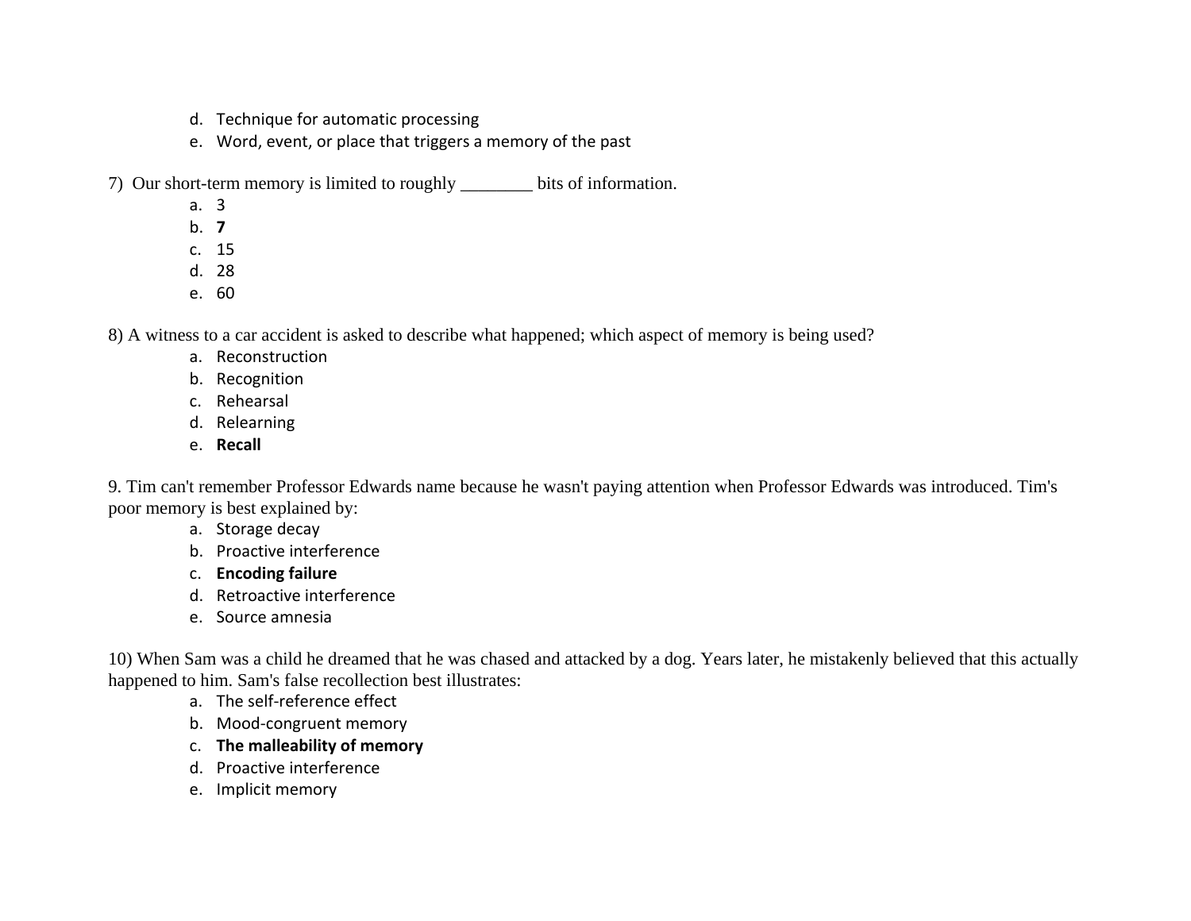d. Technique for automatic processing
e. Word, event, or place that triggers a memory of the past

7) Our short-term memory is limited to roughly ________ bits of information.

a. 3
b. **7**
c. 15
d. 28
e. 60

8) A witness to a car accident is asked to describe what happened; which aspect of memory is being used?

a. Reconstruction
b. Recognition
c. Rehearsal
d. Relearning
e. **Recall**

9. Tim can't remember Professor Edwards name because he wasn't paying attention when Professor Edwards was introduced. Tim's poor memory is best explained by:

a. Storage decay
b. Proactive interference
c. **Encoding failure**
d. Retroactive interference
e. Source amnesia

10) When Sam was a child he dreamed that he was chased and attacked by a dog. Years later, he mistakenly believed that this actually happened to him. Sam's false recollection best illustrates:

a. The self-reference effect
b. Mood-congruent memory
c. **The malleability of memory**
d. Proactive interference
e. Implicit memory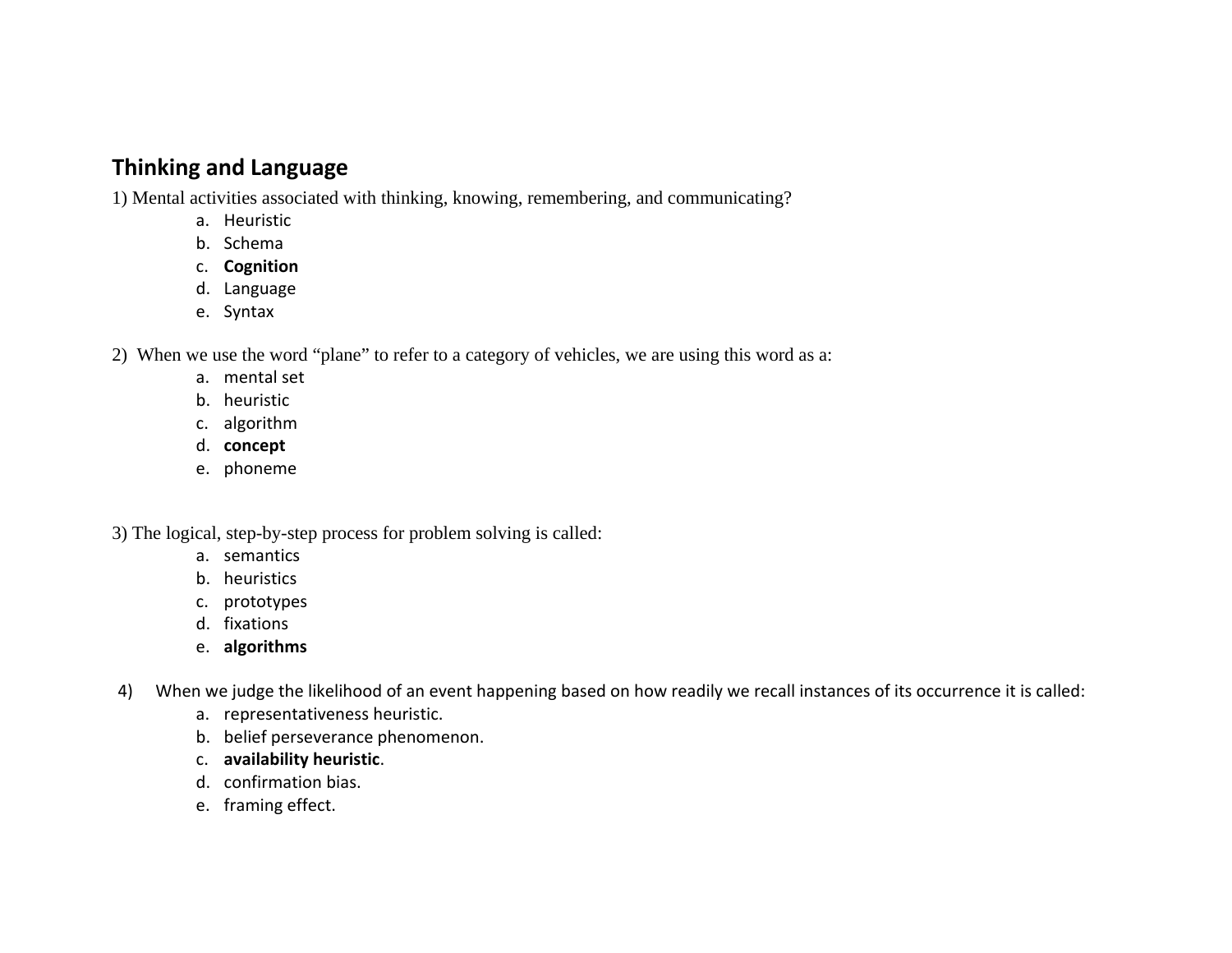## Thinking and Language

1) Mental activities associated with thinking, knowing, remembering, and communicating?

a. Heuristic
b. Schema
c. **Cognition**
d. Language
e. Syntax

2) When we use the word "plane" to refer to a category of vehicles, we are using this word as a:

a. mental set
b. heuristic
c. algorithm
d. **concept**
e. phoneme

3) The logical, step-by-step process for problem solving is called:

a. semantics
b. heuristics
c. prototypes
d. fixations
e. **algorithms**

4) When we judge the likelihood of an event happening based on how readily we recall instances of its occurrence it is called:

a. representativeness heuristic.
b. belief perseverance phenomenon.
c. **availability heuristic**.
d. confirmation bias.
e. framing effect.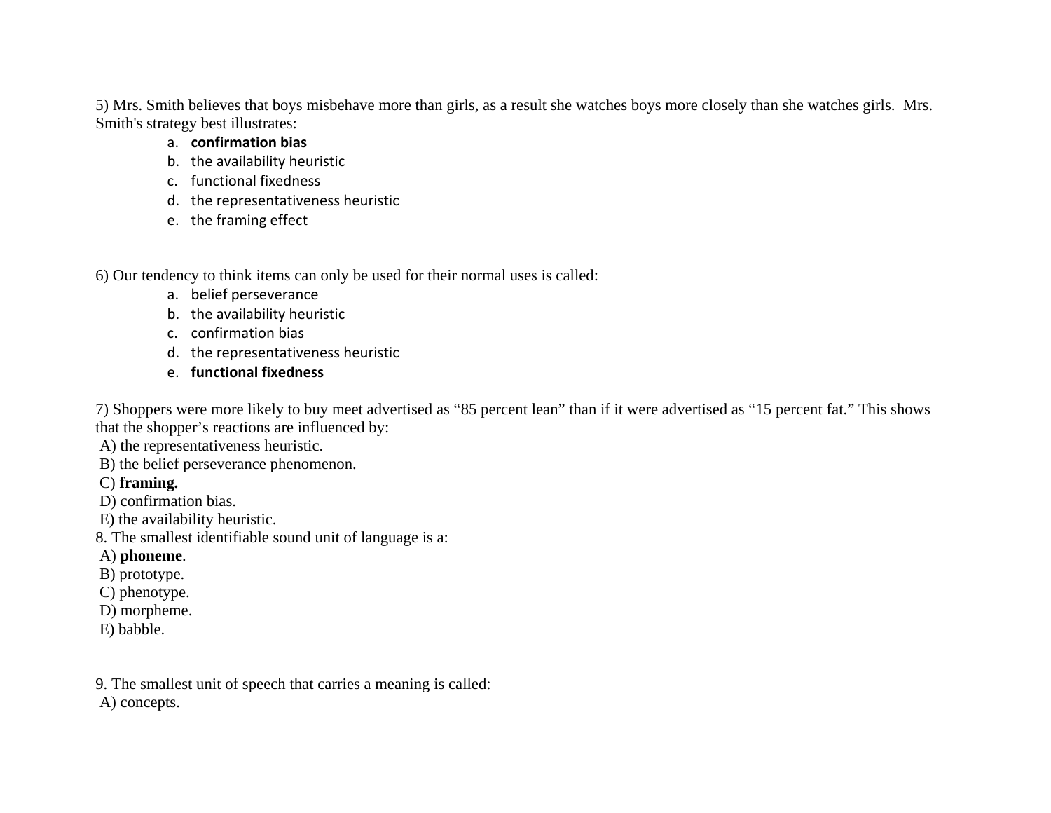5) Mrs. Smith believes that boys misbehave more than girls, as a result she watches boys more closely than she watches girls. Mrs. Smith's strategy best illustrates:

a. **confirmation bias**
b. the availability heuristic
c. functional fixedness
d. the representativeness heuristic
e. the framing effect

6) Our tendency to think items can only be used for their normal uses is called:

a. belief perseverance
b. the availability heuristic
c. confirmation bias
d. the representativeness heuristic
e. **functional fixedness**

7) Shoppers were more likely to buy meet advertised as “85 percent lean” than if it were advertised as “15 percent fat.” This shows that the shopper’s reactions are influenced by:

A) the representativeness heuristic.
B) the belief perseverance phenomenon.
C) **framing.**
D) confirmation bias.
E) the availability heuristic.

8. The smallest identifiable sound unit of language is a:

A) **phoneme**.
B) prototype.
C) phenotype.
D) morpheme.
E) babble.

9. The smallest unit of speech that carries a meaning is called:

A) concepts.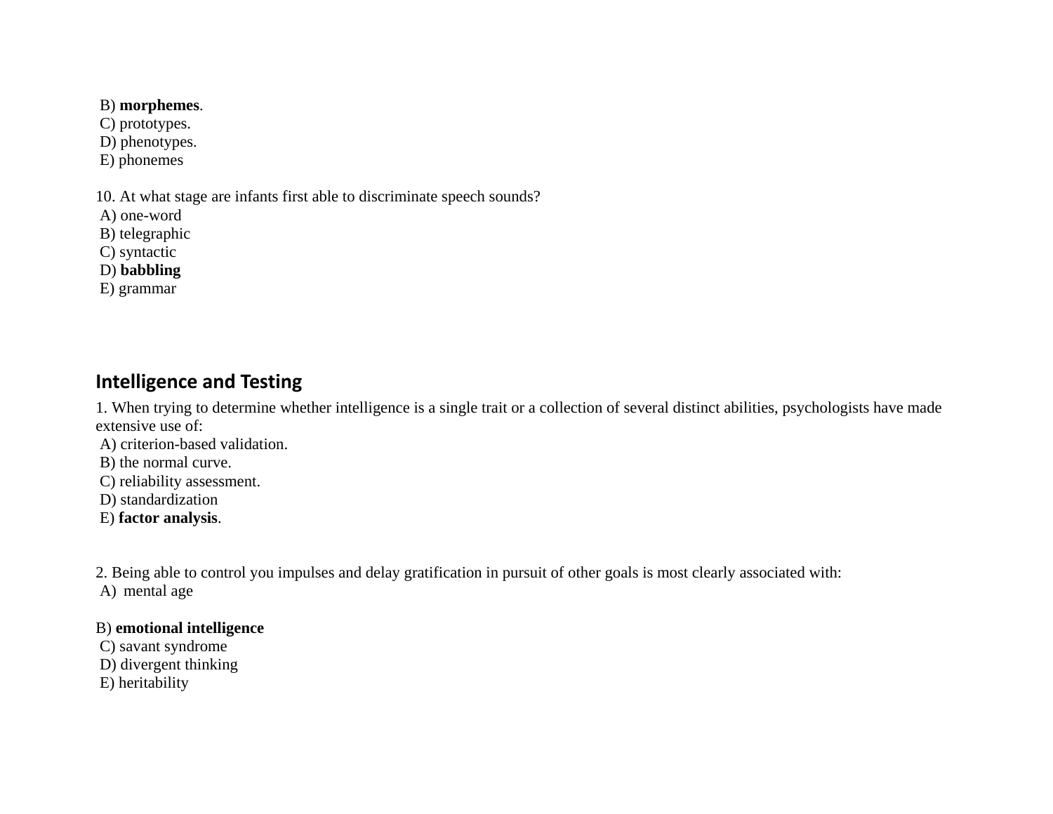B) **morphemes**.
C) prototypes.
D) phenotypes.
E) phonemes

10. At what stage are infants first able to discriminate speech sounds?
A) one-word
B) telegraphic
C) syntactic
D) **babbling**
E) grammar

## Intelligence and Testing

1. When trying to determine whether intelligence is a single trait or a collection of several distinct abilities, psychologists have made extensive use of:
A) criterion-based validation.
B) the normal curve.
C) reliability assessment.
D) standardization
E) **factor analysis**.

2. Being able to control you impulses and delay gratification in pursuit of other goals is most clearly associated with:
A) mental age

B) **emotional intelligence**
C) savant syndrome
D) divergent thinking
E) heritability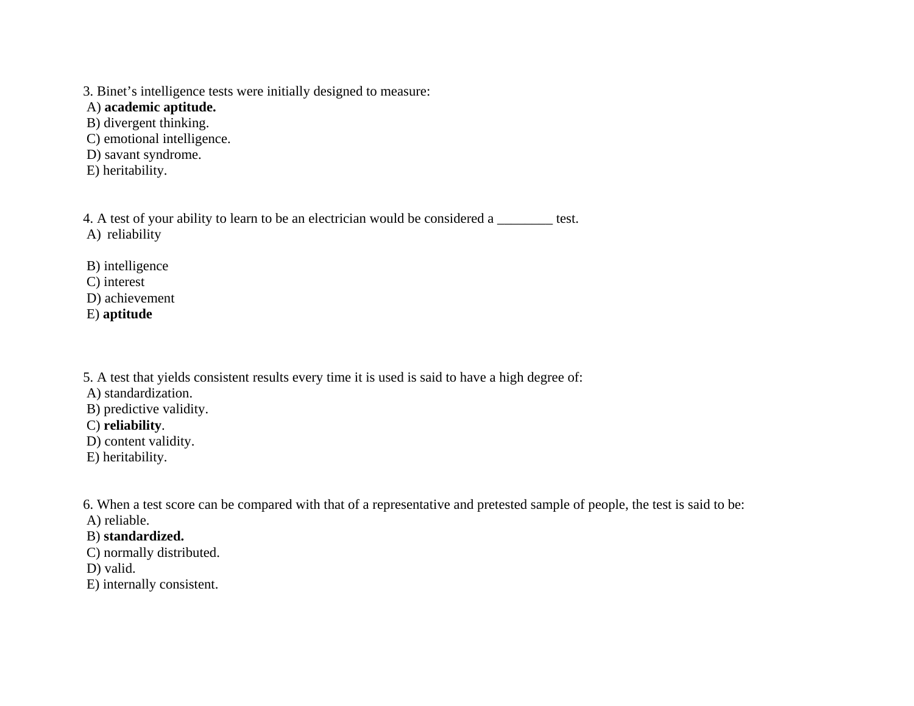3. Binet's intelligence tests were initially designed to measure:
 A) **academic aptitude.**
 B) divergent thinking.
 C) emotional intelligence.
 D) savant syndrome.
 E) heritability.

4. A test of your ability to learn to be an electrician would be considered a ________ test.
 A)  reliability

 B) intelligence
 C) interest
 D) achievement
 E) **aptitude**

5. A test that yields consistent results every time it is used is said to have a high degree of:
 A) standardization.
 B) predictive validity.
 C) **reliability**.
 D) content validity.
 E) heritability.

6. When a test score can be compared with that of a representative and pretested sample of people, the test is said to be:
 A) reliable.
 B) **standardized.**
 C) normally distributed.
 D) valid.
 E) internally consistent.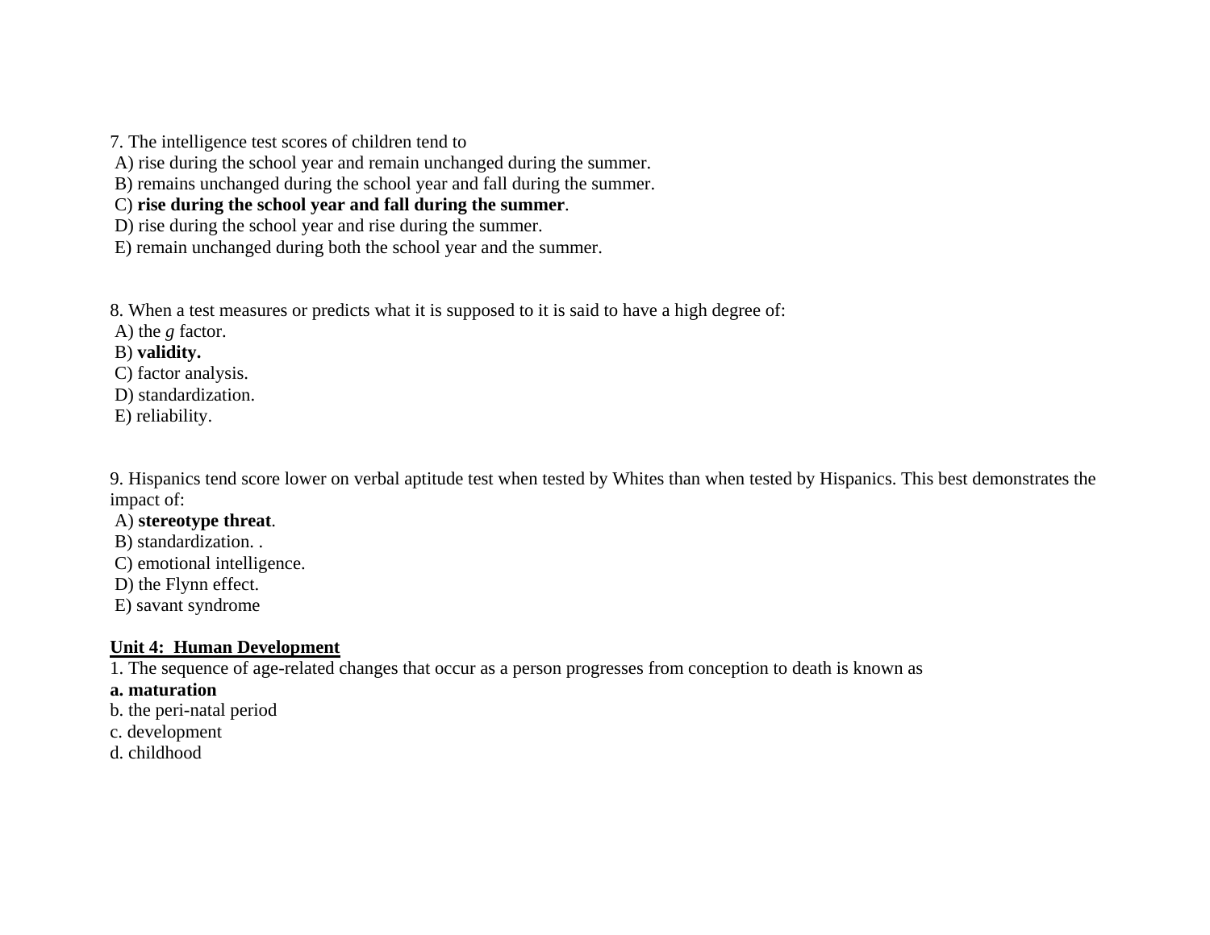7. The intelligence test scores of children tend to
 A) rise during the school year and remain unchanged during the summer.
 B) remains unchanged during the school year and fall during the summer.
 C) **rise during the school year and fall during the summer**.
 D) rise during the school year and rise during the summer.
 E) remain unchanged during both the school year and the summer.

8. When a test measures or predicts what it is supposed to it is said to have a high degree of:
 A) the *g* factor.
 B) **validity.**
 C) factor analysis.
 D) standardization.
 E) reliability.

9. Hispanics tend score lower on verbal aptitude test when tested by Whites than when tested by Hispanics. This best demonstrates the impact of:
 A) **stereotype threat**.
 B) standardization. .
 C) emotional intelligence.
 D) the Flynn effect.
 E) savant syndrome

**Unit 4: Human Development**

1. The sequence of age-related changes that occur as a person progresses from conception to death is known as
**a. maturation**
b. the peri-natal period
c. development
d. childhood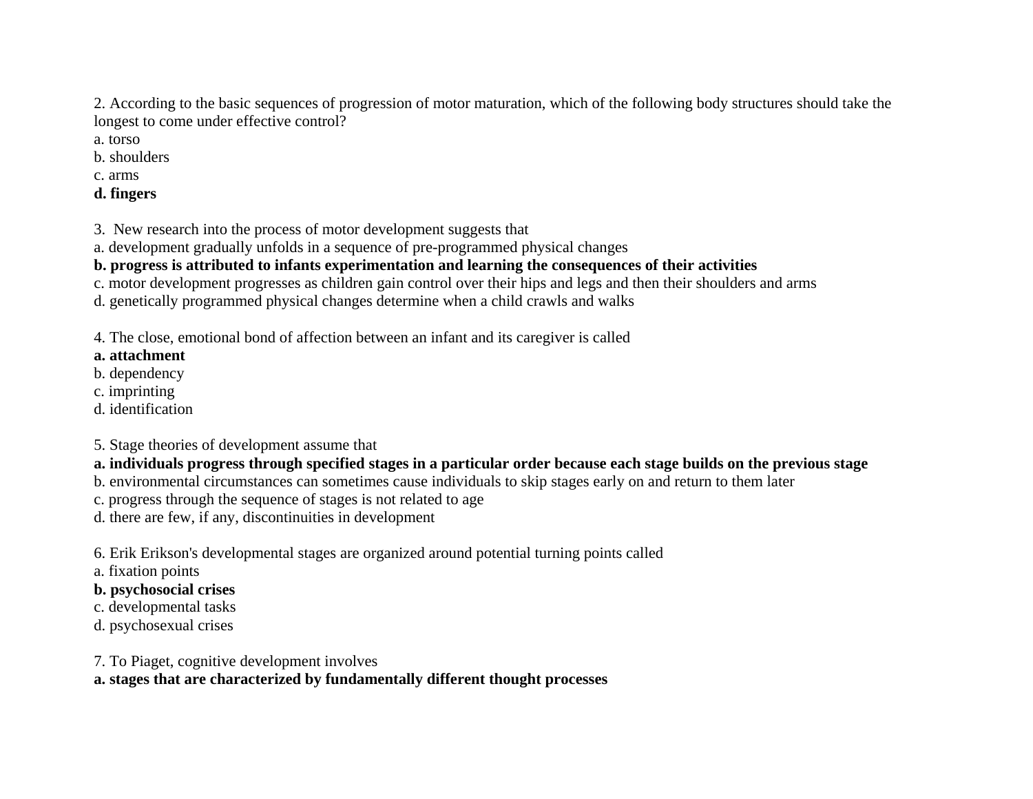2. According to the basic sequences of progression of motor maturation, which of the following body structures should take the longest to come under effective control?
a. torso
b. shoulders
c. arms
**d. fingers**

3. New research into the process of motor development suggests that
a. development gradually unfolds in a sequence of pre-programmed physical changes
**b. progress is attributed to infants experimentation and learning the consequences of their activities**
c. motor development progresses as children gain control over their hips and legs and then their shoulders and arms
d. genetically programmed physical changes determine when a child crawls and walks

4. The close, emotional bond of affection between an infant and its caregiver is called
**a. attachment**
b. dependency
c. imprinting
d. identification

5. Stage theories of development assume that
**a. individuals progress through specified stages in a particular order because each stage builds on the previous stage**
b. environmental circumstances can sometimes cause individuals to skip stages early on and return to them later
c. progress through the sequence of stages is not related to age
d. there are few, if any, discontinuities in development

6. Erik Erikson's developmental stages are organized around potential turning points called
a. fixation points
**b. psychosocial crises**
c. developmental tasks
d. psychosexual crises

7. To Piaget, cognitive development involves
**a. stages that are characterized by fundamentally different thought processes**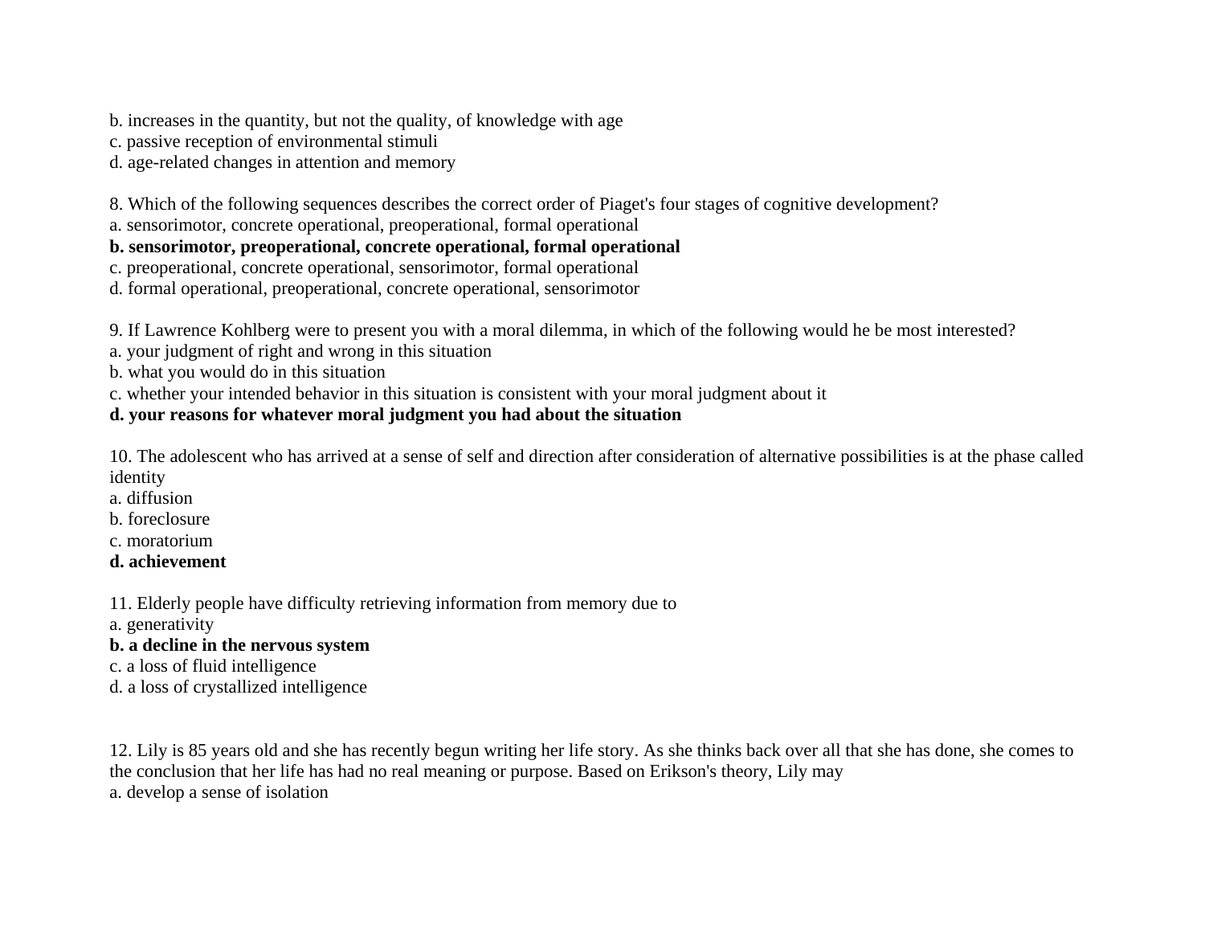b. increases in the quantity, but not the quality, of knowledge with age
c. passive reception of environmental stimuli
d. age-related changes in attention and memory

8. Which of the following sequences describes the correct order of Piaget's four stages of cognitive development?
a. sensorimotor, concrete operational, preoperational, formal operational
**b. sensorimotor, preoperational, concrete operational, formal operational**
c. preoperational, concrete operational, sensorimotor, formal operational
d. formal operational, preoperational, concrete operational, sensorimotor

9. If Lawrence Kohlberg were to present you with a moral dilemma, in which of the following would he be most interested?
a. your judgment of right and wrong in this situation
b. what you would do in this situation
c. whether your intended behavior in this situation is consistent with your moral judgment about it
**d. your reasons for whatever moral judgment you had about the situation**

10. The adolescent who has arrived at a sense of self and direction after consideration of alternative possibilities is at the phase called identity
a. diffusion
b. foreclosure
c. moratorium
**d. achievement**

11. Elderly people have difficulty retrieving information from memory due to
a. generativity
**b. a decline in the nervous system**
c. a loss of fluid intelligence
d. a loss of crystallized intelligence

12. Lily is 85 years old and she has recently begun writing her life story. As she thinks back over all that she has done, she comes to the conclusion that her life has had no real meaning or purpose. Based on Erikson's theory, Lily may
a. develop a sense of isolation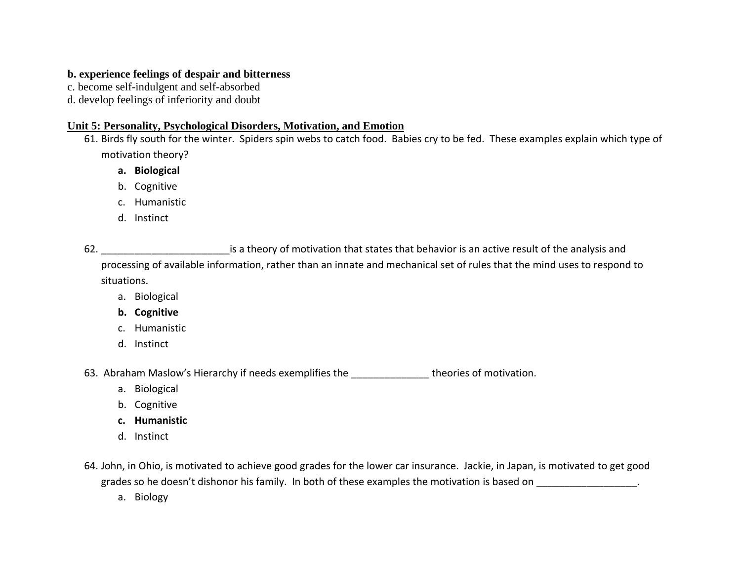**b. experience feelings of despair and bitterness**
c. become self-indulgent and self-absorbed
d. develop feelings of inferiority and doubt

**Unit 5: Personality, Psychological Disorders, Motivation, and Emotion**

61. Birds fly south for the winter. Spiders spin webs to catch food. Babies cry to be fed. These examples explain which type of motivation theory?
    a. **Biological**
    b. Cognitive
    c. Humanistic
    d. Instinct

62. _______________________is a theory of motivation that states that behavior is an active result of the analysis and processing of available information, rather than an innate and mechanical set of rules that the mind uses to respond to situations.
    a. Biological
    b. **Cognitive**
    c. Humanistic
    d. Instinct

63. Abraham Maslow's Hierarchy if needs exemplifies the ______________ theories of motivation.
    a. Biological
    b. Cognitive
    c. **Humanistic**
    d. Instinct

64. John, in Ohio, is motivated to achieve good grades for the lower car insurance. Jackie, in Japan, is motivated to get good grades so he doesn't dishonor his family. In both of these examples the motivation is based on __________________.
    a. Biology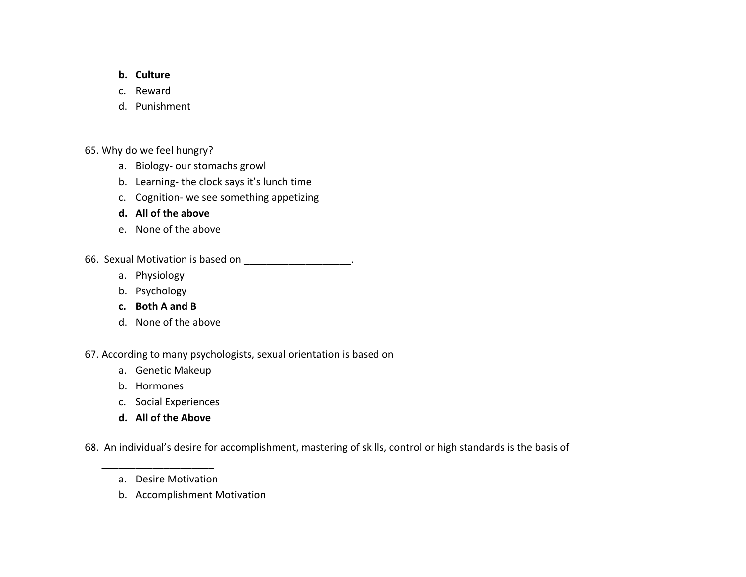b. **Culture**
   c. Reward
   d. Punishment

65. Why do we feel hungry?
   a. Biology- our stomachs growl
   b. Learning- the clock says it's lunch time
   c. Cognition- we see something appetizing
   d. **All of the above**
   e. None of the above

66. Sexual Motivation is based on ___________________.
   a. Physiology
   b. Psychology
   c. **Both A and B**
   d. None of the above

67. According to many psychologists, sexual orientation is based on
   a. Genetic Makeup
   b. Hormones
   c. Social Experiences
   d. **All of the Above**

68. An individual's desire for accomplishment, mastering of skills, control or high standards is the basis of ____________________
   a. Desire Motivation
   b. Accomplishment Motivation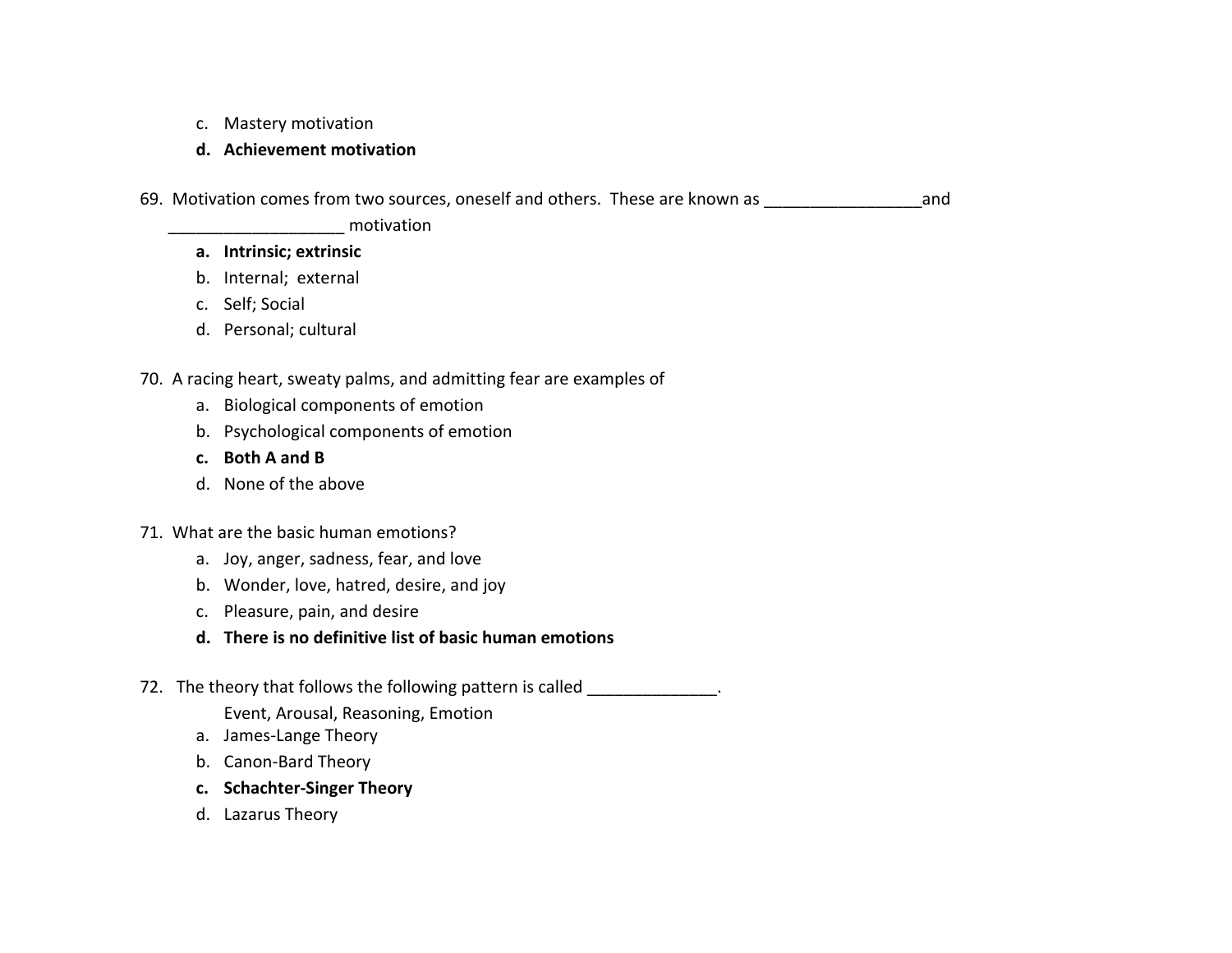c. Mastery motivation
**d. Achievement motivation**

69. Motivation comes from two sources, oneself and others. These are known as _________________and ___________________ motivation
**a. Intrinsic; extrinsic**
b. Internal; external
c. Self; Social
d. Personal; cultural

70. A racing heart, sweaty palms, and admitting fear are examples of
a. Biological components of emotion
b. Psychological components of emotion
**c. Both A and B**
d. None of the above

71. What are the basic human emotions?
a. Joy, anger, sadness, fear, and love
b. Wonder, love, hatred, desire, and joy
c. Pleasure, pain, and desire
**d. There is no definitive list of basic human emotions**

72. The theory that follows the following pattern is called ______________.
Event, Arousal, Reasoning, Emotion
a. James-Lange Theory
b. Canon-Bard Theory
**c. Schachter-Singer Theory**
d. Lazarus Theory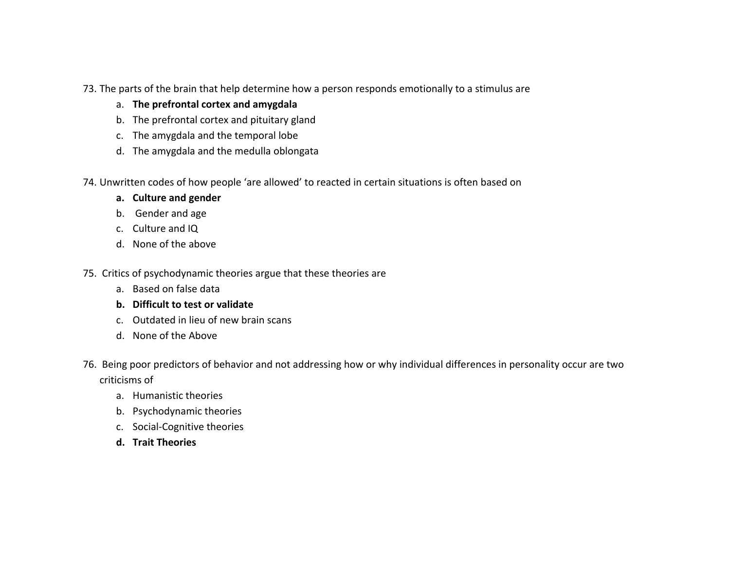73. The parts of the brain that help determine how a person responds emotionally to a stimulus are
    a. **The prefrontal cortex and amygdala**
    b. The prefrontal cortex and pituitary gland
    c. The amygdala and the temporal lobe
    d. The amygdala and the medulla oblongata

74. Unwritten codes of how people 'are allowed' to reacted in certain situations is often based on
    **a. Culture and gender**
    b. Gender and age
    c. Culture and IQ
    d. None of the above

75. Critics of psychodynamic theories argue that these theories are
    a. Based on false data
    **b. Difficult to test or validate**
    c. Outdated in lieu of new brain scans
    d. None of the Above

76. Being poor predictors of behavior and not addressing how or why individual differences in personality occur are two criticisms of
    a. Humanistic theories
    b. Psychodynamic theories
    c. Social-Cognitive theories
    **d. Trait Theories**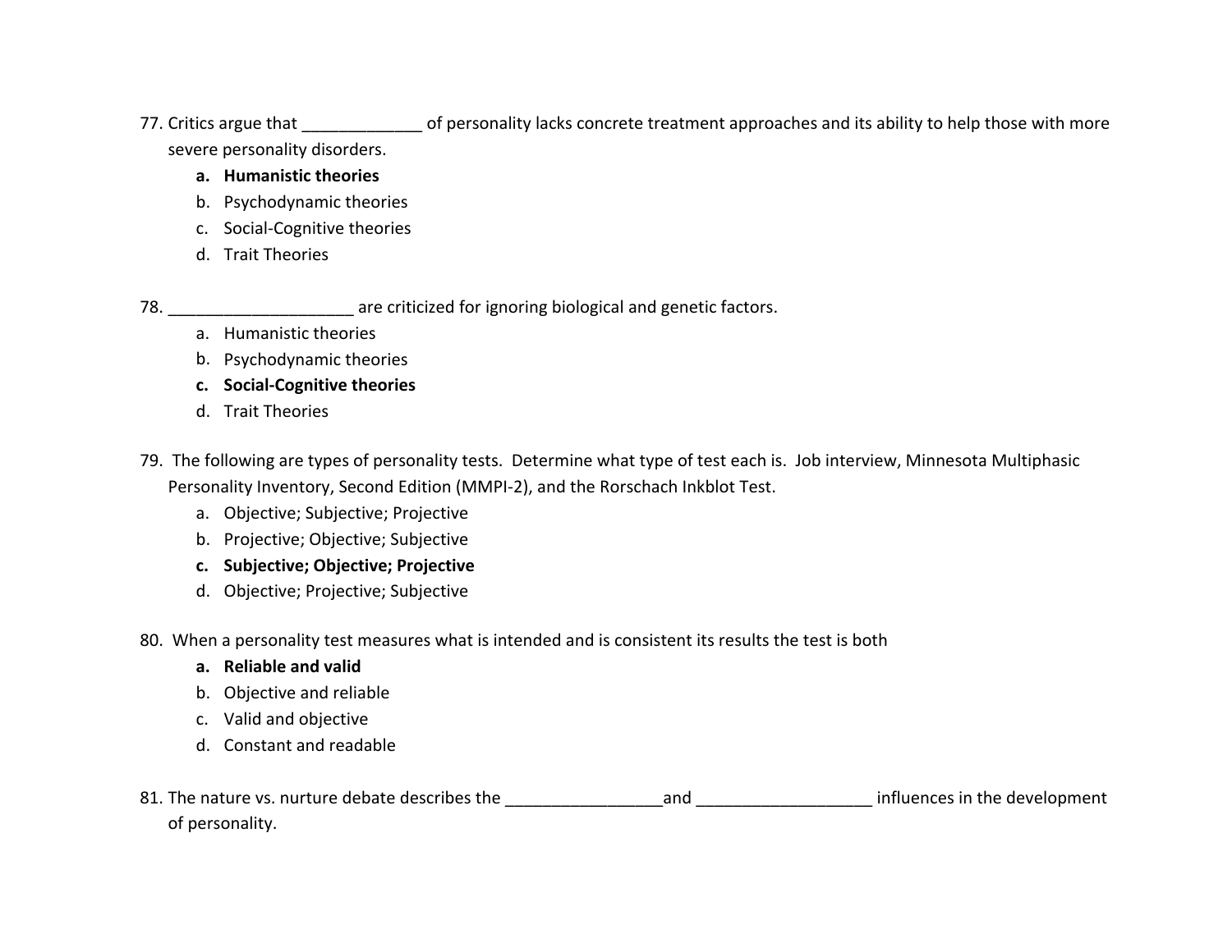77. Critics argue that _____________ of personality lacks concrete treatment approaches and its ability to help those with more severe personality disorders.
    a. **Humanistic theories**
    b. Psychodynamic theories
    c. Social-Cognitive theories
    d. Trait Theories

78. ____________________ are criticized for ignoring biological and genetic factors.
    a. Humanistic theories
    b. Psychodynamic theories
    c. **Social-Cognitive theories**
    d. Trait Theories

79. The following are types of personality tests. Determine what type of test each is. Job interview, Minnesota Multiphasic Personality Inventory, Second Edition (MMPI-2), and the Rorschach Inkblot Test.
    a. Objective; Subjective; Projective
    b. Projective; Objective; Subjective
    c. **Subjective; Objective; Projective**
    d. Objective; Projective; Subjective

80. When a personality test measures what is intended and is consistent its results the test is both
    a. **Reliable and valid**
    b. Objective and reliable
    c. Valid and objective
    d. Constant and readable

81. The nature vs. nurture debate describes the _________________and ___________________ influences in the development of personality.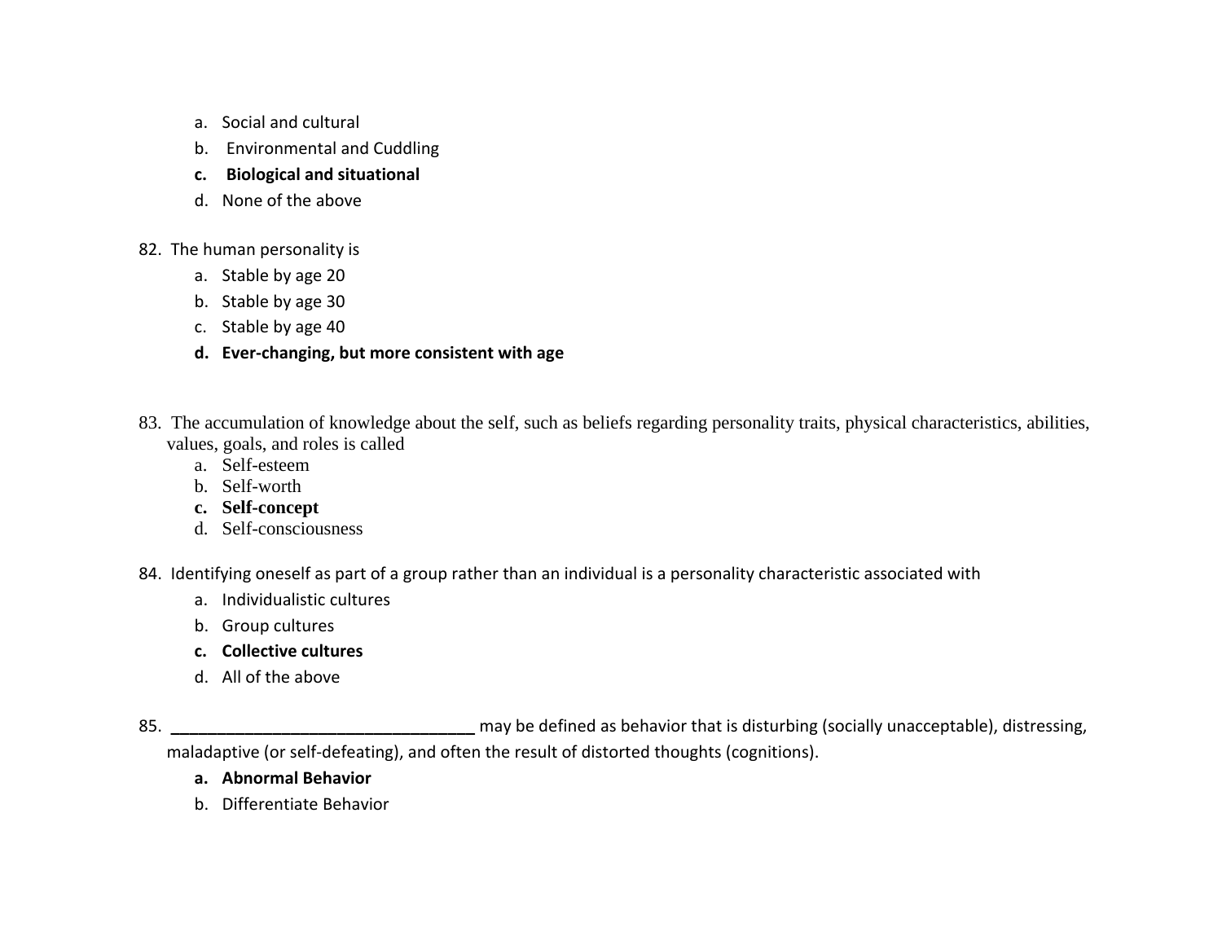a. Social and cultural
b. Environmental and Cuddling
**c. Biological and situational**
d. None of the above

82. The human personality is
   a. Stable by age 20
   b. Stable by age 30
   c. Stable by age 40
   **d. Ever-changing, but more consistent with age**

83. The accumulation of knowledge about the self, such as beliefs regarding personality traits, physical characteristics, abilities, values, goals, and roles is called
   a. Self-esteem
   b. Self-worth
   **c. Self-concept**
   d. Self-consciousness

84. Identifying oneself as part of a group rather than an individual is a personality characteristic associated with
   a. Individualistic cultures
   b. Group cultures
   **c. Collective cultures**
   d. All of the above

85. _________________________________ may be defined as behavior that is disturbing (socially unacceptable), distressing, maladaptive (or self-defeating), and often the result of distorted thoughts (cognitions).
   **a. Abnormal Behavior**
   b. Differentiate Behavior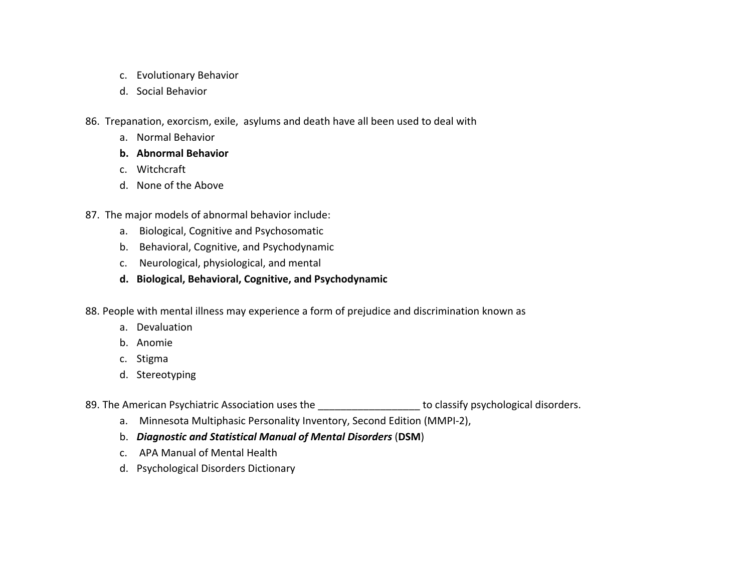c. Evolutionary Behavior
d. Social Behavior

86. Trepanation, exorcism, exile, asylums and death have all been used to deal with
    a. Normal Behavior
    **b. Abnormal Behavior**
    c. Witchcraft
    d. None of the Above

87. The major models of abnormal behavior include:
    a. Biological, Cognitive and Psychosomatic
    b. Behavioral, Cognitive, and Psychodynamic
    c. Neurological, physiological, and mental
    **d. Biological, Behavioral, Cognitive, and Psychodynamic**

88. People with mental illness may experience a form of prejudice and discrimination known as
    a. Devaluation
    b. Anomie
    c. Stigma
    d. Stereotyping

89. The American Psychiatric Association uses the __________________ to classify psychological disorders.
    a. Minnesota Multiphasic Personality Inventory, Second Edition (MMPI-2),
    b. ***Diagnostic and Statistical Manual of Mental Disorders*** (**DSM**)
    c. APA Manual of Mental Health
    d. Psychological Disorders Dictionary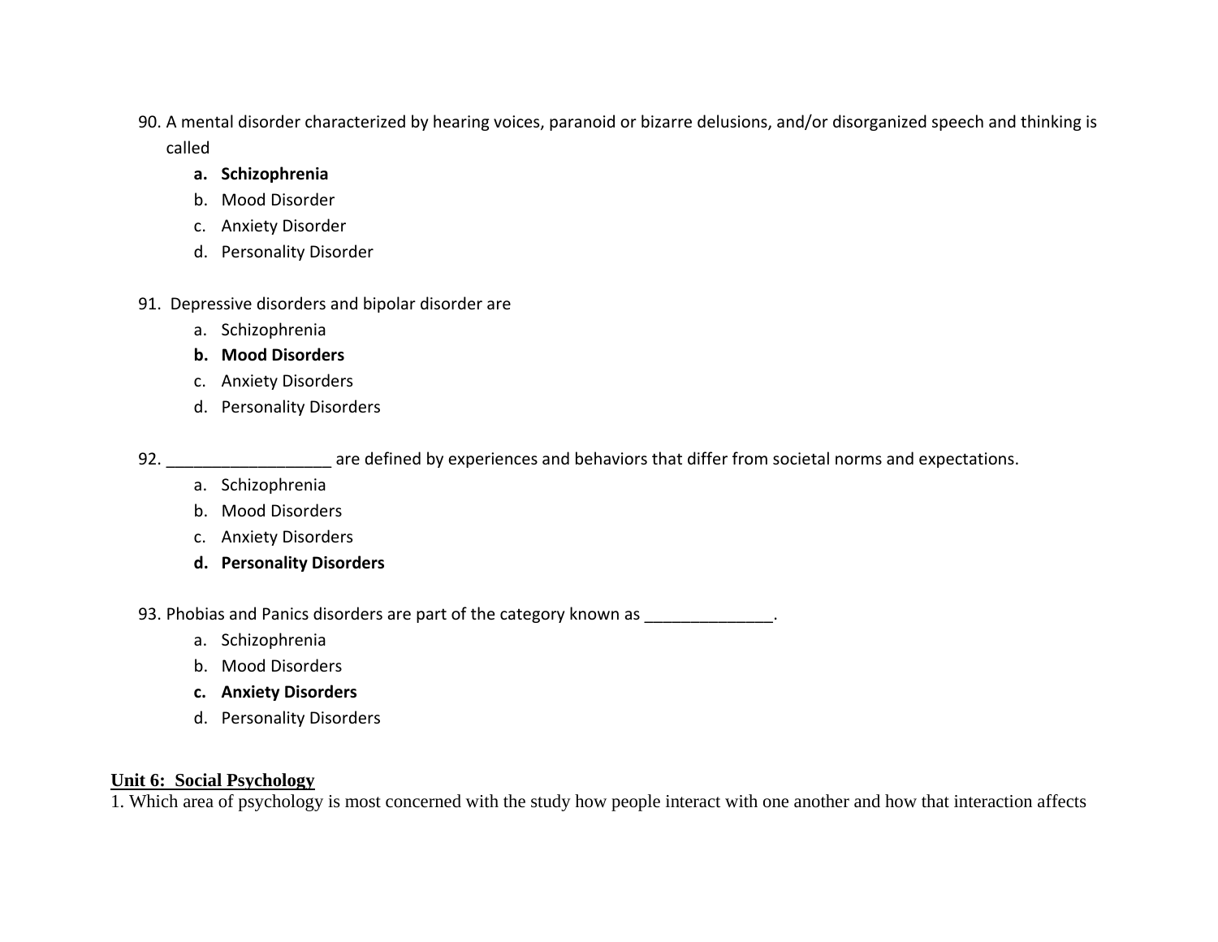90. A mental disorder characterized by hearing voices, paranoid or bizarre delusions, and/or disorganized speech and thinking is called
    - **a. Schizophrenia**
    - b. Mood Disorder
    - c. Anxiety Disorder
    - d. Personality Disorder

91. Depressive disorders and bipolar disorder are
    - a. Schizophrenia
    - **b. Mood Disorders**
    - c. Anxiety Disorders
    - d. Personality Disorders

92. __________________ are defined by experiences and behaviors that differ from societal norms and expectations.
    - a. Schizophrenia
    - b. Mood Disorders
    - c. Anxiety Disorders
    - **d. Personality Disorders**

93. Phobias and Panics disorders are part of the category known as ______________.
    - a. Schizophrenia
    - b. Mood Disorders
    - **c. Anxiety Disorders**
    - d. Personality Disorders

## Unit 6: Social Psychology

1. Which area of psychology is most concerned with the study how people interact with one another and how that interaction affects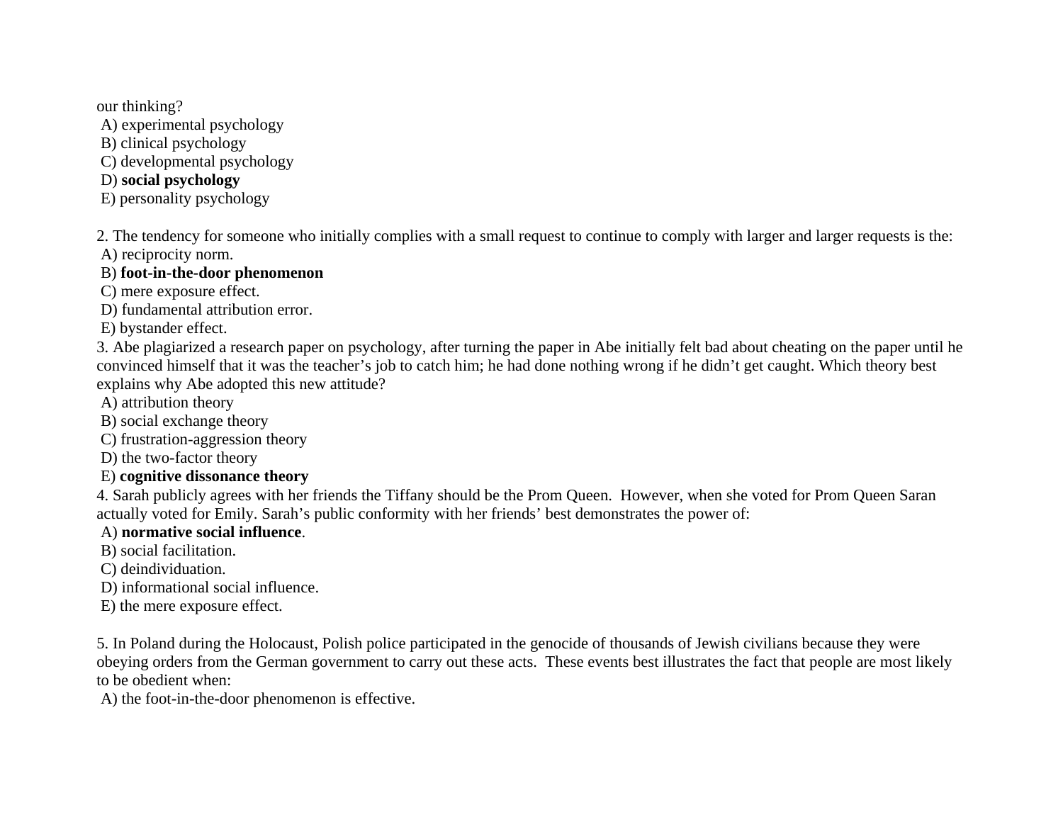our thinking?
 A) experimental psychology
 B) clinical psychology
 C) developmental psychology
 D) **social psychology**
 E) personality psychology

2. The tendency for someone who initially complies with a small request to continue to comply with larger and larger requests is the:
 A) reciprocity norm.
 B) **foot-in-the-door phenomenon**
 C) mere exposure effect.
 D) fundamental attribution error.
 E) bystander effect.

3. Abe plagiarized a research paper on psychology, after turning the paper in Abe initially felt bad about cheating on the paper until he convinced himself that it was the teacher's job to catch him; he had done nothing wrong if he didn't get caught. Which theory best explains why Abe adopted this new attitude?
 A) attribution theory
 B) social exchange theory
 C) frustration-aggression theory
 D) the two-factor theory
 E) **cognitive dissonance theory**

4. Sarah publicly agrees with her friends the Tiffany should be the Prom Queen.  However, when she voted for Prom Queen Saran actually voted for Emily. Sarah's public conformity with her friends' best demonstrates the power of:
 A) **normative social influence**.
 B) social facilitation.
 C) deindividuation.
 D) informational social influence.
 E) the mere exposure effect.

5. In Poland during the Holocaust, Polish police participated in the genocide of thousands of Jewish civilians because they were obeying orders from the German government to carry out these acts.  These events best illustrates the fact that people are most likely to be obedient when:
 A) the foot-in-the-door phenomenon is effective.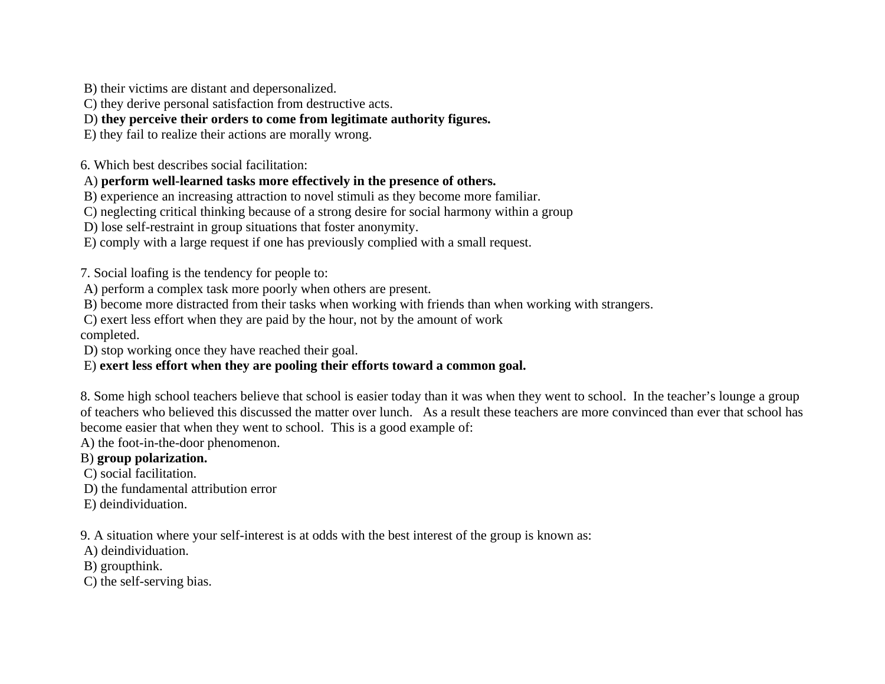B) their victims are distant and depersonalized.  
C) they derive personal satisfaction from destructive acts.  
D) **they perceive their orders to come from legitimate authority figures.**  
E) they fail to realize their actions are morally wrong.

6. Which best describes social facilitation:  
A) **perform well-learned tasks more effectively in the presence of others.**  
B) experience an increasing attraction to novel stimuli as they become more familiar.  
C) neglecting critical thinking because of a strong desire for social harmony within a group  
D) lose self-restraint in group situations that foster anonymity.  
E) comply with a large request if one has previously complied with a small request.

7. Social loafing is the tendency for people to:  
A) perform a complex task more poorly when others are present.  
B) become more distracted from their tasks when working with friends than when working with strangers.  
C) exert less effort when they are paid by the hour, not by the amount of work completed.  
D) stop working once they have reached their goal.  
E) **exert less effort when they are pooling their efforts toward a common goal.**

8. Some high school teachers believe that school is easier today than it was when they went to school. In the teacher's lounge a group of teachers who believed this discussed the matter over lunch. As a result these teachers are more convinced than ever that school has become easier that when they went to school. This is a good example of:  
A) the foot-in-the-door phenomenon.  
B) **group polarization.**  
C) social facilitation.  
D) the fundamental attribution error  
E) deindividuation.

9. A situation where your self-interest is at odds with the best interest of the group is known as:  
A) deindividuation.  
B) groupthink.  
C) the self-serving bias.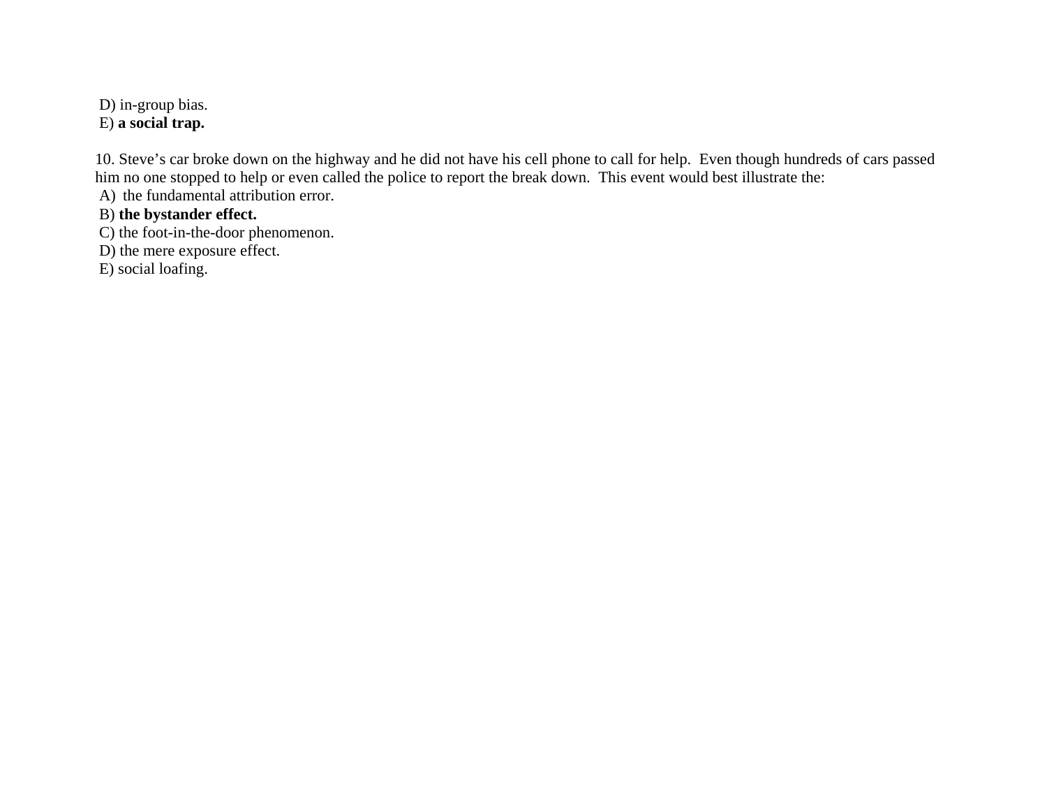D) in-group bias.  
E) **a social trap.**

10. Steve’s car broke down on the highway and he did not have his cell phone to call for help. Even though hundreds of cars passed him no one stopped to help or even called the police to report the break down. This event would best illustrate the:  
A) the fundamental attribution error.  
B) **the bystander effect.**  
C) the foot-in-the-door phenomenon.  
D) the mere exposure effect.  
E) social loafing.